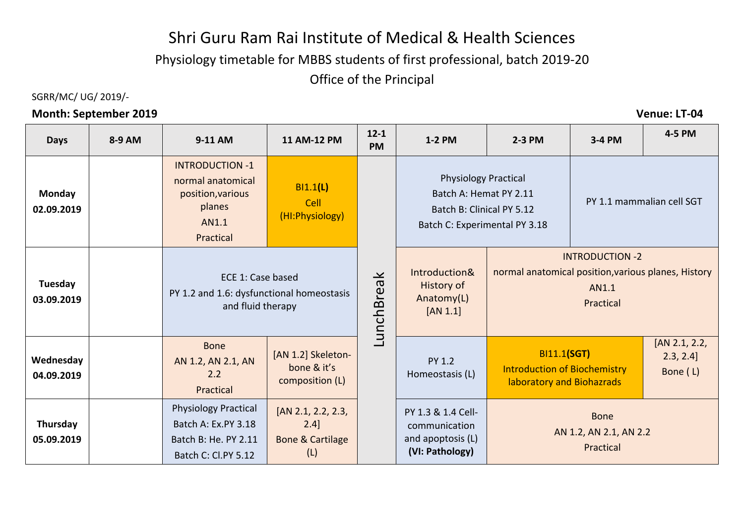# Shri Guru Ram Rai Institute of Medical & Health Sciences

## Physiology timetable for MBBS students of first professional, batch 2019-20

## Office of the Principal

SGRR/MC/ UG/ 2019/-

**Month: September 2019** **Venue: LT-04**

| Days | 8-9 AM | 9-11 AM | 11 AM-12 PM | 12-1 PM | 1-2 PM | 2-3 PM | 3-4 PM | 4-5 PM |
|---|---|---|---|---|---|---|---|---|
| **Monday 02.09.2019** | | INTRODUCTION -1 normal anatomical position,various planes AN1.1 Practical | BI1.1**(L)** Cell (HI:Physiology) | LunchBreak | Physiology Practical Batch A: Hemat PY 2.11 Batch B: Clinical PY 5.12 Batch C: Experimental PY 3.18 | | PY 1.1 mammalian cell SGT | |
| **Tuesday 03.09.2019** | | ECE 1: Case based PY 1.2 and 1.6: dysfunctional homeostasis and fluid therapy | | | Introduction& History of Anatomy(L) [AN 1.1] | INTRODUCTION -2 normal anatomical position,various planes, History AN1.1 Practical | | |
| **Wednesday 04.09.2019** | | Bone AN 1.2, AN 2.1, AN 2.2 Practical | [AN 1.2] Skeleton-bone & it's composition (L) | | PY 1.2 Homeostasis (L) | BI11.1**(SGT)** Introduction of Biochemistry laboratory and Biohazrads | | [AN 2.1, 2.2, 2.3, 2.4] Bone ( L) |
| **Thursday 05.09.2019** | | Physiology Practical Batch A: Ex.PY 3.18 Batch B: He. PY 2.11 Batch C: Cl.PY 5.12 | [AN 2.1, 2.2, 2.3, 2.4] Bone & Cartilage (L) | | PY 1.3 & 1.4 Cell-communication and apoptosis (L) **(VI: Pathology)** | Bone AN 1.2, AN 2.1, AN 2.2 Practical | | |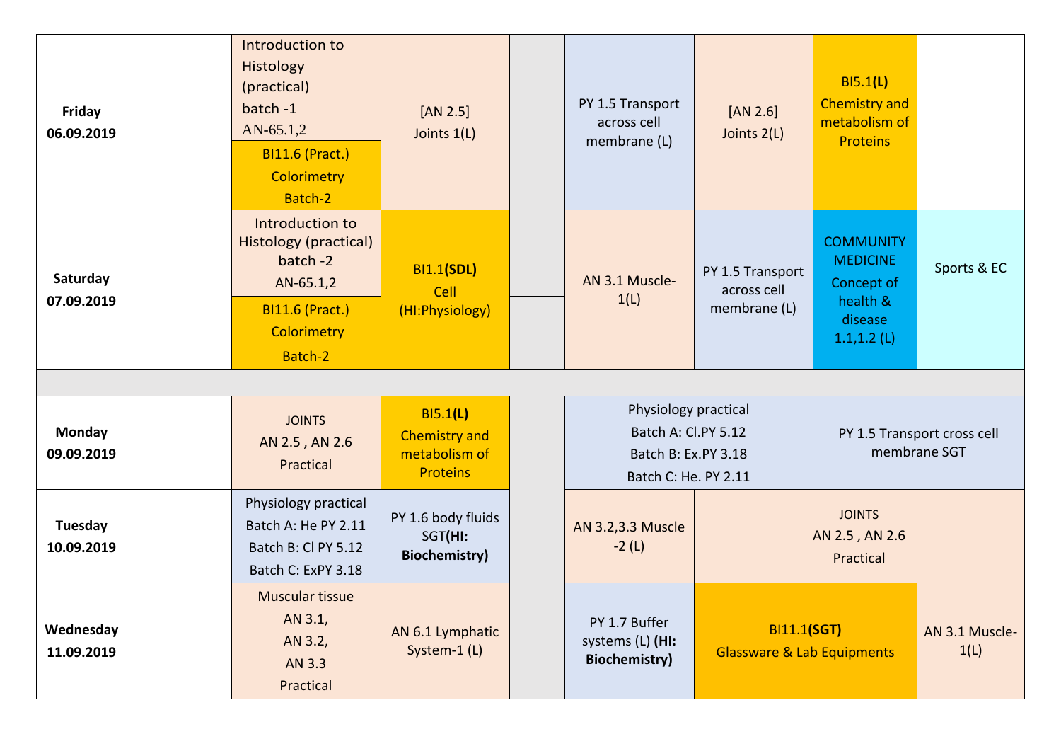| | | | | | | | | |
|---|---|---|---|---|---|---|---|---|
| **Friday 06.09.2019** | | Introduction to Histology (practical) batch -1 AN-65.1,2 / BI11.6 (Pract.) Colorimetry Batch-2 | [AN 2.5] Joints 1(L) | | PY 1.5 Transport across cell membrane (L) | [AN 2.6] Joints 2(L) | BI5.1**(L)** Chemistry and metabolism of Proteins | |
| **Saturday 07.09.2019** | | Introduction to Histology (practical) batch -2 AN-65.1,2 / BI11.6 (Pract.) Colorimetry Batch-2 | BI1.1**(SDL)** Cell (HI:Physiology) | | AN 3.1 Muscle-1(L) | PY 1.5 Transport across cell membrane (L) | COMMUNITY MEDICINE Concept of health & disease 1.1,1.2 (L) | Sports & EC |
| | | | | | | | | |
| **Monday 09.09.2019** | | JOINTS AN 2.5 , AN 2.6 Practical | BI5.1**(L)** Chemistry and metabolism of Proteins | | Physiology practical Batch A: Cl.PY 5.12 Batch B: Ex.PY 3.18 Batch C: He. PY 2.11 | | PY 1.5 Transport cross cell membrane SGT | |
| **Tuesday 10.09.2019** | | Physiology practical Batch A: He PY 2.11 Batch B: Cl PY 5.12 Batch C: ExPY 3.18 | PY 1.6 body fluids SGT**(HI: Biochemistry)** | | AN 3.2,3.3 Muscle -2 (L) | JOINTS AN 2.5 , AN 2.6 Practical | | |
| **Wednesday 11.09.2019** | | Muscular tissue AN 3.1, AN 3.2, AN 3.3 Practical | AN 6.1 Lymphatic System-1 (L) | | PY 1.7 Buffer systems (L) **(HI: Biochemistry)** | BI11.1**(SGT)** Glassware & Lab Equipments | | AN 3.1 Muscle-1(L) |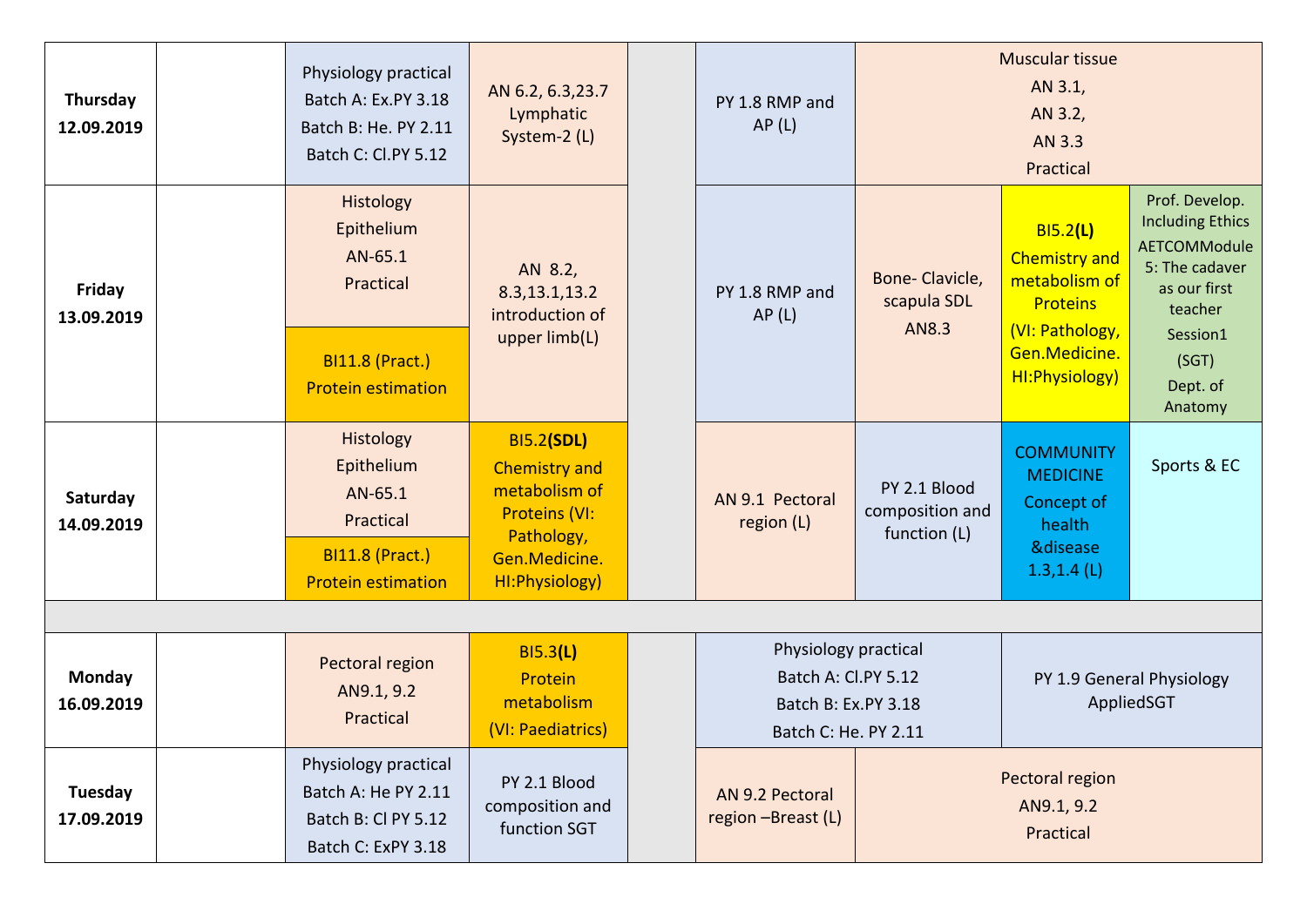| Day | | | | | | | | |
|---|---|---|---|---|---|---|---|---|
| **Thursday 12.09.2019** | | Physiology practical Batch A: Ex.PY 3.18 Batch B: He. PY 2.11 Batch C: Cl.PY 5.12 | AN 6.2, 6.3,23.7 Lymphatic System-2 (L) | | PY 1.8 RMP and AP (L) | Muscular tissue AN 3.1, AN 3.2, AN 3.3 Practical | | |
| **Friday 13.09.2019** | | Histology Epithelium AN-65.1 Practical / BI11.8 (Pract.) Protein estimation | AN 8.2, 8.3,13.1,13.2 introduction of upper limb(L) | | PY 1.8 RMP and AP (L) | Bone- Clavicle, scapula SDL AN8.3 | BI5.2**(L)** Chemistry and metabolism of Proteins (VI: Pathology, Gen.Medicine. HI:Physiology) | Prof. Develop. Including Ethics AETCOMModule 5: The cadaver as our first teacher Session1 (SGT) Dept. of Anatomy |
| **Saturday 14.09.2019** | | Histology Epithelium AN-65.1 Practical / BI11.8 (Pract.) Protein estimation | BI5.2**(SDL)** Chemistry and metabolism of Proteins (VI: Pathology, Gen.Medicine. HI:Physiology) | | AN 9.1 Pectoral region (L) | PY 2.1 Blood composition and function (L) | COMMUNITY MEDICINE Concept of health &disease 1.3,1.4 (L) | Sports & EC |
| | | | | | | | | |
| **Monday 16.09.2019** | | Pectoral region AN9.1, 9.2 Practical | BI5.3**(L)** Protein metabolism (VI: Paediatrics) | | Physiology practical Batch A: Cl.PY 5.12 Batch B: Ex.PY 3.18 Batch C: He. PY 2.11 | | PY 1.9 General Physiology AppliedSGT | |
| **Tuesday 17.09.2019** | | Physiology practical Batch A: He PY 2.11 Batch B: Cl PY 5.12 Batch C: ExPY 3.18 | PY 2.1 Blood composition and function SGT | | AN 9.2 Pectoral region –Breast (L) | Pectoral region AN9.1, 9.2 Practical | | |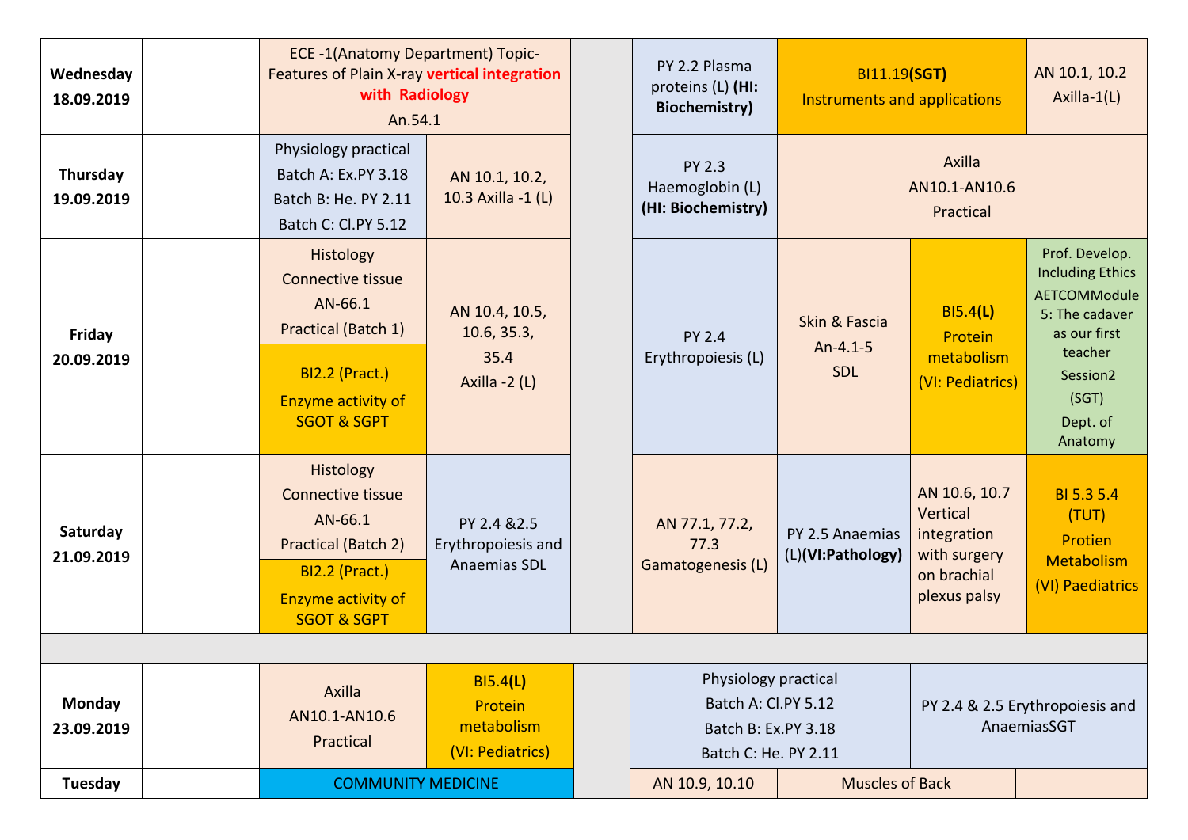| Day | | | | | | | | |
|---|---|---|---|---|---|---|---|---|
| **Wednesday 18.09.2019** | | ECE -1(Anatomy Department) Topic-Features of Plain X-ray **vertical integration with Radiology** An.54.1 | | | PY 2.2 Plasma proteins (L) **(HI: Biochemistry)** | BI11.19**(SGT)** Instruments and applications | | AN 10.1, 10.2 Axilla-1(L) |
| **Thursday 19.09.2019** | | Physiology practical Batch A: Ex.PY 3.18 Batch B: He. PY 2.11 Batch C: Cl.PY 5.12 | AN 10.1, 10.2, 10.3 Axilla -1 (L) | | PY 2.3 Haemoglobin (L) **(HI: Biochemistry)** | Axilla AN10.1-AN10.6 Practical | | |
| **Friday 20.09.2019** | | Histology Connective tissue AN-66.1 Practical (Batch 1) / BI2.2 (Pract.) Enzyme activity of SGOT & SGPT | AN 10.4, 10.5, 10.6, 35.3, 35.4 Axilla -2 (L) | | PY 2.4 Erythropoiesis (L) | Skin & Fascia An-4.1-5 SDL | BI5.4**(L)** Protein metabolism (VI: Pediatrics) | Prof. Develop. Including Ethics AETCOMModule 5: The cadaver as our first teacher Session2 (SGT) Dept. of Anatomy |
| **Saturday 21.09.2019** | | Histology Connective tissue AN-66.1 Practical (Batch 2) / BI2.2 (Pract.) Enzyme activity of SGOT & SGPT | PY 2.4 &2.5 Erythropoiesis and Anaemias SDL | | AN 77.1, 77.2, 77.3 Gamatogenesis (L) | PY 2.5 Anaemias (L)**(VI:Pathology)** | AN 10.6, 10.7 Vertical integration with surgery on brachial plexus palsy | BI 5.3 5.4 (TUT) Protien Metabolism (VI) Paediatrics |
| | | | | | | | | |
| **Monday 23.09.2019** | | Axilla AN10.1-AN10.6 Practical | BI5.4**(L)** Protein metabolism (VI: Pediatrics) | | Physiology practical Batch A: Cl.PY 5.12 Batch B: Ex.PY 3.18 Batch C: He. PY 2.11 | | PY 2.4 & 2.5 Erythropoiesis and AnaemiasSGT | |
| **Tuesday** | | COMMUNITY MEDICINE | | | AN 10.9, 10.10 | Muscles of Back | | |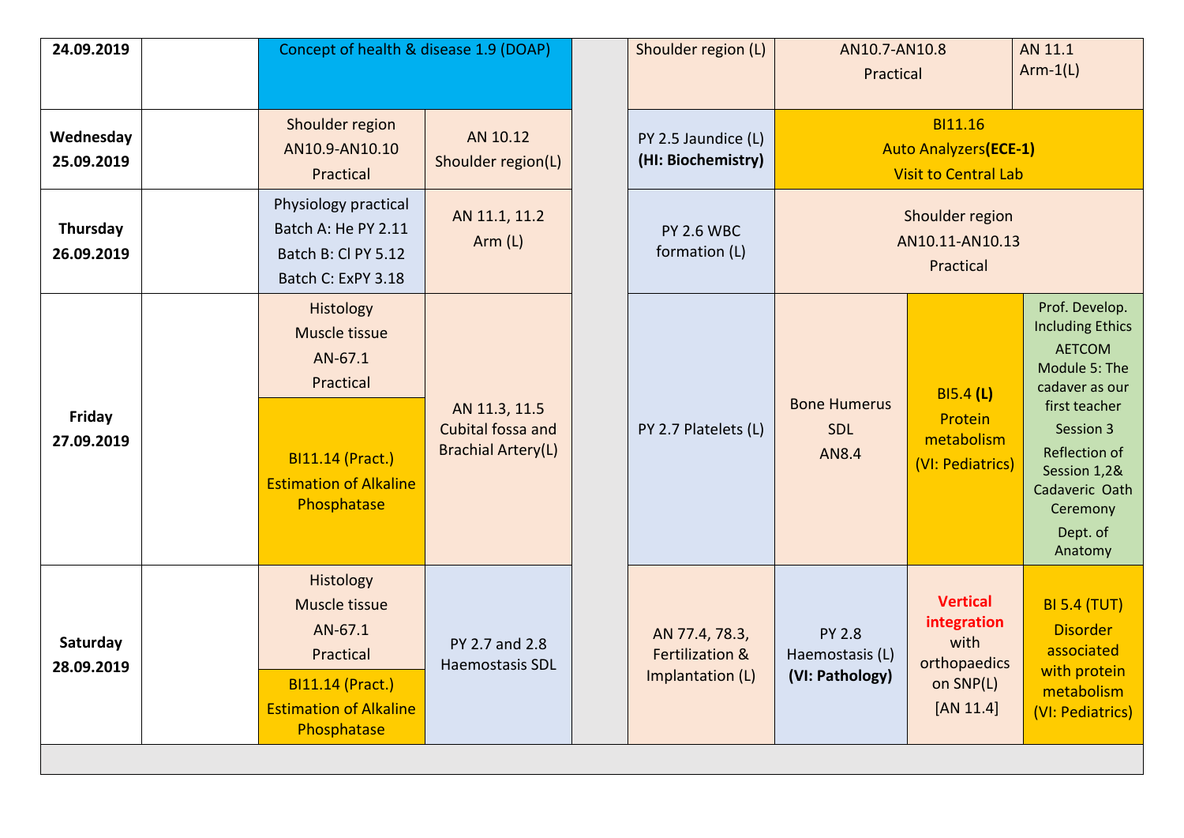| Date | | | | | | | | |
|---|---|---|---|---|---|---|---|---|
| 24.09.2019 | | Concept of health & disease 1.9 (DOAP) | | | Shoulder region (L) | AN10.7-AN10.8 Practical | | AN 11.1 Arm-1(L) |
| Wednesday 25.09.2019 | | Shoulder region AN10.9-AN10.10 Practical | AN 10.12 Shoulder region(L) | | PY 2.5 Jaundice (L) **(HI: Biochemistry)** | BI11.16 Auto Analyzers**(ECE-1)** Visit to Central Lab | | |
| Thursday 26.09.2019 | | Physiology practical Batch A: He PY 2.11 Batch B: Cl PY 5.12 Batch C: ExPY 3.18 | AN 11.1, 11.2 Arm (L) | | PY 2.6 WBC formation (L) | Shoulder region AN10.11-AN10.13 Practical | | |
| Friday 27.09.2019 | | Histology Muscle tissue AN-67.1 Practical / BI11.14 (Pract.) Estimation of Alkaline Phosphatase | AN 11.3, 11.5 Cubital fossa and Brachial Artery(L) | | PY 2.7 Platelets (L) | Bone Humerus SDL AN8.4 | BI5.4 **(L)** Protein metabolism (VI: Pediatrics) | Prof. Develop. Including Ethics AETCOM Module 5: The cadaver as our first teacher Session 3 Reflection of Session 1,2& Cadaveric Oath Ceremony Dept. of Anatomy |
| Saturday 28.09.2019 | | Histology Muscle tissue AN-67.1 Practical / BI11.14 (Pract.) Estimation of Alkaline Phosphatase | PY 2.7 and 2.8 Haemostasis SDL | | AN 77.4, 78.3, Fertilization & Implantation (L) | PY 2.8 Haemostasis (L) **(VI: Pathology)** | **Vertical integration** with orthopaedics on SNP(L) [AN 11.4] | BI 5.4 (TUT) Disorder associated with protein metabolism (VI: Pediatrics) |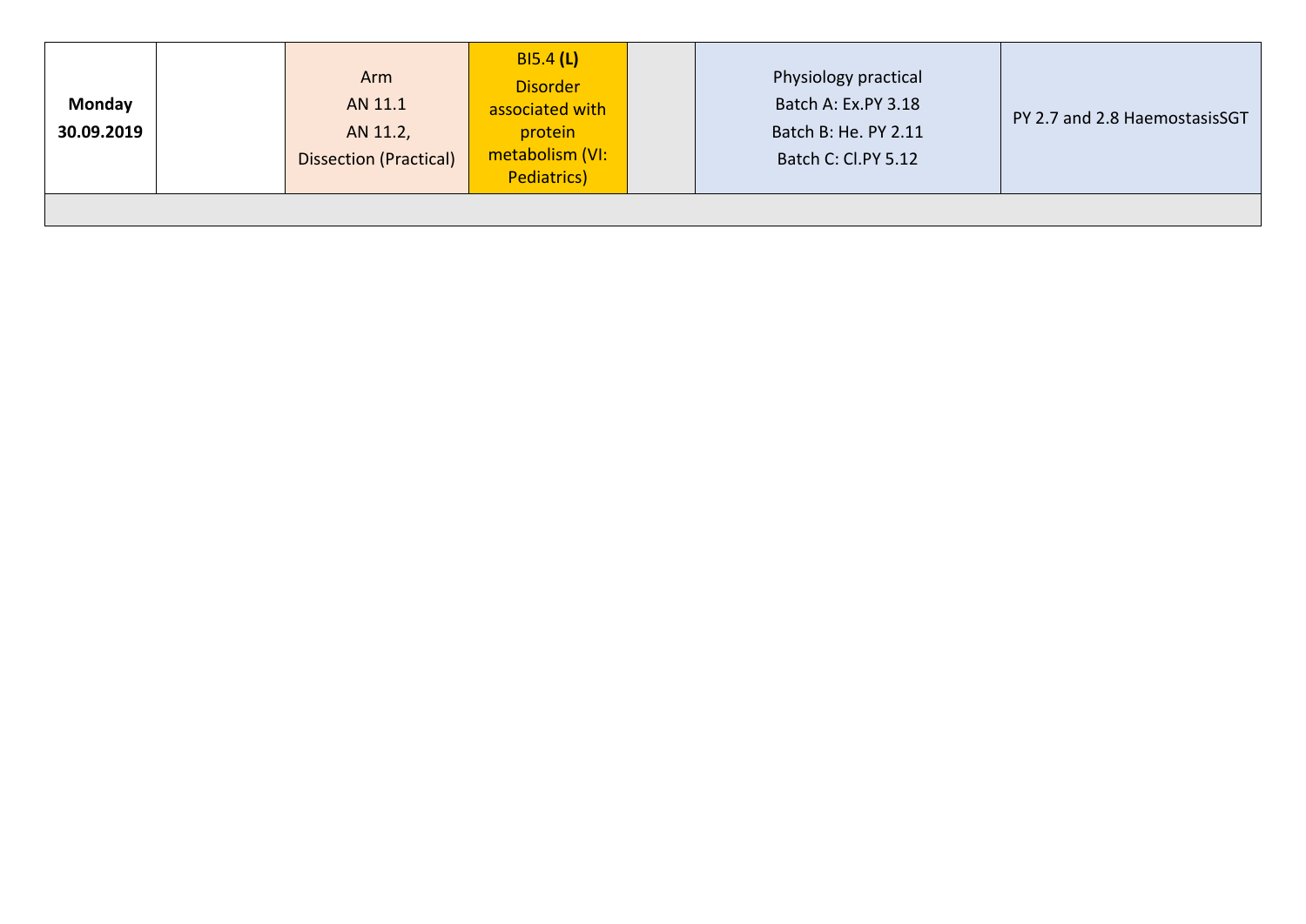| | | | | | | |
|---|---|---|---|---|---|---|
| **Monday 30.09.2019** | | Arm<br>AN 11.1<br>AN 11.2,<br>Dissection (Practical) | BI5.4 **(L)**<br>Disorder associated with protein metabolism (VI: Pediatrics) | | Physiology practical<br>Batch A: Ex.PY 3.18<br>Batch B: He. PY 2.11<br>Batch C: Cl.PY 5.12 | PY 2.7 and 2.8 HaemostasisSGT |
| | | | | | | |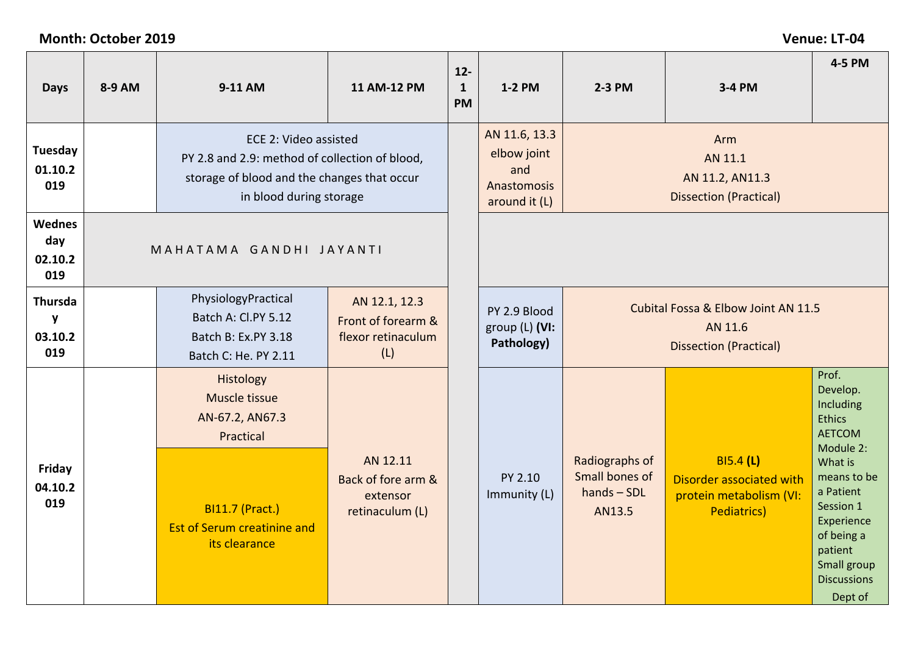**Month: October 2019** **Venue: LT-04**

| Days | 8-9 AM | 9-11 AM | 11 AM-12 PM | 12-1 PM | 1-2 PM | 2-3 PM | 3-4 PM | 4-5 PM |
|---|---|---|---|---|---|---|---|---|
| Tuesday 01.10.2019 | | ECE 2: Video assisted PY 2.8 and 2.9: method of collection of blood, storage of blood and the changes that occur in blood during storage | | | AN 11.6, 13.3 elbow joint and Anastomosis around it (L) | Arm AN 11.1 AN 11.2, AN11.3 Dissection (Practical) | | |
| Wednesday 02.10.2019 | M A H A T A M A G A N D H I J A Y A N T I | | | | | | | |
| Thursday 03.10.2019 | | PhysiologyPractical Batch A: Cl.PY 5.12 Batch B: Ex.PY 3.18 Batch C: He. PY 2.11 | AN 12.1, 12.3 Front of forearm & flexor retinaculum (L) | | PY 2.9 Blood group (L) **(VI: Pathology)** | Cubital Fossa & Elbow Joint AN 11.5 AN 11.6 Dissection (Practical) | | |
| Friday 04.10.2019 | | Histology Muscle tissue AN-67.2, AN67.3 Practical / BI11.7 (Pract.) Est of Serum creatinine and its clearance | AN 12.11 Back of fore arm & extensor retinaculum (L) | | PY 2.10 Immunity (L) | Radiographs of Small bones of hands – SDL AN13.5 | BI5.4 **(L)** Disorder associated with protein metabolism (VI: Pediatrics) | Prof. Develop. Including Ethics AETCOM Module 2: What is means to be a Patient Session 1 Experience of being a patient Small group Discussions Dept of |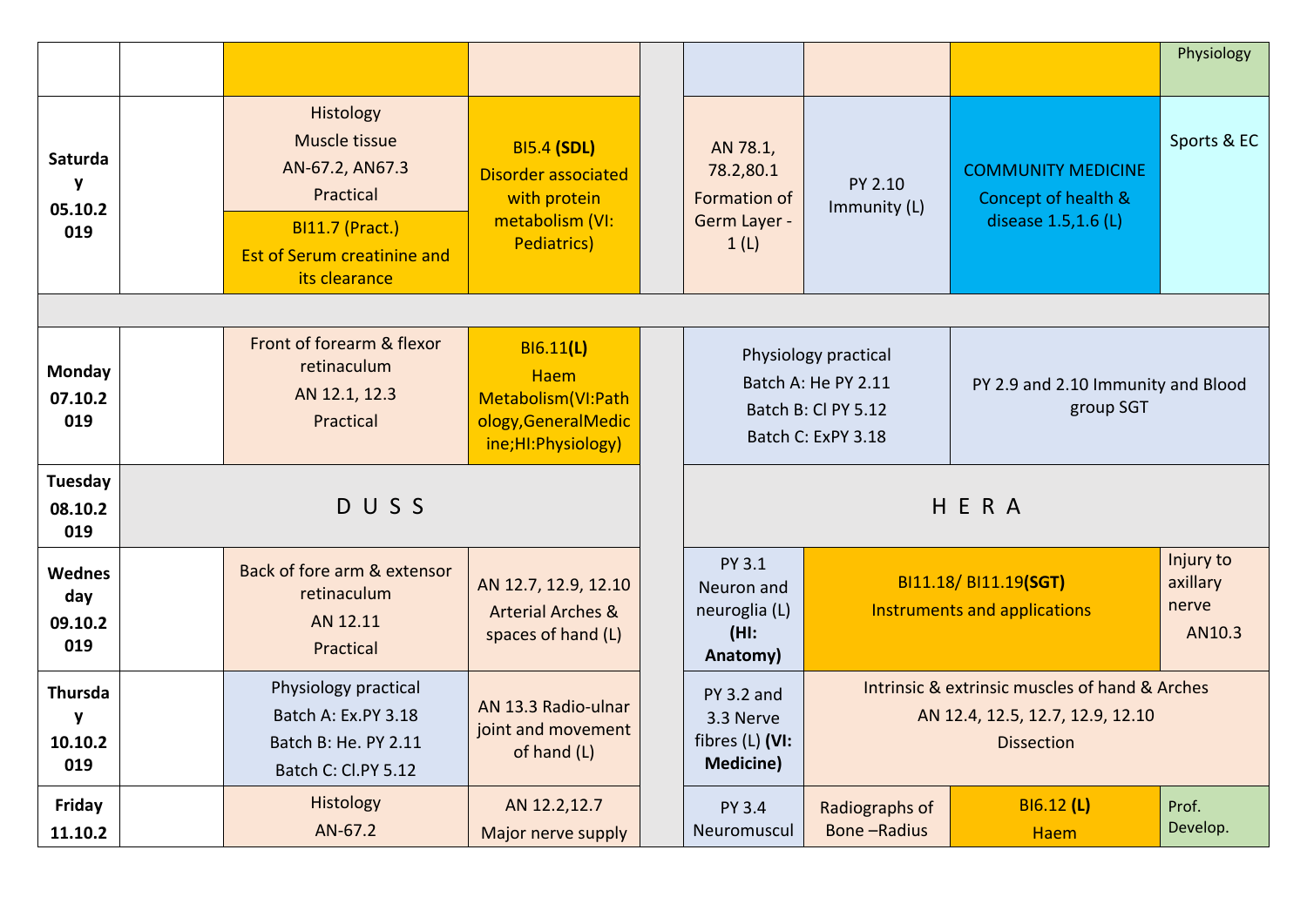| | | | | | | | | |
|---|---|---|---|---|---|---|---|---|
| | | | | | | | | Physiology |
| Saturday 05.10.2019 | | Histology Muscle tissue AN-67.2, AN67.3 Practical / BI11.7 (Pract.) Est of Serum creatinine and its clearance | BI5.4 **(SDL)** Disorder associated with protein metabolism (VI: Pediatrics) | | AN 78.1, 78.2,80.1 Formation of Germ Layer - 1 (L) | PY 2.10 Immunity (L) | COMMUNITY MEDICINE Concept of health & disease 1.5,1.6 (L) | Sports & EC |
| | | | | | | | | |
| Monday 07.10.2019 | | Front of forearm & flexor retinaculum AN 12.1, 12.3 Practical | BI6.11**(L)** Haem Metabolism(VI:Pathology,GeneralMedicine;HI:Physiology) | | Physiology practical Batch A: He PY 2.11 Batch B: Cl PY 5.12 Batch C: ExPY 3.18 | | PY 2.9 and 2.10 Immunity and Blood group SGT | |
| Tuesday 08.10.2019 | D U S S | | | | H E R A | | | |
| Wednesday 09.10.2019 | | Back of fore arm & extensor retinaculum AN 12.11 Practical | AN 12.7, 12.9, 12.10 Arterial Arches & spaces of hand (L) | | PY 3.1 Neuron and neuroglia (L) **(HI: Anatomy)** | BI11.18/ BI11.19**(SGT)** Instruments and applications | | Injury to axillary nerve AN10.3 |
| Thursday 10.10.2019 | | Physiology practical Batch A: Ex.PY 3.18 Batch B: He. PY 2.11 Batch C: Cl.PY 5.12 | AN 13.3 Radio-ulnar joint and movement of hand (L) | | PY 3.2 and 3.3 Nerve fibres (L) **(VI: Medicine)** | Intrinsic & extrinsic muscles of hand & Arches AN 12.4, 12.5, 12.7, 12.9, 12.10 Dissection | | |
| Friday 11.10.2 | | Histology AN-67.2 | AN 12.2,12.7 Major nerve supply | | PY 3.4 Neuromuscul | Radiographs of Bone –Radius | BI6.12 **(L)** Haem | Prof. Develop. |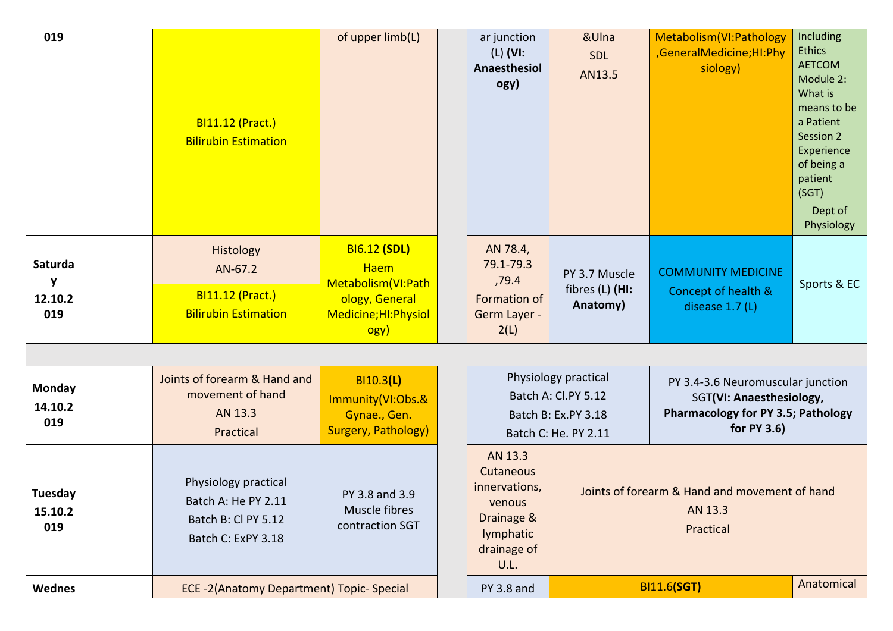| | | | | | | | | |
|---|---|---|---|---|---|---|---|---|
| 019 | | BI11.12 (Pract.) Bilirubin Estimation | of upper limb(L) | | ar junction (L) **(VI: Anaesthesiology)** | &Ulna SDL AN13.5 | Metabolism(VI:Pathology ,GeneralMedicine;HI:Physiology) | Including Ethics AETCOM Module 2: What is means to be a Patient Session 2 Experience of being a patient (SGT) Dept of Physiology |
| Saturday 12.10.2019 | | Histology AN-67.2 / BI11.12 (Pract.) Bilirubin Estimation | BI6.12 **(SDL)** Haem Metabolism(VI:Pathology, General Medicine;HI:Physiology) | | AN 78.4, 79.1-79.3 ,79.4 Formation of Germ Layer - 2(L) | PY 3.7 Muscle fibres (L) **(HI: Anatomy)** | COMMUNITY MEDICINE Concept of health & disease 1.7 (L) | Sports & EC |
| | | | | | | | | |
| Monday 14.10.2019 | | Joints of forearm & Hand and movement of hand AN 13.3 Practical | BI10.3**(L)** Immunity(VI:Obs.& Gynae., Gen. Surgery, Pathology) | | Physiology practical Batch A: Cl.PY 5.12 Batch B: Ex.PY 3.18 Batch C: He. PY 2.11 | | PY 3.4-3.6 Neuromuscular junction SGT**(VI: Anaesthesiology, Pharmacology for PY 3.5; Pathology for PY 3.6)** | |
| Tuesday 15.10.2019 | | Physiology practical Batch A: He PY 2.11 Batch B: Cl PY 5.12 Batch C: ExPY 3.18 | PY 3.8 and 3.9 Muscle fibres contraction SGT | | AN 13.3 Cutaneous innervations, venous Drainage & lymphatic drainage of U.L. | Joints of forearm & Hand and movement of hand AN 13.3 Practical | | |
| Wednes | | ECE -2(Anatomy Department) Topic- Special | | | PY 3.8 and | BI11.6**(SGT)** | | Anatomical |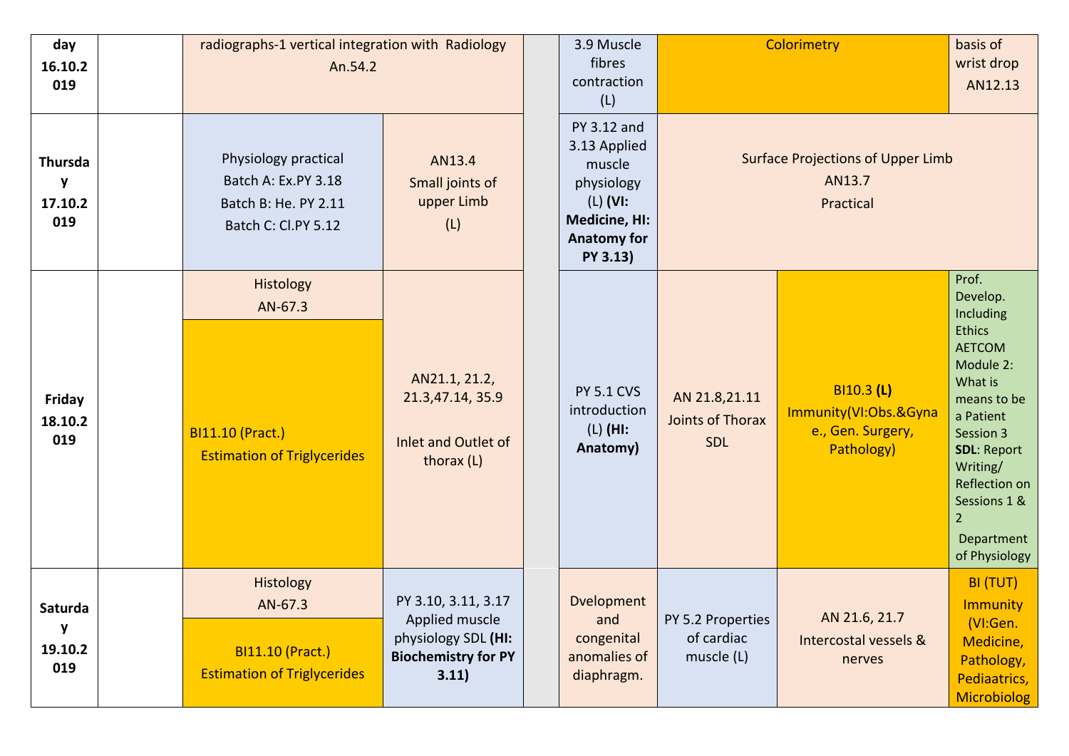| day 16.10.2019 | | radiographs-1 vertical integration with Radiology An.54.2 | | | 3.9 Muscle fibres contraction (L) | Colorimetry | | basis of wrist drop AN12.13 |
|---|---|---|---|---|---|---|---|---|
| **Thursday 17.10.2019** | | Physiology practical<br>Batch A: Ex.PY 3.18<br>Batch B: He. PY 2.11<br>Batch C: Cl.PY 5.12 | AN13.4 Small joints of upper Limb (L) | | PY 3.12 and 3.13 Applied muscle physiology (L) **(VI: Medicine, HI: Anatomy for PY 3.13)** | Surface Projections of Upper Limb AN13.7 Practical | | |
| **Friday 18.10.2019** | | Histology AN-67.3<br>BI11.10 (Pract.) Estimation of Triglycerides | AN21.1, 21.2, 21.3,47.14, 35.9 Inlet and Outlet of thorax (L) | | PY 5.1 CVS introduction (L) **(HI: Anatomy)** | AN 21.8,21.11 Joints of Thorax SDL | BI10.3 **(L)** Immunity(VI:Obs.&Gynae., Gen. Surgery, Pathology) | Prof. Develop. Including Ethics AETCOM Module 2: What is means to be a Patient Session 3 **SDL**: Report Writing/ Reflection on Sessions 1 & 2 Department of Physiology |
| **Saturday 19.10.2019** | | Histology AN-67.3<br>BI11.10 (Pract.) Estimation of Triglycerides | PY 3.10, 3.11, 3.17 Applied muscle physiology SDL **(HI: Biochemistry for PY 3.11)** | | Dvelopment and congenital anomalies of diaphragm. | PY 5.2 Properties of cardiac muscle (L) | AN 21.6, 21.7 Intercostal vessels & nerves | BI (TUT) Immunity (VI:Gen. Medicine, Pathology, Pediaatrics, Microbiolog |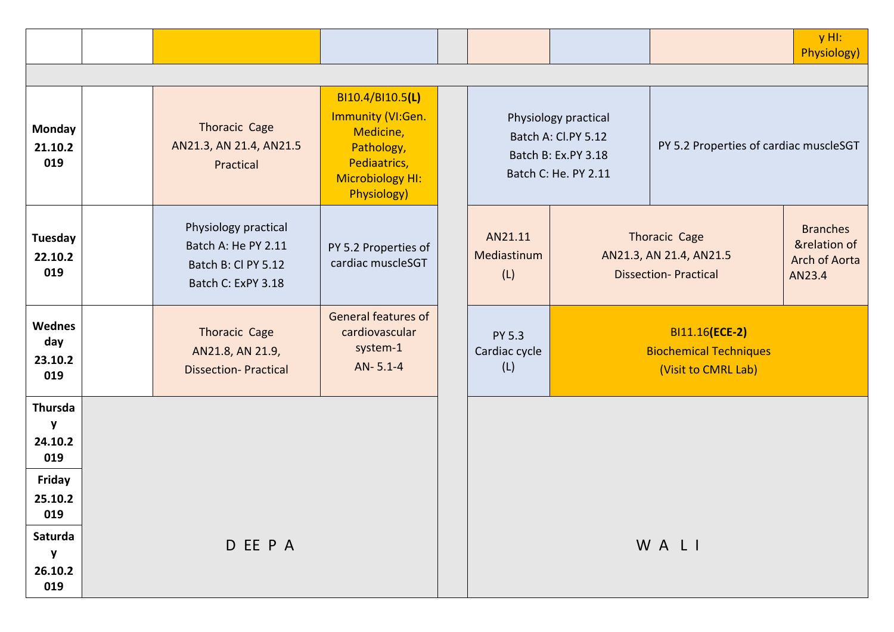| | | | | | | | | |
|---|---|---|---|---|---|---|---|---|
| | | | | | | | | y HI: Physiology) |
| | | | | | | | | |
| Monday 21.10.2019 | | Thoracic Cage AN21.3, AN 21.4, AN21.5 Practical | BI10.4/BI10.5**(L)** Immunity (VI:Gen. Medicine, Pathology, Pediaatrics, Microbiology HI: Physiology) | | Physiology practical Batch A: Cl.PY 5.12 Batch B: Ex.PY 3.18 Batch C: He. PY 2.11 | | PY 5.2 Properties of cardiac muscleSGT | |
| Tuesday 22.10.2019 | | Physiology practical Batch A: He PY 2.11 Batch B: Cl PY 5.12 Batch C: ExPY 3.18 | PY 5.2 Properties of cardiac muscleSGT | | AN21.11 Mediastinum (L) | Thoracic Cage AN21.3, AN 21.4, AN21.5 Dissection- Practical | | Branches &relation of Arch of Aorta AN23.4 |
| Wednesday 23.10.2019 | | Thoracic Cage AN21.8, AN 21.9, Dissection- Practical | General features of cardiovascular system-1 AN- 5.1-4 | | PY 5.3 Cardiac cycle (L) | BI11.16**(ECE-2)** Biochemical Techniques (Visit to CMRL Lab) | | |
| Thursday 24.10.2019 | D EE P A | | | | W A L I | | | |
| Friday 25.10.2019 | | | | | | | | |
| Saturday 26.10.2019 | | | | | | | | |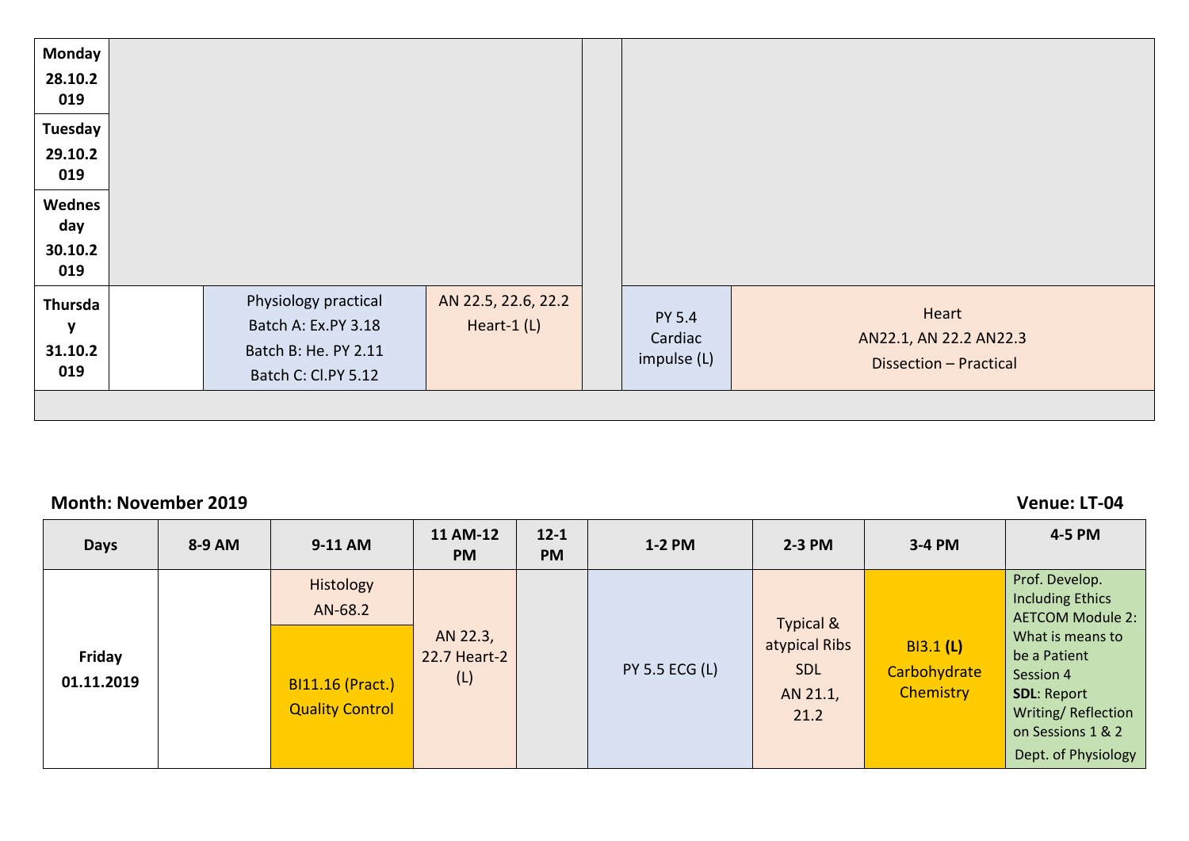| | | | | | | |
|---|---|---|---|---|---|---|
| **Monday 28.10.2019** | | | | | | |
| **Tuesday 29.10.2019** | | | | | | |
| **Wednesday 30.10.2019** | | | | | | |
| **Thursday 31.10.2019** | | Physiology practical<br>Batch A: Ex.PY 3.18<br>Batch B: He. PY 2.11<br>Batch C: Cl.PY 5.12 | AN 22.5, 22.6, 22.2<br>Heart-1 (L) | | PY 5.4<br>Cardiac impulse (L) | Heart<br>AN22.1, AN 22.2 AN22.3<br>Dissection – Practical |

**Month: November 2019** **Venue: LT-04**

| Days | 8-9 AM | 9-11 AM | 11 AM-12 PM | 12-1 PM | 1-2 PM | 2-3 PM | 3-4 PM | 4-5 PM |
|---|---|---|---|---|---|---|---|---|
| **Friday 01.11.2019** | | Histology<br>AN-68.2<br><br>BI11.16 (Pract.)<br>Quality Control | AN 22.3, 22.7 Heart-2 (L) | | PY 5.5 ECG (L) | Typical & atypical Ribs<br>SDL<br>AN 21.1, 21.2 | BI3.1 **(L)**<br>Carbohydrate Chemistry | Prof. Develop. Including Ethics AETCOM Module 2: What is means to be a Patient Session 4<br>**SDL**: Report Writing/ Reflection on Sessions 1 & 2<br>Dept. of Physiology |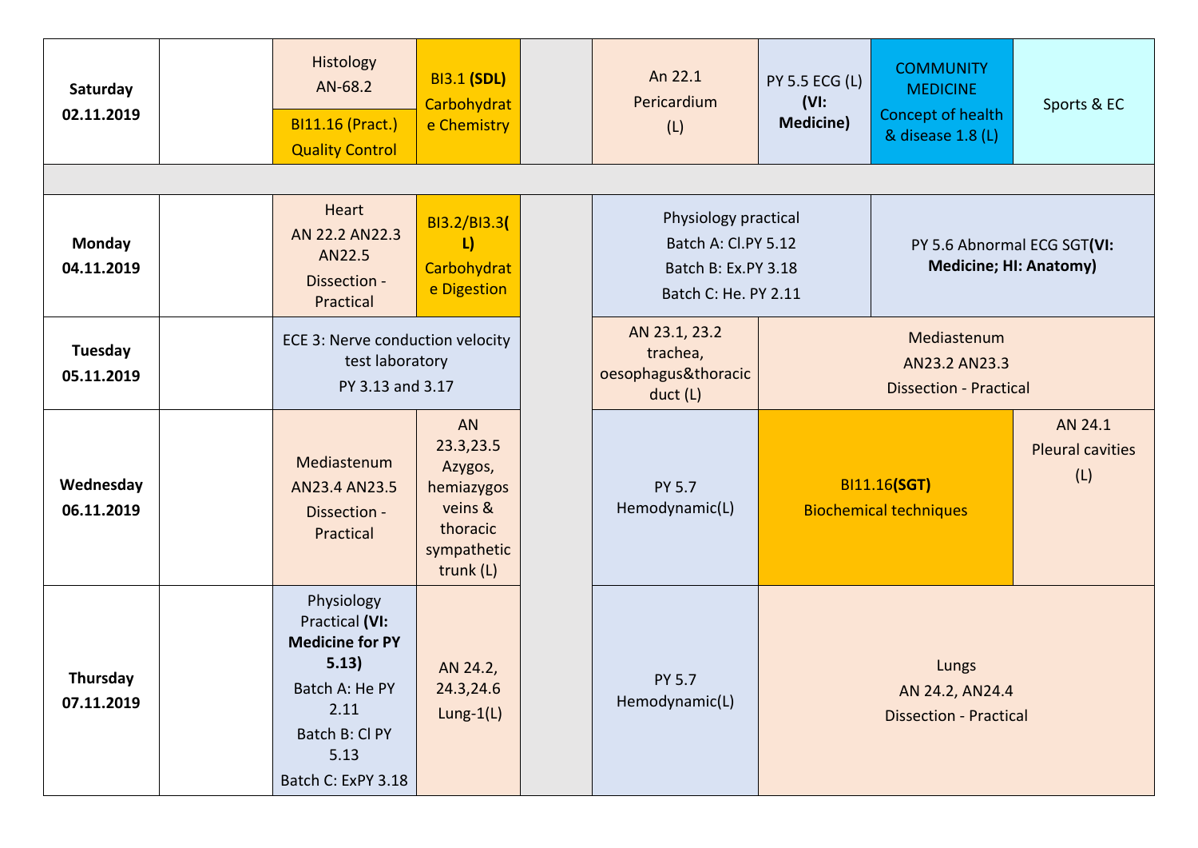| | | | | | | | | |
|---|---|---|---|---|---|---|---|---|
| **Saturday 02.11.2019** | | Histology AN-68.2 / BI11.16 (Pract.) Quality Control | BI3.1 **(SDL)** Carbohydrate Chemistry | | An 22.1 Pericardium (L) | PY 5.5 ECG (L) **(VI: Medicine)** | COMMUNITY MEDICINE Concept of health & disease 1.8 (L) | Sports & EC |
| | | | | | | | | |
| **Monday 04.11.2019** | | Heart AN 22.2 AN22.3 AN22.5 Dissection - Practical | BI3.2/BI3.3**( L)** Carbohydrate Digestion | | Physiology practical Batch A: Cl.PY 5.12 Batch B: Ex.PY 3.18 Batch C: He. PY 2.11 | | PY 5.6 Abnormal ECG SGT**(VI: Medicine; HI: Anatomy)** | |
| **Tuesday 05.11.2019** | | ECE 3: Nerve conduction velocity test laboratory PY 3.13 and 3.17 | | | AN 23.1, 23.2 trachea, oesophagus&thoracic duct (L) | Mediastenum AN23.2 AN23.3 Dissection - Practical | | |
| **Wednesday 06.11.2019** | | Mediastenum AN23.4 AN23.5 Dissection - Practical | AN 23.3,23.5 Azygos, hemiazygos veins & thoracic sympathetic trunk (L) | | PY 5.7 Hemodynamic(L) | BI11.16**(SGT)** Biochemical techniques | | AN 24.1 Pleural cavities (L) |
| **Thursday 07.11.2019** | | Physiology Practical **(VI: Medicine for PY 5.13)** Batch A: He PY 2.11 Batch B: Cl PY 5.13 Batch C: ExPY 3.18 | AN 24.2, 24.3,24.6 Lung-1(L) | | PY 5.7 Hemodynamic(L) | Lungs AN 24.2, AN24.4 Dissection - Practical | | |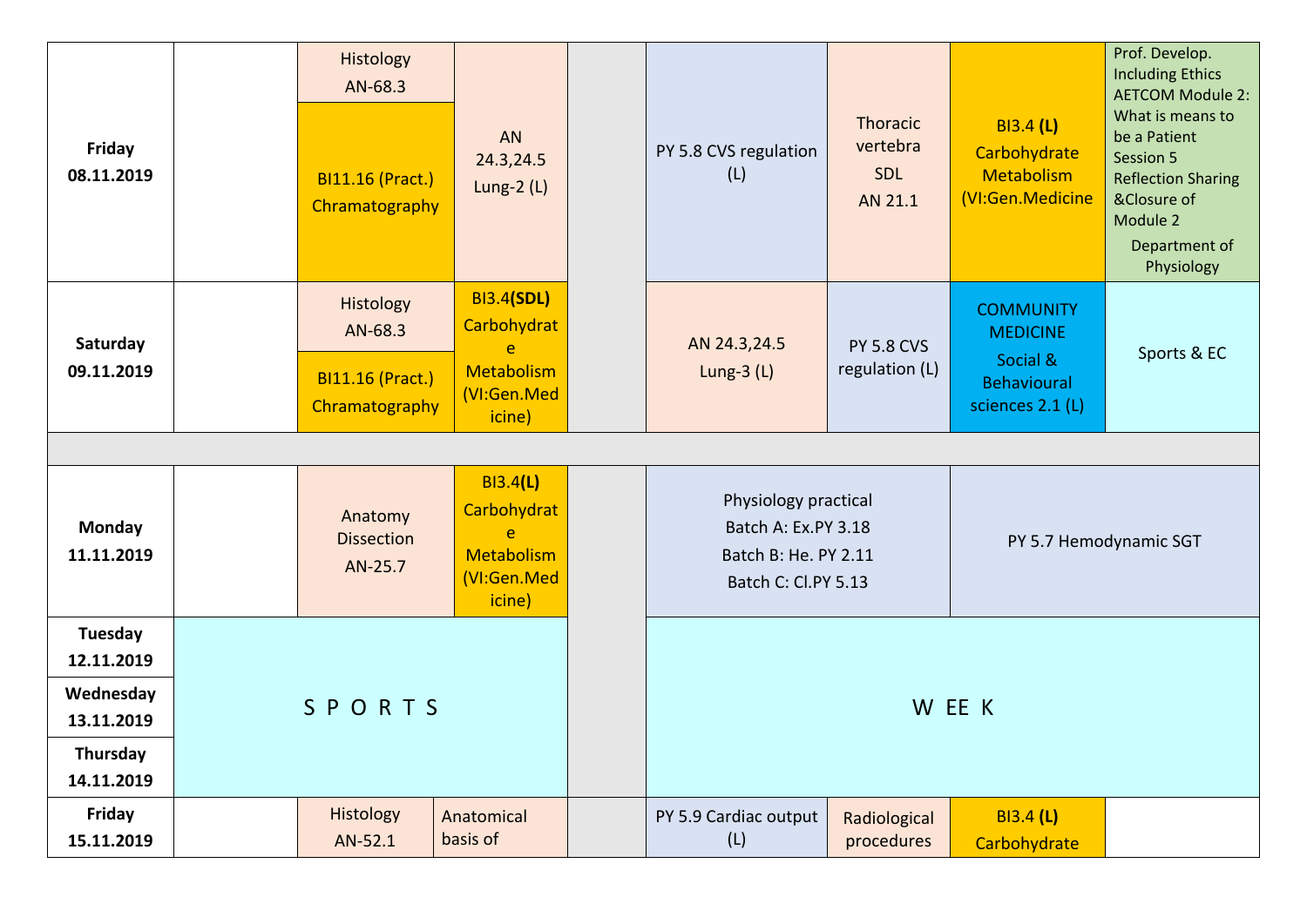| Day | | | | | | | | |
|---|---|---|---|---|---|---|---|---|
| **Friday 08.11.2019** | | Histology AN-68.3 / BI11.16 (Pract.) Chramatography | AN 24.3,24.5 Lung-2 (L) | | PY 5.8 CVS regulation (L) | Thoracic vertebra SDL AN 21.1 | BI3.4 **(L)** Carbohydrate Metabolism (VI:Gen.Medicine | Prof. Develop. Including Ethics AETCOM Module 2: What is means to be a Patient Session 5 Reflection Sharing &Closure of Module 2 Department of Physiology |
| **Saturday 09.11.2019** | | Histology AN-68.3 / BI11.16 (Pract.) Chramatography | BI3.4**(SDL)** Carbohydrate Metabolism (VI:Gen.Medicine) | | AN 24.3,24.5 Lung-3 (L) | PY 5.8 CVS regulation (L) | COMMUNITY MEDICINE Social & Behavioural sciences 2.1 (L) | Sports & EC |
| | | | | | | | | |
| **Monday 11.11.2019** | | Anatomy Dissection AN-25.7 | BI3.4**(L)** Carbohydrate Metabolism (VI:Gen.Medicine) | | Physiology practical Batch A: Ex.PY 3.18 Batch B: He. PY 2.11 Batch C: Cl.PY 5.13 | | PY 5.7 Hemodynamic SGT | |
| **Tuesday 12.11.2019** | S P O R T S | | | | W EE K | | | |
| **Wednesday 13.11.2019** | | | | | | | | |
| **Thursday 14.11.2019** | | | | | | | | |
| **Friday 15.11.2019** | | Histology AN-52.1 | Anatomical basis of | | PY 5.9 Cardiac output (L) | Radiological procedures | BI3.4 **(L)** Carbohydrate | |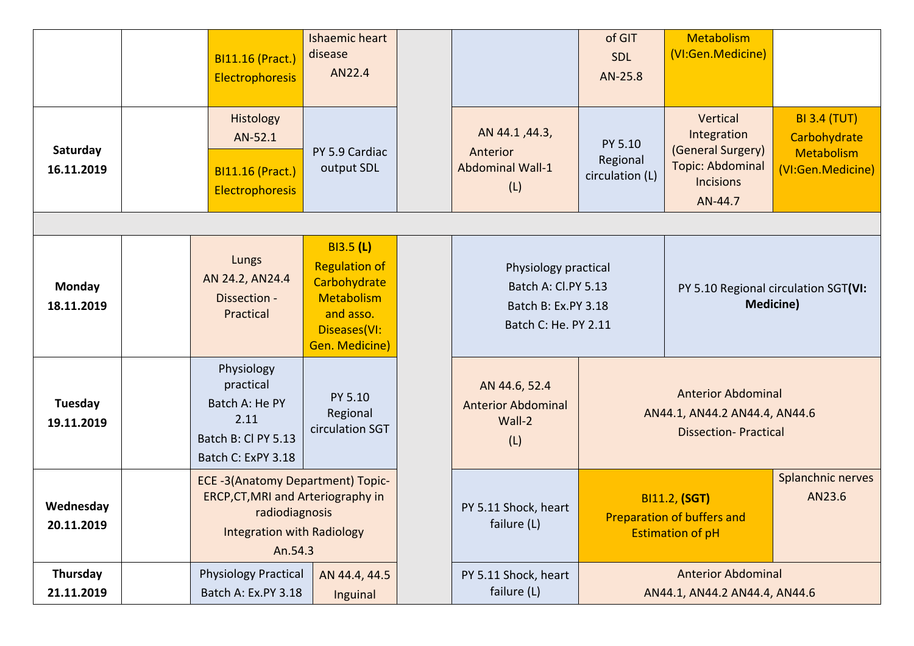| | | | | | | | | |
|---|---|---|---|---|---|---|---|---|
| | | BI11.16 (Pract.) Electrophoresis | Ishaemic heart disease AN22.4 | | | of GIT SDL AN-25.8 | Metabolism (VI:Gen.Medicine) | |
| **Saturday 16.11.2019** | | Histology AN-52.1 / BI11.16 (Pract.) Electrophoresis | PY 5.9 Cardiac output SDL | | AN 44.1 ,44.3, Anterior Abdominal Wall-1 (L) | PY 5.10 Regional circulation (L) | Vertical Integration (General Surgery) Topic: Abdominal Incisions AN-44.7 | BI 3.4 (TUT) Carbohydrate Metabolism (VI:Gen.Medicine) |
| | | | | | | | | |
| **Monday 18.11.2019** | | Lungs AN 24.2, AN24.4 Dissection - Practical | BI3.5 **(L)** Regulation of Carbohydrate Metabolism and asso. Diseases(VI: Gen. Medicine) | | Physiology practical Batch A: Cl.PY 5.13 Batch B: Ex.PY 3.18 Batch C: He. PY 2.11 | | PY 5.10 Regional circulation SGT**(VI: Medicine)** | |
| **Tuesday 19.11.2019** | | Physiology practical Batch A: He PY 2.11 Batch B: Cl PY 5.13 Batch C: ExPY 3.18 | PY 5.10 Regional circulation SGT | | AN 44.6, 52.4 Anterior Abdominal Wall-2 (L) | Anterior Abdominal AN44.1, AN44.2 AN44.4, AN44.6 Dissection- Practical | | |
| **Wednesday 20.11.2019** | | ECE -3(Anatomy Department) Topic- ERCP,CT,MRI and Arteriography in radiodiagnosis Integration with Radiology An.54.3 | | | PY 5.11 Shock, heart failure (L) | BI11.2, **(SGT)** Preparation of buffers and Estimation of pH | | Splanchnic nerves AN23.6 |
| **Thursday 21.11.2019** | | Physiology Practical Batch A: Ex.PY 3.18 | AN 44.4, 44.5 Inguinal | | PY 5.11 Shock, heart failure (L) | Anterior Abdominal AN44.1, AN44.2 AN44.4, AN44.6 | | |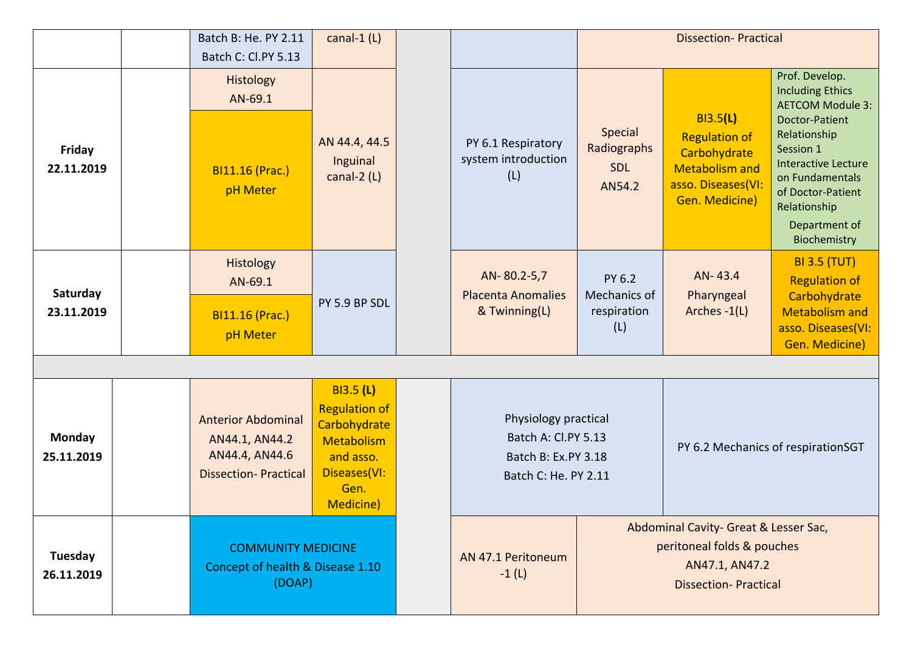| | | | | | | | | |
|---|---|---|---|---|---|---|---|---|
| | | Batch B: He. PY 2.11<br>Batch C: Cl.PY 5.13 | canal-1 (L) | | | Dissection- Practical | | |
| **Friday 22.11.2019** | | Histology AN-69.1<br>BI11.16 (Prac.) pH Meter | AN 44.4, 44.5 Inguinal canal-2 (L) | | PY 6.1 Respiratory system introduction (L) | Special Radiographs SDL AN54.2 | BI3.5**(L)** Regulation of Carbohydrate Metabolism and asso. Diseases(VI: Gen. Medicine) | Prof. Develop. Including Ethics AETCOM Module 3: Doctor-Patient Relationship Session 1 Interactive Lecture on Fundamentals of Doctor-Patient Relationship Department of Biochemistry |
| **Saturday 23.11.2019** | | Histology AN-69.1<br>BI11.16 (Prac.) pH Meter | PY 5.9 BP SDL | | AN- 80.2-5,7 Placenta Anomalies & Twinning(L) | PY 6.2 Mechanics of respiration (L) | AN- 43.4 Pharyngeal Arches -1(L) | BI 3.5 (TUT) Regulation of Carbohydrate Metabolism and asso. Diseases(VI: Gen. Medicine) |
| | | | | | | | | |
| **Monday 25.11.2019** | | Anterior Abdominal AN44.1, AN44.2 AN44.4, AN44.6 Dissection- Practical | BI3.5 **(L)** Regulation of Carbohydrate Metabolism and asso. Diseases(VI: Gen. Medicine) | | Physiology practical Batch A: Cl.PY 5.13 Batch B: Ex.PY 3.18 Batch C: He. PY 2.11 | | PY 6.2 Mechanics of respirationSGT | |
| **Tuesday 26.11.2019** | | COMMUNITY MEDICINE Concept of health & Disease 1.10 (DOAP) | | | AN 47.1 Peritoneum -1 (L) | Abdominal Cavity- Great & Lesser Sac, peritoneal folds & pouches AN47.1, AN47.2 Dissection- Practical | | |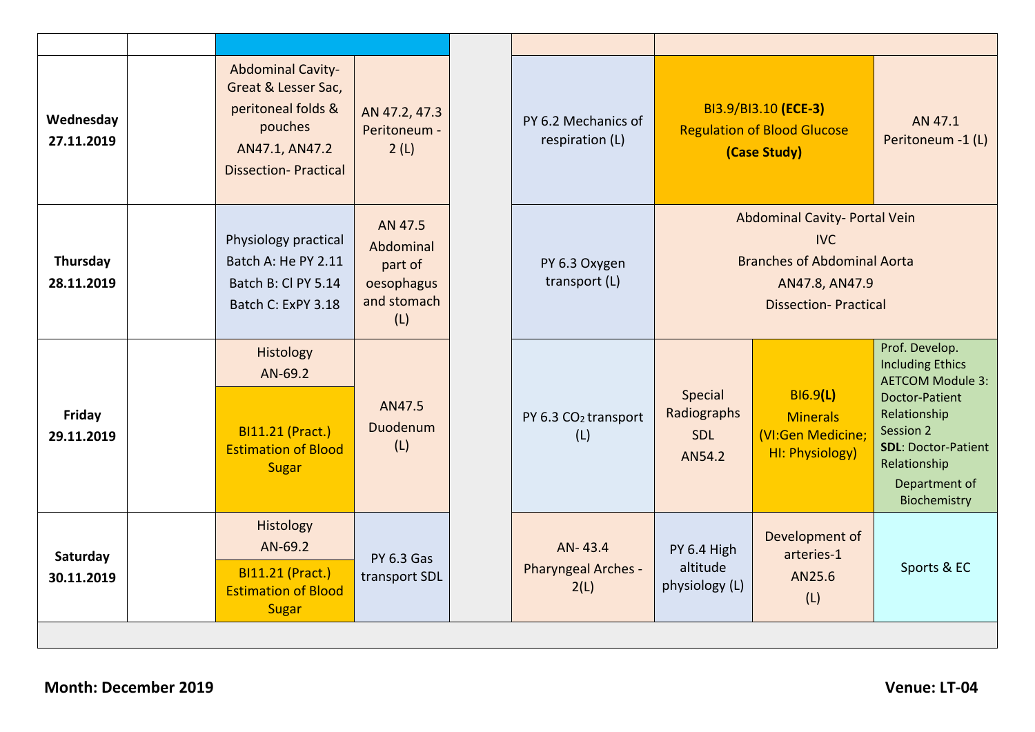| | | | | | | | | |
|---|---|---|---|---|---|---|---|---|
| | | | | | | | | |
| **Wednesday 27.11.2019** | | Abdominal Cavity- Great & Lesser Sac, peritoneal folds & pouches AN47.1, AN47.2 Dissection- Practical | AN 47.2, 47.3 Peritoneum - 2 (L) | | PY 6.2 Mechanics of respiration (L) | BI3.9/BI3.10 **(ECE-3)** Regulation of Blood Glucose **(Case Study)** | | AN 47.1 Peritoneum -1 (L) |
| **Thursday 28.11.2019** | | Physiology practical Batch A: He PY 2.11 Batch B: Cl PY 5.14 Batch C: ExPY 3.18 | AN 47.5 Abdominal part of oesophagus and stomach (L) | | PY 6.3 Oxygen transport (L) | Abdominal Cavity- Portal Vein IVC Branches of Abdominal Aorta AN47.8, AN47.9 Dissection- Practical | | |
| **Friday 29.11.2019** | | Histology AN-69.2 / BI11.21 (Pract.) Estimation of Blood Sugar | AN47.5 Duodenum (L) | | PY 6.3 $CO_2$ transport (L) | Special Radiographs SDL AN54.2 | BI6.9**(L)** Minerals (VI:Gen Medicine; HI: Physiology) | Prof. Develop. Including Ethics AETCOM Module 3: Doctor-Patient Relationship Session 2 **SDL**: Doctor-Patient Relationship Department of Biochemistry |
| **Saturday 30.11.2019** | | Histology AN-69.2 / BI11.21 (Pract.) Estimation of Blood Sugar | PY 6.3 Gas transport SDL | | AN- 43.4 Pharyngeal Arches - 2(L) | PY 6.4 High altitude physiology (L) | Development of arteries-1 AN25.6 (L) | Sports & EC |

**Month: December 2019** **Venue: LT-04**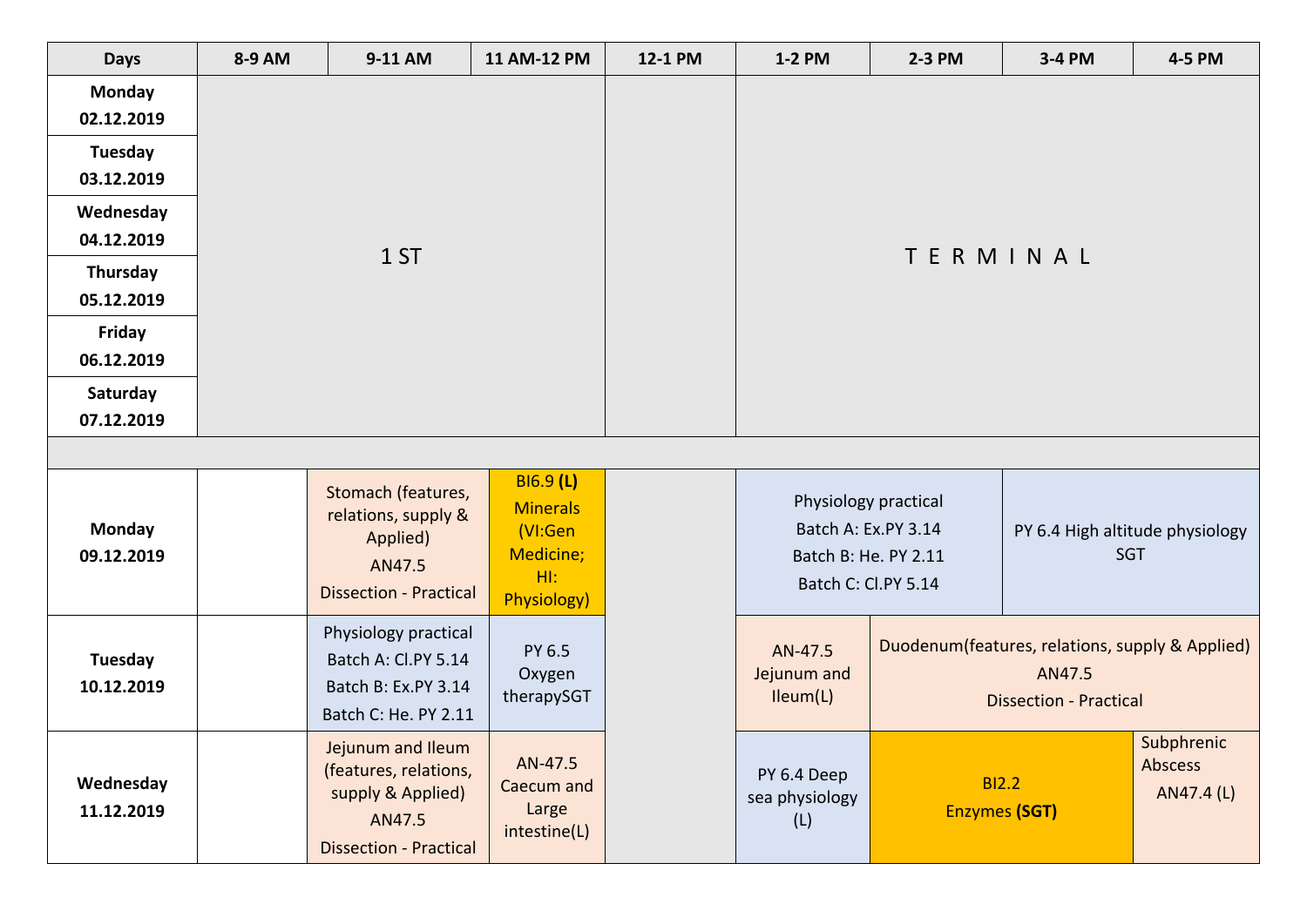| Days | 8-9 AM | 9-11 AM | 11 AM-12 PM | 12-1 PM | 1-2 PM | 2-3 PM | 3-4 PM | 4-5 PM |
|---|---|---|---|---|---|---|---|---|
| **Monday 02.12.2019** | 1 ST | | | | T E R M I N A L | | | |
| **Tuesday 03.12.2019** | | | | | | | | |
| **Wednesday 04.12.2019** | | | | | | | | |
| **Thursday 05.12.2019** | | | | | | | | |
| **Friday 06.12.2019** | | | | | | | | |
| **Saturday 07.12.2019** | | | | | | | | |
| | | | | | | | | |
| **Monday 09.12.2019** | | Stomach (features, relations, supply & Applied) AN47.5 Dissection - Practical | BI6.9 **(L)** Minerals (VI:Gen Medicine; HI: Physiology) | | Physiology practical Batch A: Ex.PY 3.14 Batch B: He. PY 2.11 Batch C: Cl.PY 5.14 | | PY 6.4 High altitude physiology SGT | |
| **Tuesday 10.12.2019** | | Physiology practical Batch A: Cl.PY 5.14 Batch B: Ex.PY 3.14 Batch C: He. PY 2.11 | PY 6.5 Oxygen therapySGT | | AN-47.5 Jejunum and Ileum(L) | Duodenum(features, relations, supply & Applied) AN47.5 Dissection - Practical | | |
| **Wednesday 11.12.2019** | | Jejunum and Ileum (features, relations, supply & Applied) AN47.5 Dissection - Practical | AN-47.5 Caecum and Large intestine(L) | | PY 6.4 Deep sea physiology (L) | BI2.2 Enzymes **(SGT)** | | Subphrenic Abscess AN47.4 (L) |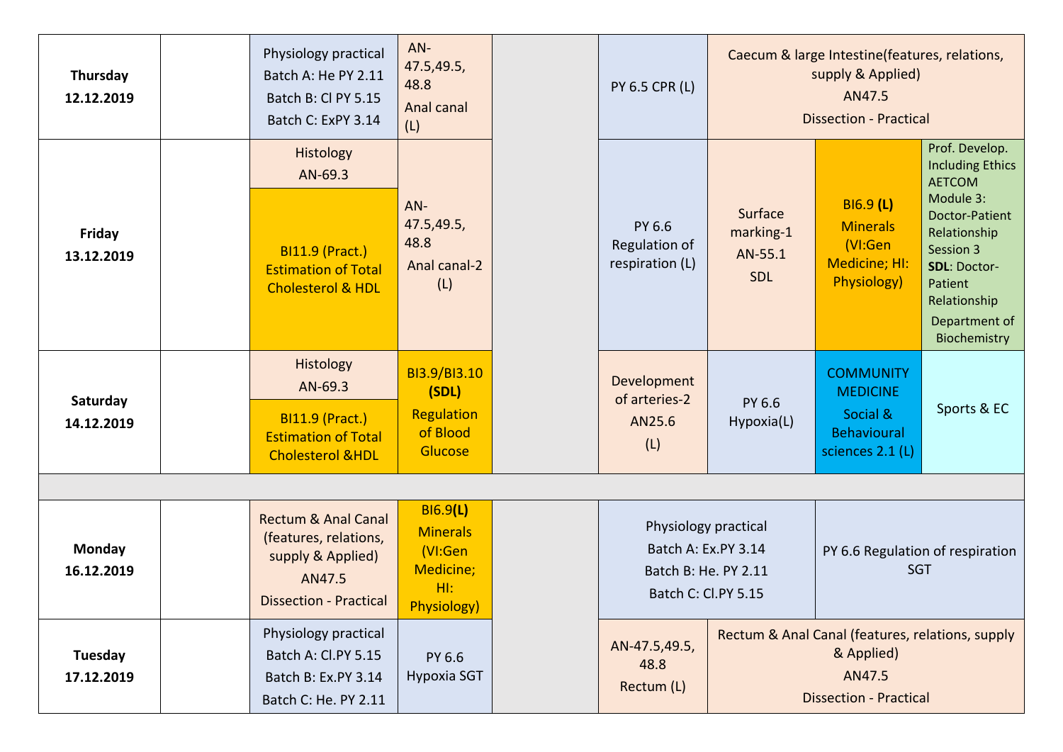| | | | | | | | | |
|---|---|---|---|---|---|---|---|---|
| **Thursday 12.12.2019** | | Physiology practical<br>Batch A: He PY 2.11<br>Batch B: Cl PY 5.15<br>Batch C: ExPY 3.14 | AN-47.5,49.5, 48.8<br>Anal canal (L) | | PY 6.5 CPR (L) | Caecum & large Intestine(features, relations, supply & Applied)<br>AN47.5<br>Dissection - Practical | | |
| **Friday 13.12.2019** | | Histology<br>AN-69.3<br><br>BI11.9 (Pract.)<br>Estimation of Total Cholesterol & HDL | AN-47.5,49.5, 48.8<br>Anal canal-2 (L) | | PY 6.6<br>Regulation of respiration (L) | Surface marking-1<br>AN-55.1<br>SDL | BI6.9 **(L)**<br>Minerals (VI:Gen Medicine; HI: Physiology) | Prof. Develop. Including Ethics AETCOM Module 3: Doctor-Patient Relationship Session 3<br>**SDL**: Doctor-Patient Relationship<br>Department of Biochemistry |
| **Saturday 14.12.2019** | | Histology<br>AN-69.3<br><br>BI11.9 (Pract.)<br>Estimation of Total Cholesterol &HDL | BI3.9/BI3.10 **(SDL)**<br>Regulation of Blood Glucose | | Development of arteries-2<br>AN25.6<br>(L) | PY 6.6<br>Hypoxia(L) | COMMUNITY MEDICINE<br>Social & Behavioural sciences 2.1 (L) | Sports & EC |
| | | | | | | | | |
| **Monday 16.12.2019** | | Rectum & Anal Canal (features, relations, supply & Applied)<br>AN47.5<br>Dissection - Practical | BI6.9**(L)**<br>Minerals (VI:Gen Medicine; HI: Physiology) | | Physiology practical<br>Batch A: Ex.PY 3.14<br>Batch B: He. PY 2.11<br>Batch C: Cl.PY 5.15 | | PY 6.6 Regulation of respiration SGT | |
| **Tuesday 17.12.2019** | | Physiology practical<br>Batch A: Cl.PY 5.15<br>Batch B: Ex.PY 3.14<br>Batch C: He. PY 2.11 | PY 6.6<br>Hypoxia SGT | | AN-47.5,49.5, 48.8<br>Rectum (L) | Rectum & Anal Canal (features, relations, supply & Applied)<br>AN47.5<br>Dissection - Practical | | |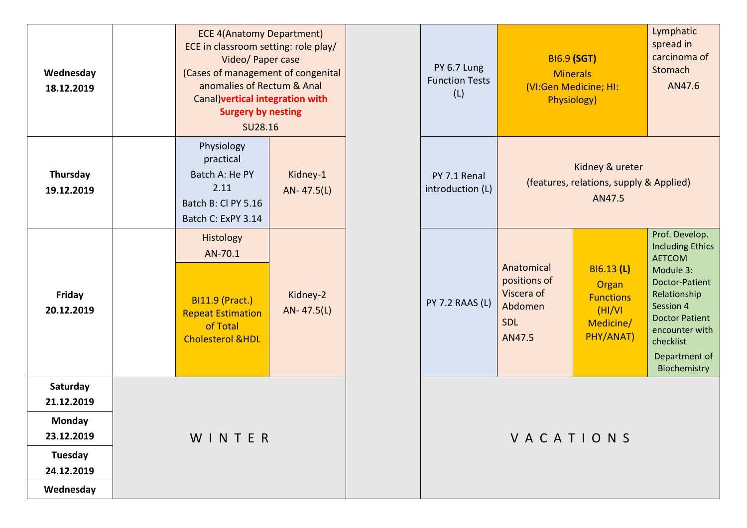| | | | | | | | |
|---|---|---|---|---|---|---|---|
| **Wednesday 18.12.2019** | | ECE 4(Anatomy Department) ECE in classroom setting: role play/ Video/ Paper case (Cases of management of congenital anomalies of Rectum & Anal Canal)**vertical integration with Surgery by nesting** SU28.16 | | | PY 6.7 Lung Function Tests (L) | BI6.9 **(SGT)** Minerals (VI:Gen Medicine; HI: Physiology) | Lymphatic spread in carcinoma of Stomach AN47.6 |
| **Thursday 19.12.2019** | | Physiology practical Batch A: He PY 2.11 Batch B: Cl PY 5.16 Batch C: ExPY 3.14 | Kidney-1 AN- 47.5(L) | | PY 7.1 Renal introduction (L) | Kidney & ureter (features, relations, supply & Applied) AN47.5 | |
| **Friday 20.12.2019** | | Histology AN-70.1 / BI11.9 (Pract.) Repeat Estimation of Total Cholesterol &HDL | Kidney-2 AN- 47.5(L) | | PY 7.2 RAAS (L) | Anatomical positions of Viscera of Abdomen SDL AN47.5 / BI6.13 **(L)** Organ Functions (HI/VI Medicine/ PHY/ANAT) | Prof. Develop. Including Ethics AETCOM Module 3: Doctor-Patient Relationship Session 4 Doctor Patient encounter with checklist Department of Biochemistry |
| **Saturday 21.12.2019** | W I N T E R | | | | V A C A T I O N S | | |
| **Monday 23.12.2019** | | | | | | | |
| **Tuesday 24.12.2019** | | | | | | | |
| **Wednesday** | | | | | | | |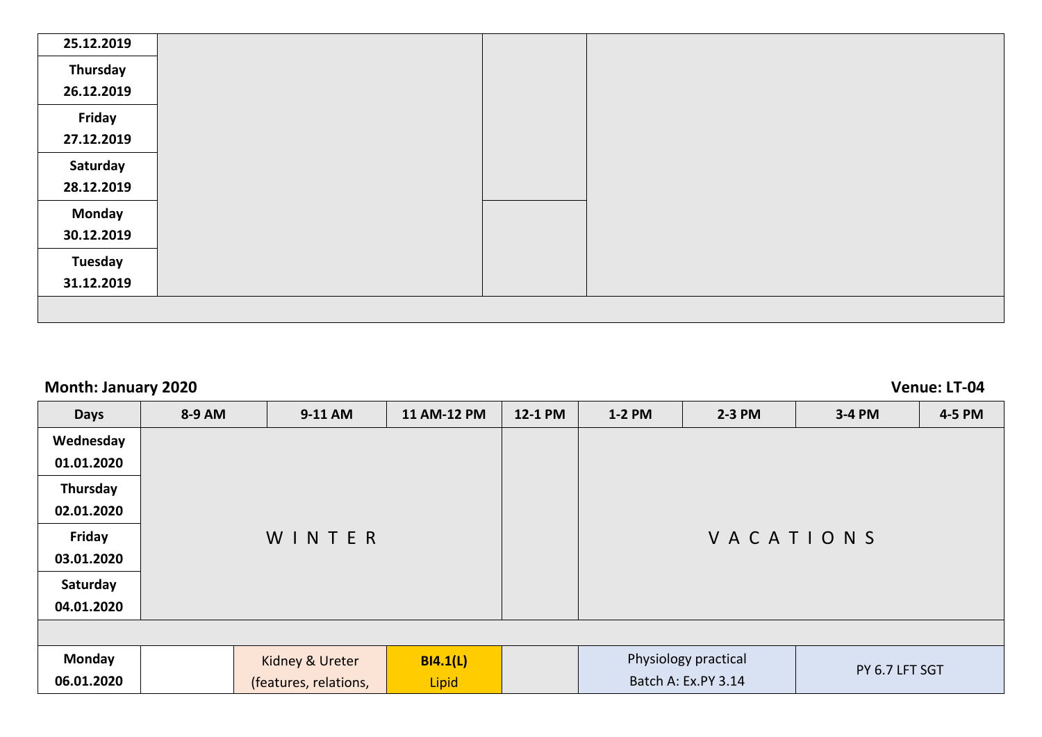| | | | |
|---|---|---|---|
| 25.12.2019 | | | |
| Thursday 26.12.2019 | | | |
| Friday 27.12.2019 | | | |
| Saturday 28.12.2019 | | | |
| Monday 30.12.2019 | | | |
| Tuesday 31.12.2019 | | | |
| | | | |

**Month: January 2020** **Venue: LT-04**

| Days | 8-9 AM | 9-11 AM | 11 AM-12 PM | 12-1 PM | 1-2 PM | 2-3 PM | 3-4 PM | 4-5 PM |
|---|---|---|---|---|---|---|---|---|
| Wednesday 01.01.2020 | W I N T E R | | | | V A C A T I O N S | | | |
| Thursday 02.01.2020 | | | | | | | | |
| Friday 03.01.2020 | | | | | | | | |
| Saturday 04.01.2020 | | | | | | | | |
| | | | | | | | | |
| Monday 06.01.2020 | | Kidney & Ureter (features, relations, | **BI4.1(L)** Lipid | | Physiology practical Batch A: Ex.PY 3.14 | | PY 6.7 LFT SGT | |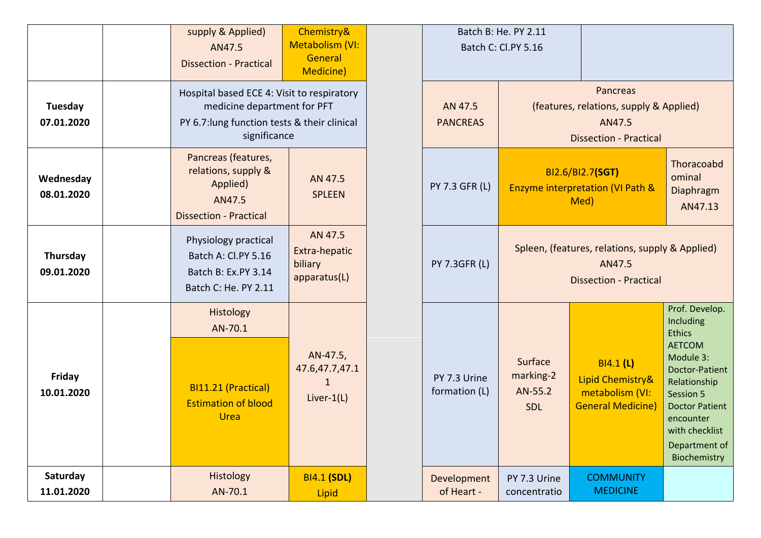| | | | | | | | | |
|---|---|---|---|---|---|---|---|---|
| | | supply & Applied) AN47.5 Dissection - Practical | Chemistry& Metabolism (VI: General Medicine) | | Batch B: He. PY 2.11 Batch C: Cl.PY 5.16 | | | |
| **Tuesday 07.01.2020** | | Hospital based ECE 4: Visit to respiratory medicine department for PFT PY 6.7:lung function tests & their clinical significance | | | AN 47.5 PANCREAS | Pancreas (features, relations, supply & Applied) AN47.5 Dissection - Practical | | |
| **Wednesday 08.01.2020** | | Pancreas (features, relations, supply & Applied) AN47.5 Dissection - Practical | AN 47.5 SPLEEN | | PY 7.3 GFR (L) | BI2.6/BI2.7**(SGT)** Enzyme interpretation (VI Path & Med) | | Thoracoabdominal Diaphragm AN47.13 |
| **Thursday 09.01.2020** | | Physiology practical Batch A: Cl.PY 5.16 Batch B: Ex.PY 3.14 Batch C: He. PY 2.11 | AN 47.5 Extra-hepatic biliary apparatus(L) | | PY 7.3GFR (L) | Spleen, (features, relations, supply & Applied) AN47.5 Dissection - Practical | | |
| **Friday 10.01.2020** | | Histology AN-70.1 / BI11.21 (Practical) Estimation of blood Urea | AN-47.5, 47.6,47.7,47.11 Liver-1(L) | | PY 7.3 Urine formation (L) | Surface marking-2 AN-55.2 SDL | BI4.1 **(L)** Lipid Chemistry& metabolism (VI: General Medicine) | Prof. Develop. Including Ethics AETCOM Module 3: Doctor-Patient Relationship Session 5 Doctor Patient encounter with checklist Department of Biochemistry |
| **Saturday 11.01.2020** | | Histology AN-70.1 | BI4.1 **(SDL)** Lipid | | Development of Heart - | PY 7.3 Urine concentratio | COMMUNITY MEDICINE | |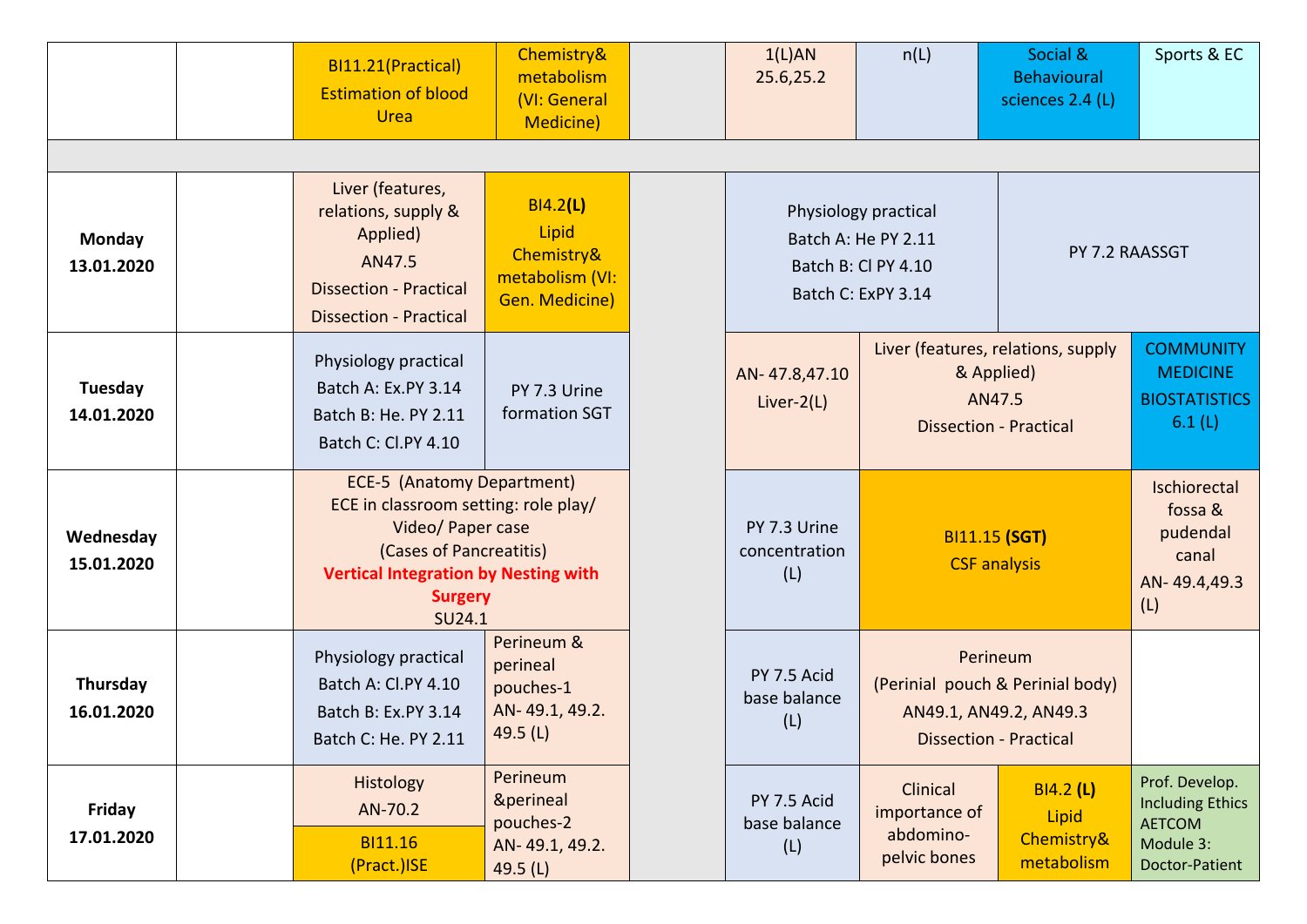| | | | | | | | | |
|---|---|---|---|---|---|---|---|---|
| | | BI11.21(Practical) Estimation of blood Urea | Chemistry& metabolism (VI: General Medicine) | | 1(L)AN 25.6,25.2 | n(L) | Social & Behavioural sciences 2.4 (L) | Sports & EC |
| | | | | | | | | |
| **Monday 13.01.2020** | | Liver (features, relations, supply & Applied) AN47.5 Dissection - Practical Dissection - Practical | BI4.2**(L)** Lipid Chemistry& metabolism (VI: Gen. Medicine) | | Physiology practical Batch A: He PY 2.11 Batch B: Cl PY 4.10 Batch C: ExPY 3.14 | | PY 7.2 RAASSGT | |
| **Tuesday 14.01.2020** | | Physiology practical Batch A: Ex.PY 3.14 Batch B: He. PY 2.11 Batch C: Cl.PY 4.10 | PY 7.3 Urine formation SGT | | AN- 47.8,47.10 Liver-2(L) | Liver (features, relations, supply & Applied) AN47.5 Dissection - Practical | | COMMUNITY MEDICINE BIOSTATISTICS 6.1 (L) |
| **Wednesday 15.01.2020** | | ECE-5 (Anatomy Department) ECE in classroom setting: role play/ Video/ Paper case (Cases of Pancreatitis) **Vertical Integration by Nesting with Surgery** SU24.1 | | | PY 7.3 Urine concentration (L) | BI11.15 **(SGT)** CSF analysis | | Ischiorectal fossa & pudendal canal AN- 49.4,49.3 (L) |
| **Thursday 16.01.2020** | | Physiology practical Batch A: Cl.PY 4.10 Batch B: Ex.PY 3.14 Batch C: He. PY 2.11 | Perineum & perineal pouches-1 AN- 49.1, 49.2. 49.5 (L) | | PY 7.5 Acid base balance (L) | Perineum (Perinial pouch & Perinial body) AN49.1, AN49.2, AN49.3 Dissection - Practical | | |
| **Friday 17.01.2020** | | Histology AN-70.2 / BI11.16 (Pract.)ISE | Perineum &perineal pouches-2 AN- 49.1, 49.2. 49.5 (L) | | PY 7.5 Acid base balance (L) | Clinical importance of abdomino-pelvic bones | BI4.2 **(L)** Lipid Chemistry& metabolism | Prof. Develop. Including Ethics AETCOM Module 3: Doctor-Patient |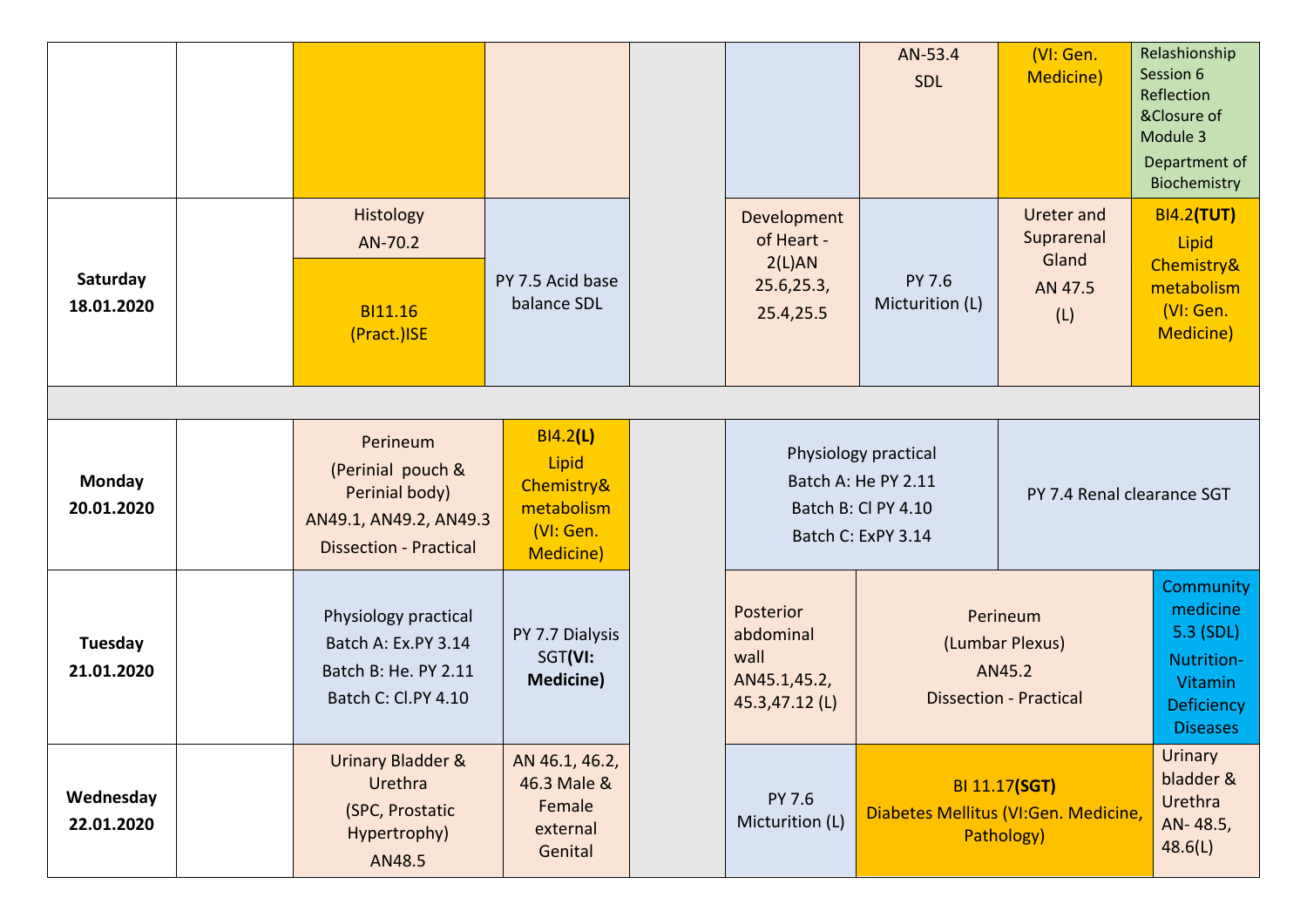| | | | | | | | | |
|---|---|---|---|---|---|---|---|---|
| | | | | | | AN-53.4 SDL | (VI: Gen. Medicine) | Relashionship Session 6 Reflection &Closure of Module 3 Department of Biochemistry |
| **Saturday 18.01.2020** | | Histology AN-70.2 / BI11.16 (Pract.)ISE | PY 7.5 Acid base balance SDL | | Development of Heart - 2(L)AN 25.6,25.3, 25.4,25.5 | PY 7.6 Micturition (L) | Ureter and Suprarenal Gland AN 47.5 (L) | BI4.2**(TUT)** Lipid Chemistry& metabolism (VI: Gen. Medicine) |
| | | | | | | | | |
| **Monday 20.01.2020** | | Perineum (Perinial pouch & Perinial body) AN49.1, AN49.2, AN49.3 Dissection - Practical | BI4.2**(L)** Lipid Chemistry& metabolism (VI: Gen. Medicine) | | Physiology practical Batch A: He PY 2.11 Batch B: Cl PY 4.10 Batch C: ExPY 3.14 | | PY 7.4 Renal clearance SGT | |
| **Tuesday 21.01.2020** | | Physiology practical Batch A: Ex.PY 3.14 Batch B: He. PY 2.11 Batch C: Cl.PY 4.10 | PY 7.7 Dialysis SGT**(VI: Medicine)** | | Posterior abdominal wall AN45.1,45.2, 45.3,47.12 (L) | Perineum (Lumbar Plexus) AN45.2 Dissection - Practical | | Community medicine 5.3 (SDL) Nutrition-Vitamin Deficiency Diseases |
| **Wednesday 22.01.2020** | | Urinary Bladder & Urethra (SPC, Prostatic Hypertrophy) AN48.5 | AN 46.1, 46.2, 46.3 Male & Female external Genital | | PY 7.6 Micturition (L) | BI 11.17**(SGT)** Diabetes Mellitus (VI:Gen. Medicine, Pathology) | | Urinary bladder & Urethra AN- 48.5, 48.6(L) |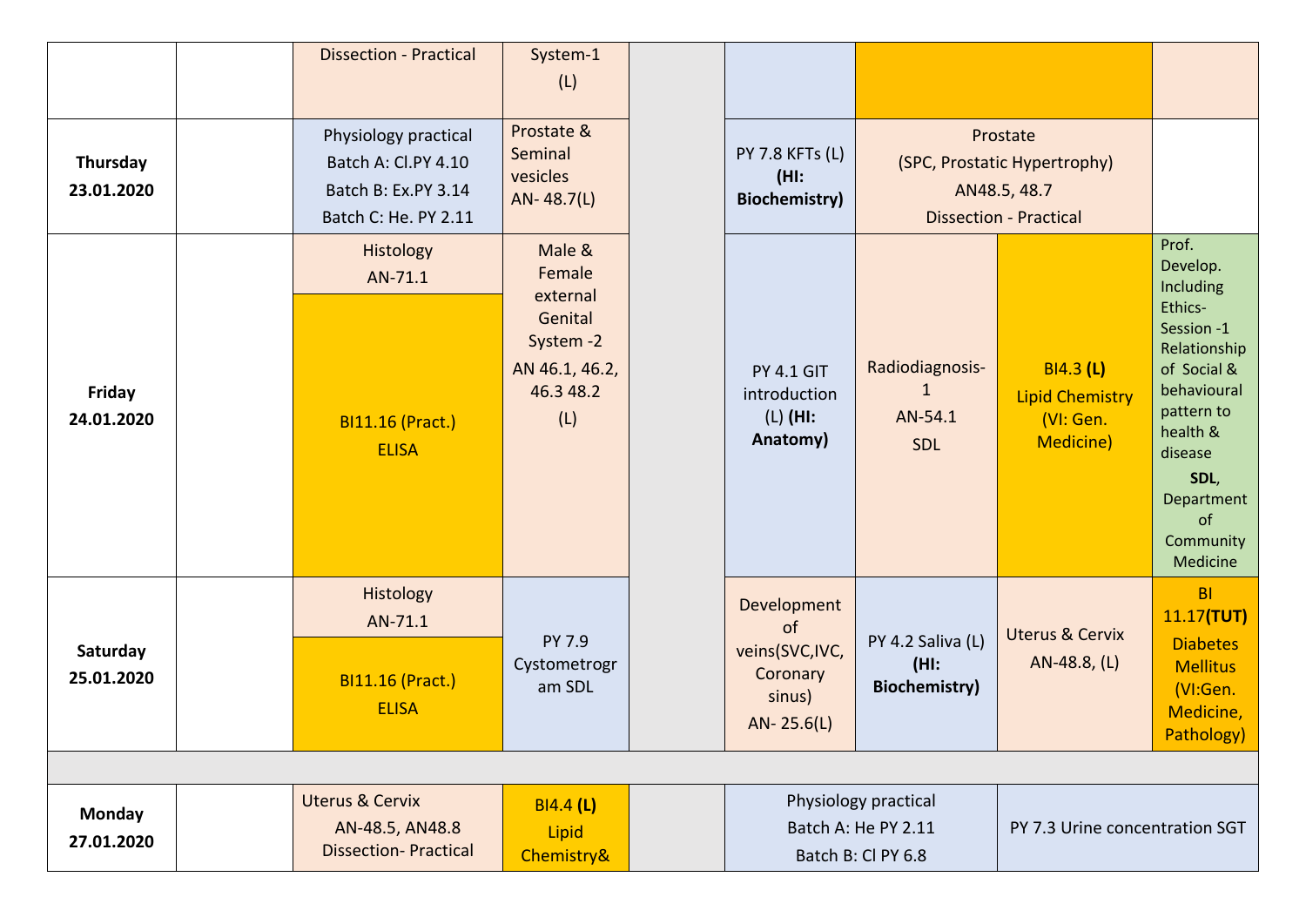| | | | | | | | |
|---|---|---|---|---|---|---|---|
| | | Dissection - Practical | System-1 (L) | | | | |
| **Thursday 23.01.2020** | | Physiology practical Batch A: Cl.PY 4.10 Batch B: Ex.PY 3.14 Batch C: He. PY 2.11 | Prostate & Seminal vesicles AN- 48.7(L) | | PY 7.8 KFTs (L) **(HI: Biochemistry)** | Prostate (SPC, Prostatic Hypertrophy) AN48.5, 48.7 Dissection - Practical | |
| **Friday 24.01.2020** | | Histology AN-71.1 / BI11.16 (Pract.) ELISA | Male & Female external Genital System -2 AN 46.1, 46.2, 46.3 48.2 (L) | | PY 4.1 GIT introduction (L) **(HI: Anatomy)** | Radiodiagnosis-1 AN-54.1 SDL | BI4.3 **(L)** Lipid Chemistry (VI: Gen. Medicine) | Prof. Develop. Including Ethics-Session -1 Relationship of Social & behavioural pattern to health & disease **SDL**, Department of Community Medicine |
| **Saturday 25.01.2020** | | Histology AN-71.1 / BI11.16 (Pract.) ELISA | PY 7.9 Cystometrogram SDL | | Development of veins(SVC,IVC, Coronary sinus) AN- 25.6(L) | PY 4.2 Saliva (L) **(HI: Biochemistry)** | Uterus & Cervix AN-48.8, (L) | BI 11.17**(TUT)** Diabetes Mellitus (VI:Gen. Medicine, Pathology) |
| | | | | | | | | |
| **Monday 27.01.2020** | | Uterus & Cervix AN-48.5, AN48.8 Dissection- Practical | BI4.4 **(L)** Lipid Chemistry& | | Physiology practical Batch A: He PY 2.11 Batch B: Cl PY 6.8 | PY 7.3 Urine concentration SGT | |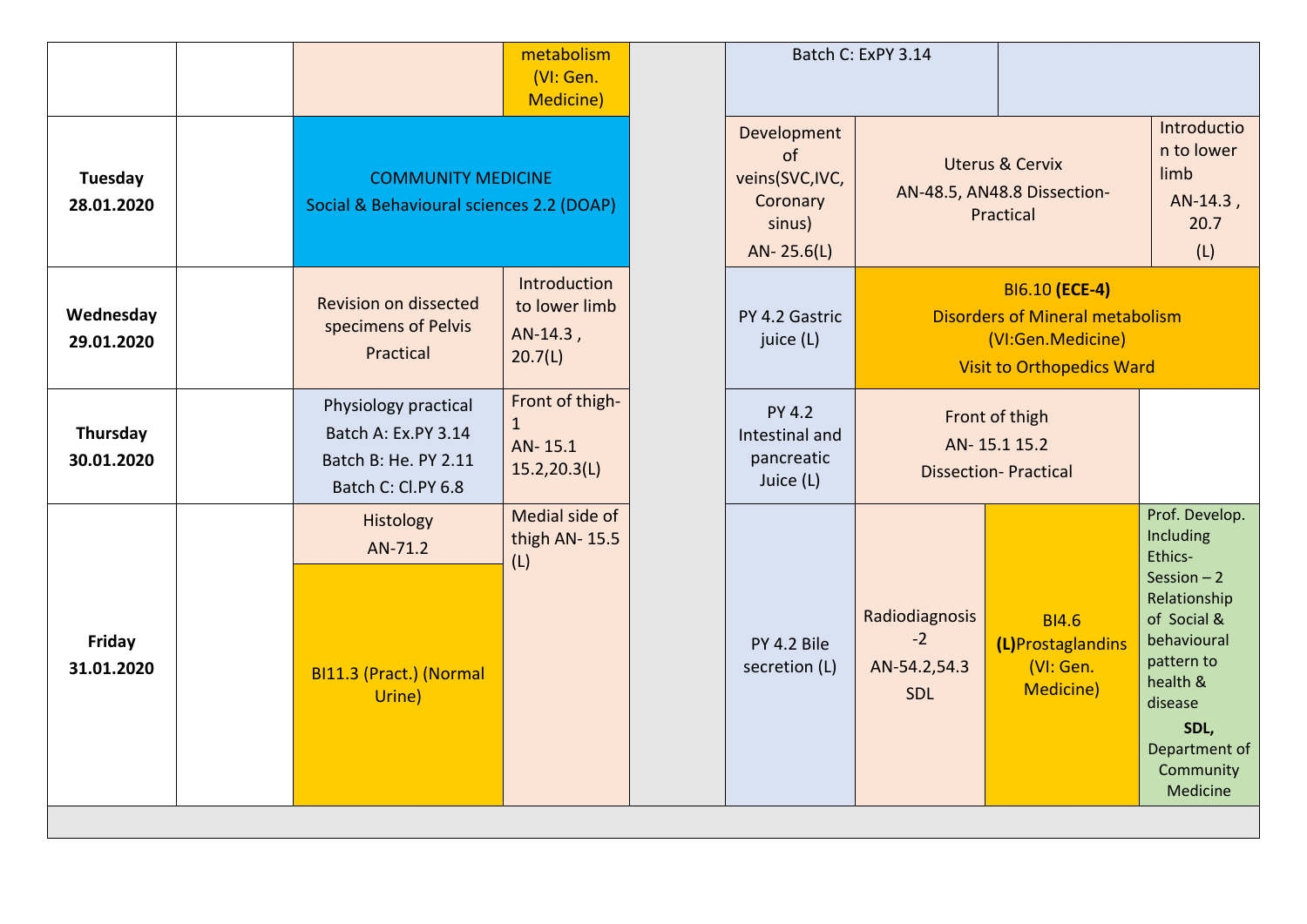| | | | | | | | | |
|---|---|---|---|---|---|---|---|---|
| | | | metabolism (VI: Gen. Medicine) | | Batch C: ExPY 3.14 | | | |
| **Tuesday 28.01.2020** | | COMMUNITY MEDICINE Social & Behavioural sciences 2.2 (DOAP) | | | Development of veins(SVC,IVC, Coronary sinus) AN- 25.6(L) | Uterus & Cervix AN-48.5, AN48.8 Dissection-Practical | | Introduction to lower limb AN-14.3 , 20.7 (L) |
| **Wednesday 29.01.2020** | | Revision on dissected specimens of Pelvis Practical | Introduction to lower limb AN-14.3 , 20.7(L) | | PY 4.2 Gastric juice (L) | BI6.10 **(ECE-4)** Disorders of Mineral metabolism (VI:Gen.Medicine) Visit to Orthopedics Ward | | |
| **Thursday 30.01.2020** | | Physiology practical Batch A: Ex.PY 3.14 Batch B: He. PY 2.11 Batch C: Cl.PY 6.8 | Front of thigh-1 AN- 15.1 15.2,20.3(L) | | PY 4.2 Intestinal and pancreatic Juice (L) | Front of thigh AN- 15.1 15.2 Dissection- Practical | | |
| **Friday 31.01.2020** | | Histology AN-71.2 / BI11.3 (Pract.) (Normal Urine) | Medial side of thigh AN- 15.5 (L) | | PY 4.2 Bile secretion (L) | Radiodiagnosis -2 AN-54.2,54.3 SDL | BI4.6 **(L)**Prostaglandins (VI: Gen. Medicine) | Prof. Develop. Including Ethics- Session – 2 Relationship of Social & behavioural pattern to health & disease **SDL,** Department of Community Medicine |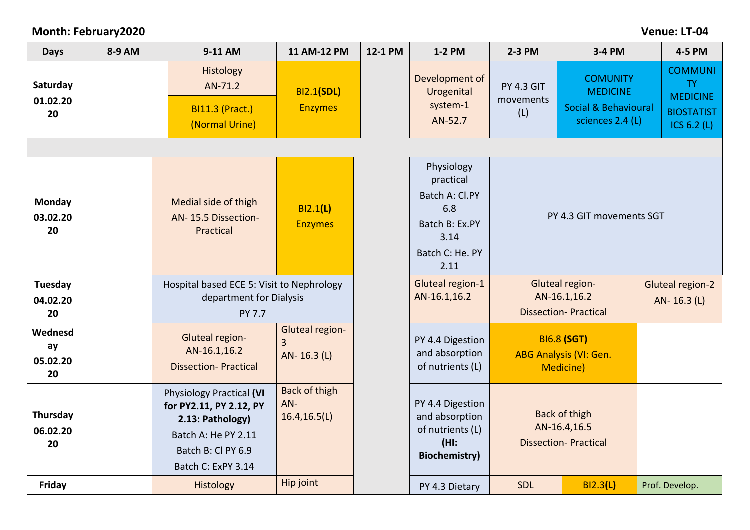**Month: February2020** **Venue: LT-04**

| Days | 8-9 AM | 9-11 AM | 11 AM-12 PM | 12-1 PM | 1-2 PM | 2-3 PM | 3-4 PM | 4-5 PM |
|---|---|---|---|---|---|---|---|---|
| Saturday 01.02.2020 | | Histology AN-71.2 / BI11.3 (Pract.) (Normal Urine) | BI2.1**(SDL)** Enzymes | | Development of Urogenital system-1 AN-52.7 | PY 4.3 GIT movements (L) | COMUNITY MEDICINE Social & Behavioural sciences 2.4 (L) | COMMUNITY MEDICINE BIOSTATISTICS 6.2 (L) |
| | | | | | | | | |
| Monday 03.02.2020 | | Medial side of thigh AN- 15.5 Dissection-Practical | BI2.1**(L)** Enzymes | | Physiology practical Batch A: Cl.PY 6.8 Batch B: Ex.PY 3.14 Batch C: He. PY 2.11 | PY 4.3 GIT movements SGT | | |
| Tuesday 04.02.2020 | | Hospital based ECE 5: Visit to Nephrology department for Dialysis PY 7.7 | | | Gluteal region-1 AN-16.1,16.2 | Gluteal region- AN-16.1,16.2 Dissection- Practical | | Gluteal region-2 AN- 16.3 (L) |
| Wednesday 05.02.2020 | | Gluteal region- AN-16.1,16.2 Dissection- Practical | Gluteal region-3 AN- 16.3 (L) | | PY 4.4 Digestion and absorption of nutrients (L) | BI6.8 **(SGT)** ABG Analysis (VI: Gen. Medicine) | | |
| Thursday 06.02.2020 | | Physiology Practical **(VI for PY2.11, PY 2.12, PY 2.13: Pathology)** Batch A: He PY 2.11 Batch B: Cl PY 6.9 Batch C: ExPY 3.14 | Back of thigh AN-16.4,16.5(L) | | PY 4.4 Digestion and absorption of nutrients (L) **(HI: Biochemistry)** | Back of thigh AN-16.4,16.5 Dissection- Practical | | |
| Friday | | Histology | Hip joint | | PY 4.3 Dietary | SDL | BI2.3**(L)** | Prof. Develop. |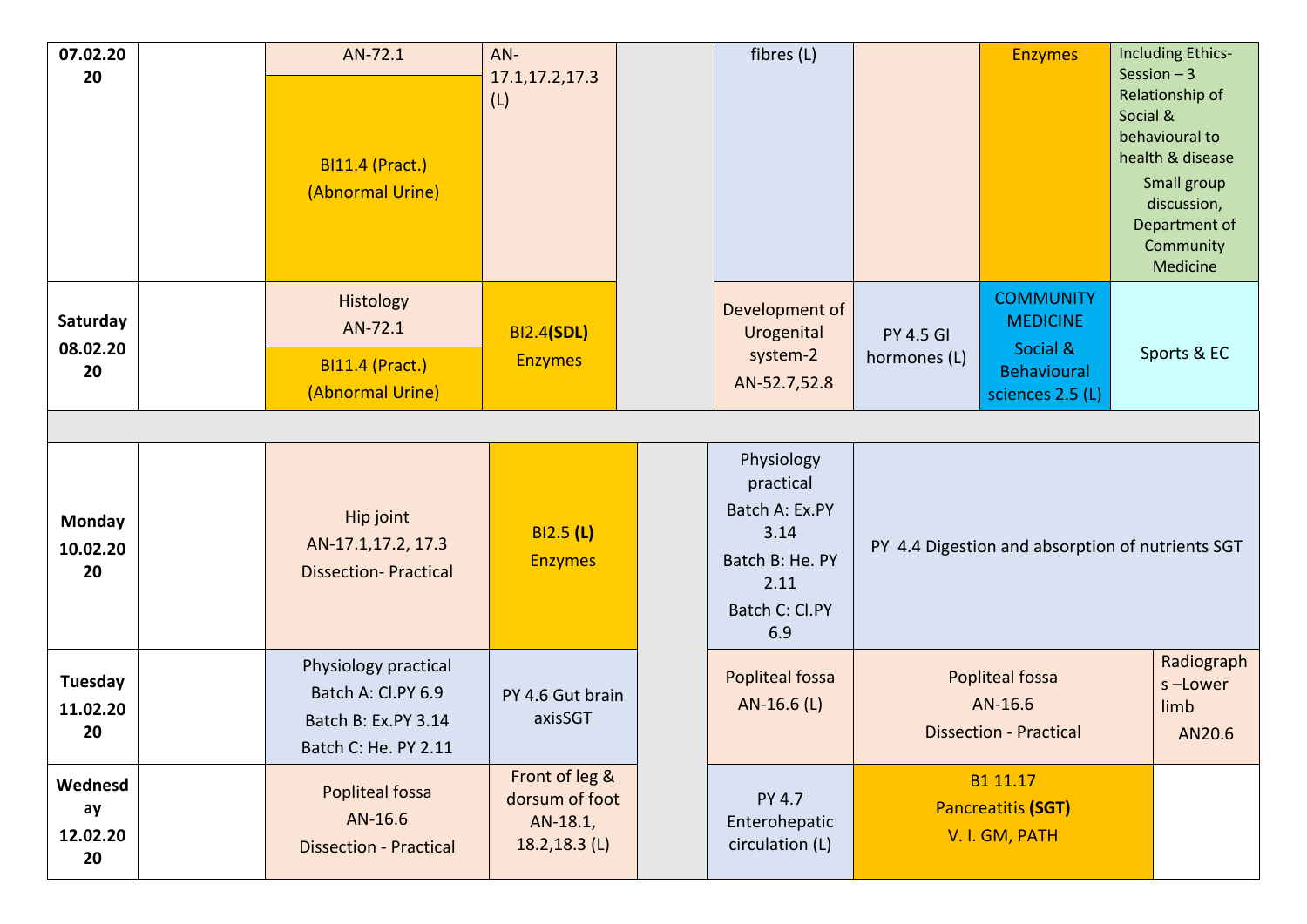| | | | | | | | | |
|---|---|---|---|---|---|---|---|---|
| 07.02.2020 | | AN-72.1<br>BI11.4 (Pract.) (Abnormal Urine) | AN-17.1,17.2,17.3 (L) | | fibres (L) | | Enzymes | Including Ethics-Session – 3 Relationship of Social & behavioural to health & disease<br>Small group discussion, Department of Community Medicine |
| Saturday 08.02.2020 | | Histology AN-72.1<br>BI11.4 (Pract.) (Abnormal Urine) | BI2.4 **(SDL)** Enzymes | | Development of Urogenital system-2 AN-52.7,52.8 | PY 4.5 GI hormones (L) | COMMUNITY MEDICINE Social & Behavioural sciences 2.5 (L) | Sports & EC |
| | | | | | | | | |
| Monday 10.02.2020 | | Hip joint AN-17.1,17.2, 17.3 Dissection- Practical | BI2.5 **(L)** Enzymes | | Physiology practical Batch A: Ex.PY 3.14 Batch B: He. PY 2.11 Batch C: Cl.PY 6.9 | PY 4.4 Digestion and absorption of nutrients SGT | | |
| Tuesday 11.02.2020 | | Physiology practical Batch A: Cl.PY 6.9 Batch B: Ex.PY 3.14 Batch C: He. PY 2.11 | PY 4.6 Gut brain axisSGT | | Popliteal fossa AN-16.6 (L) | Popliteal fossa AN-16.6 Dissection - Practical | | Radiographs –Lower limb AN20.6 |
| Wednesday 12.02.2020 | | Popliteal fossa AN-16.6 Dissection - Practical | Front of leg & dorsum of foot AN-18.1, 18.2,18.3 (L) | | PY 4.7 Enterohepatic circulation (L) | B1 11.17 Pancreatitis **(SGT)** V. I. GM, PATH | | |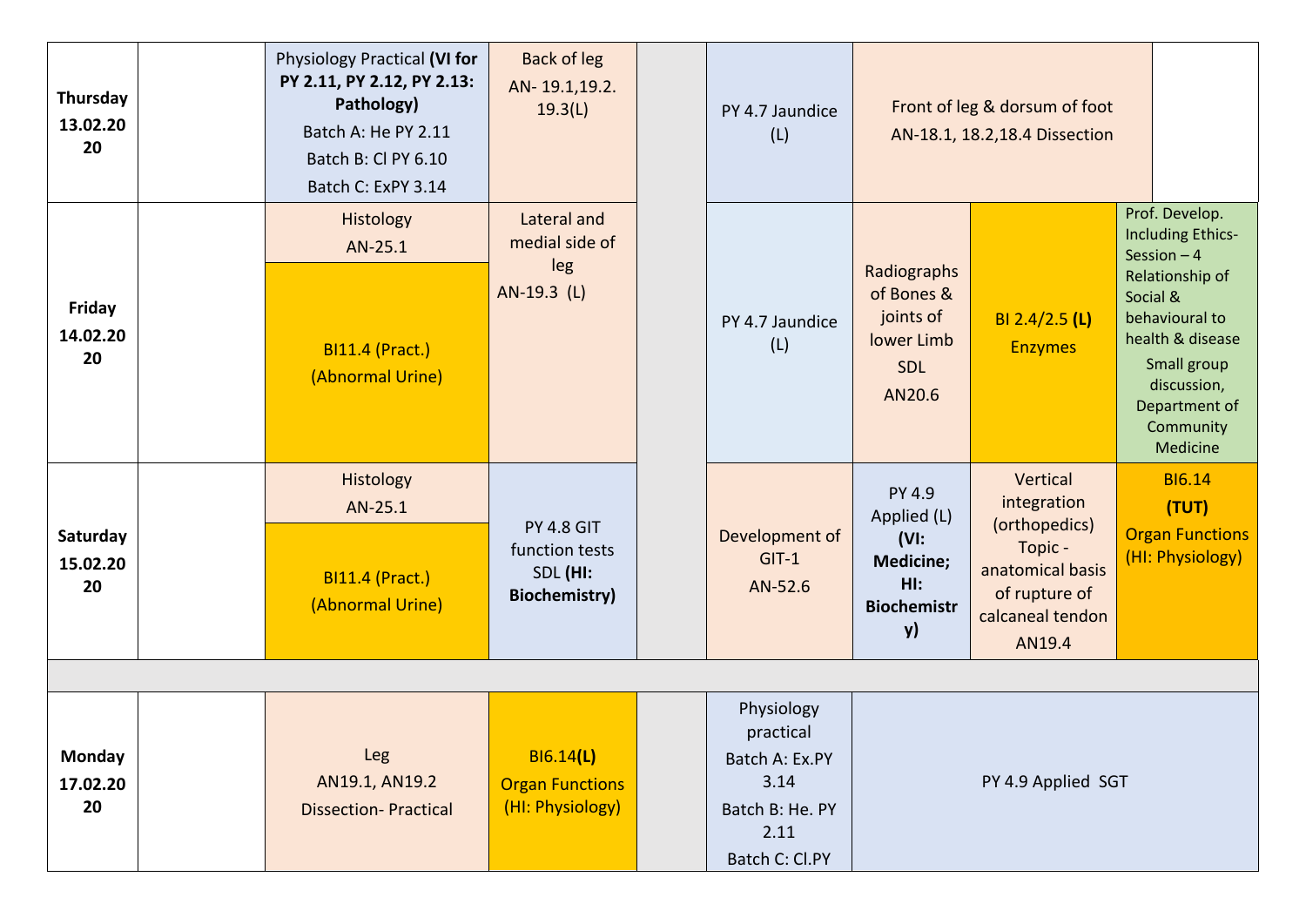| | | | | | | | | |
|---|---|---|---|---|---|---|---|---|
| **Thursday 13.02.2020** | | Physiology Practical **(VI for PY 2.11, PY 2.12, PY 2.13: Pathology)** Batch A: He PY 2.11 Batch B: Cl PY 6.10 Batch C: ExPY 3.14 | Back of leg AN- 19.1,19.2. 19.3(L) | | PY 4.7 Jaundice (L) | Front of leg & dorsum of foot AN-18.1, 18.2,18.4 Dissection | | |
| **Friday 14.02.2020** | | Histology AN-25.1 / BI11.4 (Pract.) (Abnormal Urine) | Lateral and medial side of leg AN-19.3 (L) | | PY 4.7 Jaundice (L) | Radiographs of Bones & joints of lower Limb SDL AN20.6 | BI 2.4/2.5 **(L)** Enzymes | Prof. Develop. Including Ethics-Session – 4 Relationship of Social & behavioural to health & disease Small group discussion, Department of Community Medicine |
| **Saturday 15.02.2020** | | Histology AN-25.1 / BI11.4 (Pract.) (Abnormal Urine) | PY 4.8 GIT function tests SDL **(HI: Biochemistry)** | | Development of GIT-1 AN-52.6 | PY 4.9 Applied (L) **(VI: Medicine; HI: Biochemistry)** | Vertical integration (orthopedics) Topic - anatomical basis of rupture of calcaneal tendon AN19.4 | BI6.14 **(TUT)** Organ Functions (HI: Physiology) |
| | | | | | | | | |
| **Monday 17.02.2020** | | Leg AN19.1, AN19.2 Dissection- Practical | BI6.14**(L)** Organ Functions (HI: Physiology) | | Physiology practical Batch A: Ex.PY 3.14 Batch B: He. PY 2.11 Batch C: Cl.PY | PY 4.9 Applied SGT | | |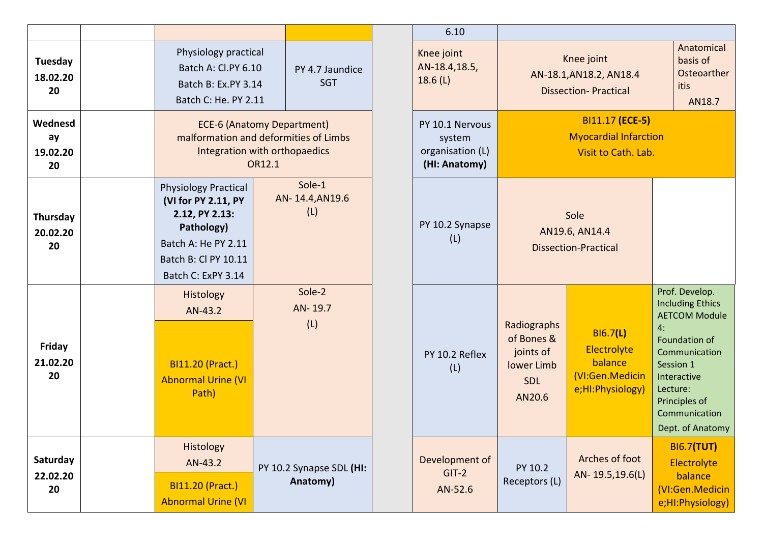| | | | | | | | | |
|---|---|---|---|---|---|---|---|---|
| | | | | | 6.10 | | | |
| **Tuesday 18.02.2020** | | Physiology practical<br>Batch A: Cl.PY 6.10<br>Batch B: Ex.PY 3.14<br>Batch C: He. PY 2.11 | PY 4.7 Jaundice SGT | | Knee joint AN-18.4,18.5, 18.6 (L) | Knee joint<br>AN-18.1,AN18.2, AN18.4<br>Dissection- Practical | | Anatomical basis of Osteoartheritis<br>AN18.7 |
| **Wednesday 19.02.2020** | | ECE-6 (Anatomy Department)<br>malformation and deformities of Limbs<br>Integration with orthopaedics<br>OR12.1 | | | PY 10.1 Nervous system organisation (L) **(HI: Anatomy)** | BI11.17 **(ECE-5)**<br>Myocardial Infarction<br>Visit to Cath. Lab. | | |
| **Thursday 20.02.2020** | | Physiology Practical **(VI for PY 2.11, PY 2.12, PY 2.13: Pathology)**<br>Batch A: He PY 2.11<br>Batch B: Cl PY 10.11<br>Batch C: ExPY 3.14 | Sole-1<br>AN- 14.4,AN19.6<br>(L) | | PY 10.2 Synapse (L) | Sole<br>AN19.6, AN14.4<br>Dissection-Practical | | |
| **Friday 21.02.2020** | | Histology<br>AN-43.2<br><br>BI11.20 (Pract.)<br>Abnormal Urine (VI Path) | Sole-2<br>AN- 19.7<br>(L) | | PY 10.2 Reflex (L) | Radiographs of Bones & joints of lower Limb SDL<br>AN20.6 | BI6.7**(L)**<br>Electrolyte balance<br>(VI:Gen.Medicine;HI:Physiology) | Prof. Develop. Including Ethics AETCOM Module 4:<br>Foundation of Communication Session 1<br>Interactive Lecture:<br>Principles of Communication<br>Dept. of Anatomy |
| **Saturday 22.02.2020** | | Histology<br>AN-43.2<br><br>BI11.20 (Pract.)<br>Abnormal Urine (VI | PY 10.2 Synapse SDL **(HI: Anatomy)** | | Development of GIT-2<br>AN-52.6 | PY 10.2 Receptors (L) | Arches of foot<br>AN- 19.5,19.6(L) | BI6.7**(TUT)**<br>Electrolyte balance<br>(VI:Gen.Medicine;HI:Physiology) |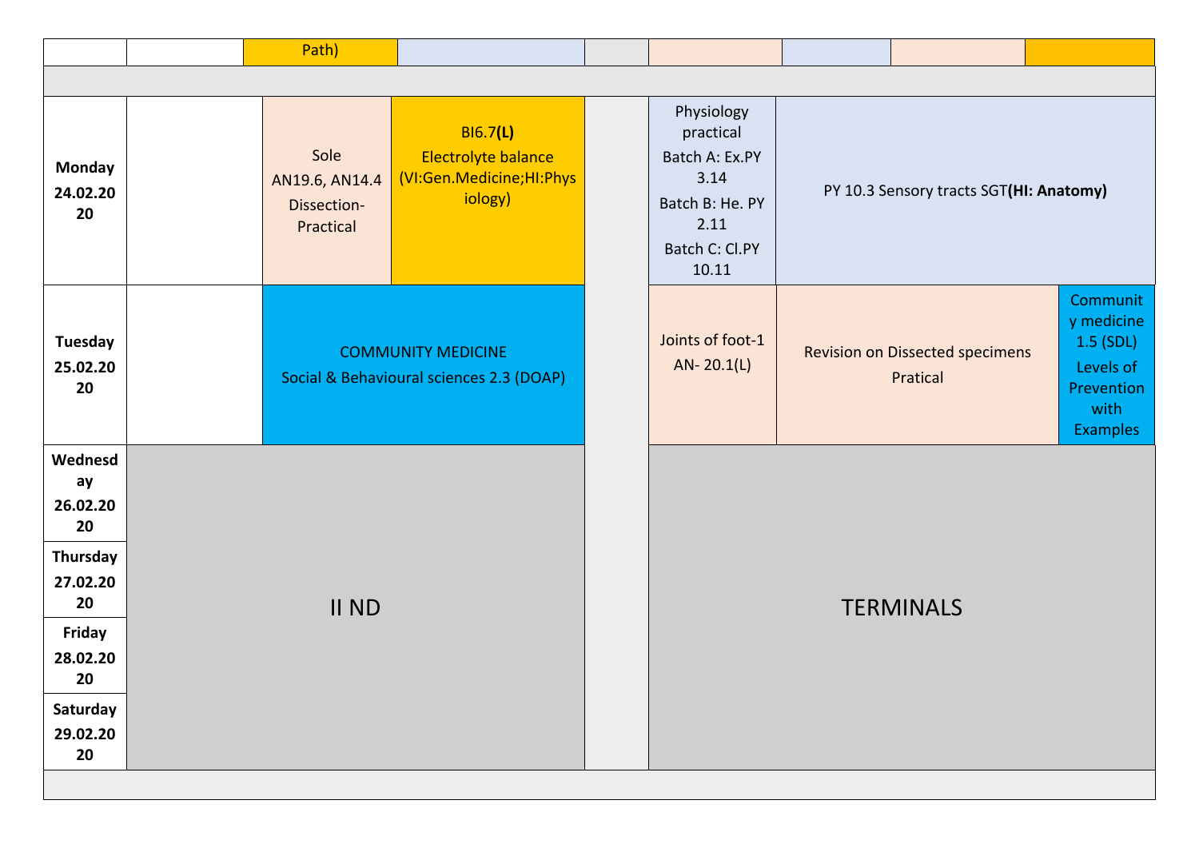| | | Path) | | | | | | |
|---|---|---|---|---|---|---|---|---|
| | | | | | | | | |
| **Monday 24.02.2020** | | Sole AN19.6, AN14.4 Dissection-Practical | BI6.7**(L)** Electrolyte balance (VI:Gen.Medicine;HI:Physiology) | | Physiology practical Batch A: Ex.PY 3.14 Batch B: He. PY 2.11 Batch C: Cl.PY 10.11 | PY 10.3 Sensory tracts SGT**(HI: Anatomy)** | | |
| **Tuesday 25.02.2020** | | COMMUNITY MEDICINE Social & Behavioural sciences 2.3 (DOAP) | | | Joints of foot-1 AN- 20.1(L) | Revision on Dissected specimens Pratical | | Community medicine 1.5 (SDL) Levels of Prevention with Examples |
| **Wednesday 26.02.2020** | II ND | | | | TERMINALS | | | |
| **Thursday 27.02.2020** | | | | | | | | |
| **Friday 28.02.2020** | | | | | | | | |
| **Saturday 29.02.2020** | | | | | | | | |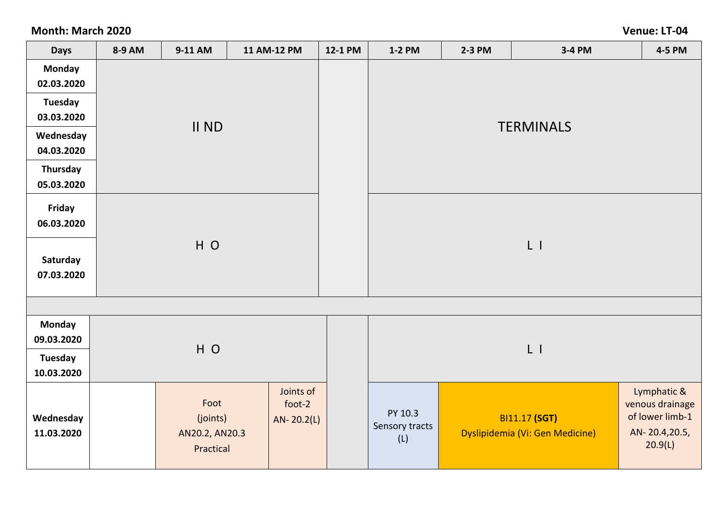**Month: March 2020** **Venue: LT-04**

| Days | 8-9 AM | 9-11 AM | 11 AM-12 PM | 12-1 PM | 1-2 PM | 2-3 PM | 3-4 PM | 4-5 PM |
|---|---|---|---|---|---|---|---|---|
| Monday 02.03.2020 | II ND | | | | TERMINALS | | | |
| Tuesday 03.03.2020 | II ND | | | | TERMINALS | | | |
| Wednesday 04.03.2020 | II ND | | | | TERMINALS | | | |
| Thursday 05.03.2020 | II ND | | | | TERMINALS | | | |
| Friday 06.03.2020 | H O | | | | L I | | | |
| Saturday 07.03.2020 | H O | | | | L I | | | |
| | | | | | | | | |
| Monday 09.03.2020 | H O | | | | L I | | | |
| Tuesday 10.03.2020 | H O | | | | L I | | | |
| Wednesday 11.03.2020 | | Foot (joints) AN20.2, AN20.3 Practical | Joints of foot-2 AN- 20.2(L) | | PY 10.3 Sensory tracts (L) | BI11.17 **(SGT)** Dyslipidemia (Vi: Gen Medicine) | | Lymphatic & venous drainage of lower limb-1 AN- 20.4,20.5, 20.9(L) |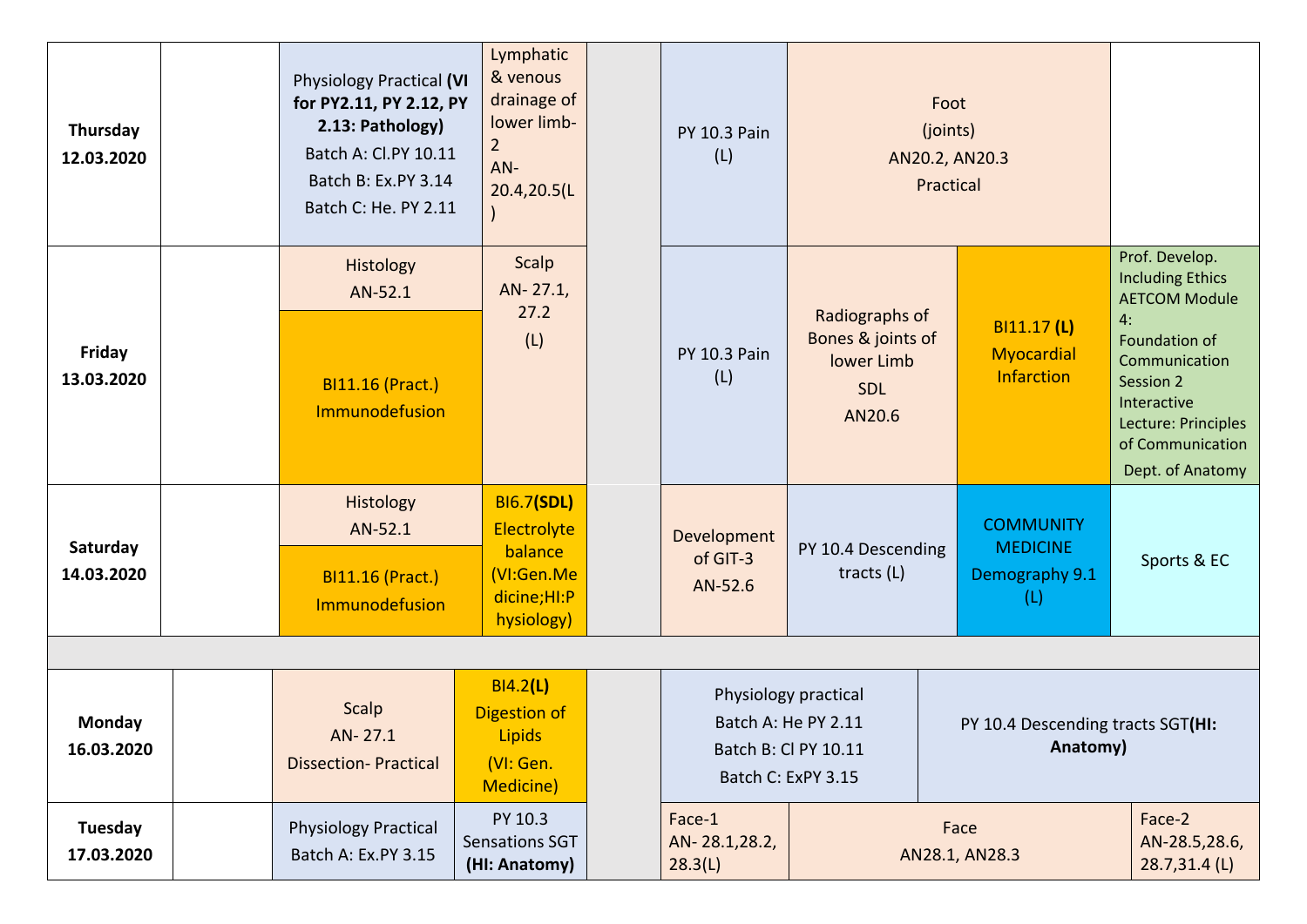| Day | | | | | | | | |
|---|---|---|---|---|---|---|---|---|
| **Thursday 12.03.2020** | | Physiology Practical **(VI for PY2.11, PY 2.12, PY 2.13: Pathology)** Batch A: Cl.PY 10.11 Batch B: Ex.PY 3.14 Batch C: He. PY 2.11 | Lymphatic & venous drainage of lower limb-2 AN-20.4,20.5(L) | | PY 10.3 Pain (L) | Foot (joints) AN20.2, AN20.3 Practical | | |
| **Friday 13.03.2020** | | Histology AN-52.1 / BI11.16 (Pract.) Immunodefusion | Scalp AN- 27.1, 27.2 (L) | | PY 10.3 Pain (L) | Radiographs of Bones & joints of lower Limb SDL AN20.6 | BI11.17 **(L)** Myocardial Infarction | Prof. Develop. Including Ethics AETCOM Module 4: Foundation of Communication Session 2 Interactive Lecture: Principles of Communication Dept. of Anatomy |
| **Saturday 14.03.2020** | | Histology AN-52.1 / BI11.16 (Pract.) Immunodefusion | BI6.7**(SDL)** Electrolyte balance (VI:Gen.Medicine;HI:Physiology) | | Development of GIT-3 AN-52.6 | PY 10.4 Descending tracts (L) | COMMUNITY MEDICINE Demography 9.1 (L) | Sports & EC |
| | | | | | | | | |
| **Monday 16.03.2020** | | Scalp AN- 27.1 Dissection- Practical | BI4.2**(L)** Digestion of Lipids (VI: Gen. Medicine) | | Physiology practical Batch A: He PY 2.11 Batch B: Cl PY 10.11 Batch C: ExPY 3.15 | | PY 10.4 Descending tracts SGT**(HI: Anatomy)** | |
| **Tuesday 17.03.2020** | | Physiology Practical Batch A: Ex.PY 3.15 | PY 10.3 Sensations SGT **(HI: Anatomy)** | | Face-1 AN- 28.1,28.2, 28.3(L) | Face AN28.1, AN28.3 | | Face-2 AN-28.5,28.6, 28.7,31.4 (L) |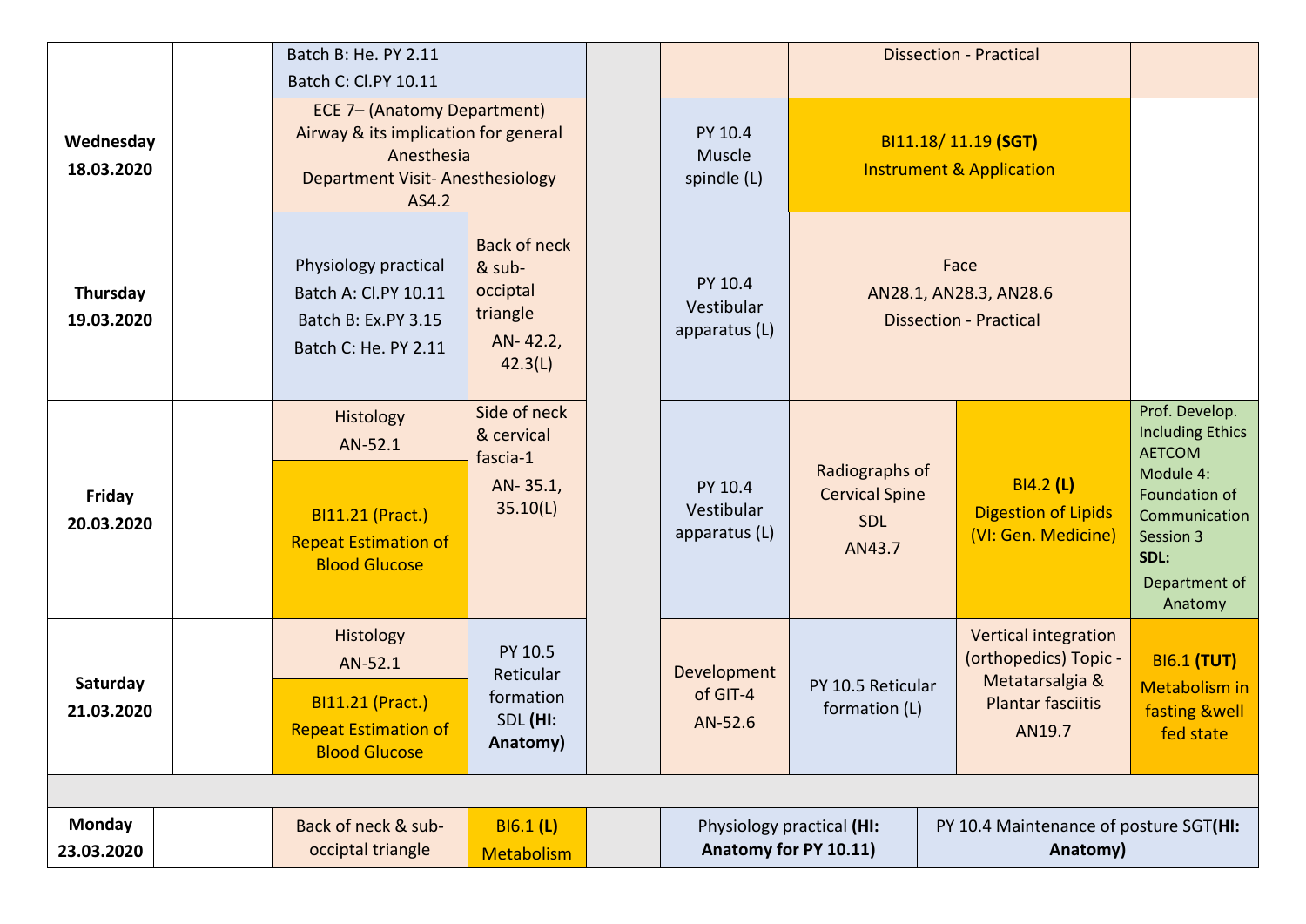| Day | | | | | | | | |
|---|---|---|---|---|---|---|---|---|
| | | Batch B: He. PY 2.11<br>Batch C: Cl.PY 10.11 | | | | Dissection - Practical | | |
| **Wednesday 18.03.2020** | | ECE 7– (Anatomy Department) Airway & its implication for general Anesthesia Department Visit- Anesthesiology AS4.2 | | | PY 10.4 Muscle spindle (L) | BI11.18/ 11.19 **(SGT)** Instrument & Application | | |
| **Thursday 19.03.2020** | | Physiology practical<br>Batch A: Cl.PY 10.11<br>Batch B: Ex.PY 3.15<br>Batch C: He. PY 2.11 | Back of neck & sub-occiptal triangle AN- 42.2, 42.3(L) | | PY 10.4 Vestibular apparatus (L) | Face AN28.1, AN28.3, AN28.6 Dissection - Practical | | |
| **Friday 20.03.2020** | | Histology AN-52.1<br>BI11.21 (Pract.) Repeat Estimation of Blood Glucose | Side of neck & cervical fascia-1 AN- 35.1, 35.10(L) | | PY 10.4 Vestibular apparatus (L) | Radiographs of Cervical Spine SDL AN43.7 | BI4.2 **(L)** Digestion of Lipids (VI: Gen. Medicine) | Prof. Develop. Including Ethics AETCOM Module 4: Foundation of Communication Session 3 **SDL:** Department of Anatomy |
| **Saturday 21.03.2020** | | Histology AN-52.1<br>BI11.21 (Pract.) Repeat Estimation of Blood Glucose | PY 10.5 Reticular formation SDL **(HI: Anatomy)** | | Development of GIT-4 AN-52.6 | PY 10.5 Reticular formation (L) | Vertical integration (orthopedics) Topic - Metatarsalgia & Plantar fasciitis AN19.7 | BI6.1 **(TUT)** Metabolism in fasting &well fed state |
| | | | | | | | | |
| **Monday 23.03.2020** | | Back of neck & sub-occiptal triangle | BI6.1 **(L)** Metabolism | | Physiology practical **(HI: Anatomy for PY 10.11)** | PY 10.4 Maintenance of posture SGT**(HI: Anatomy)** | | |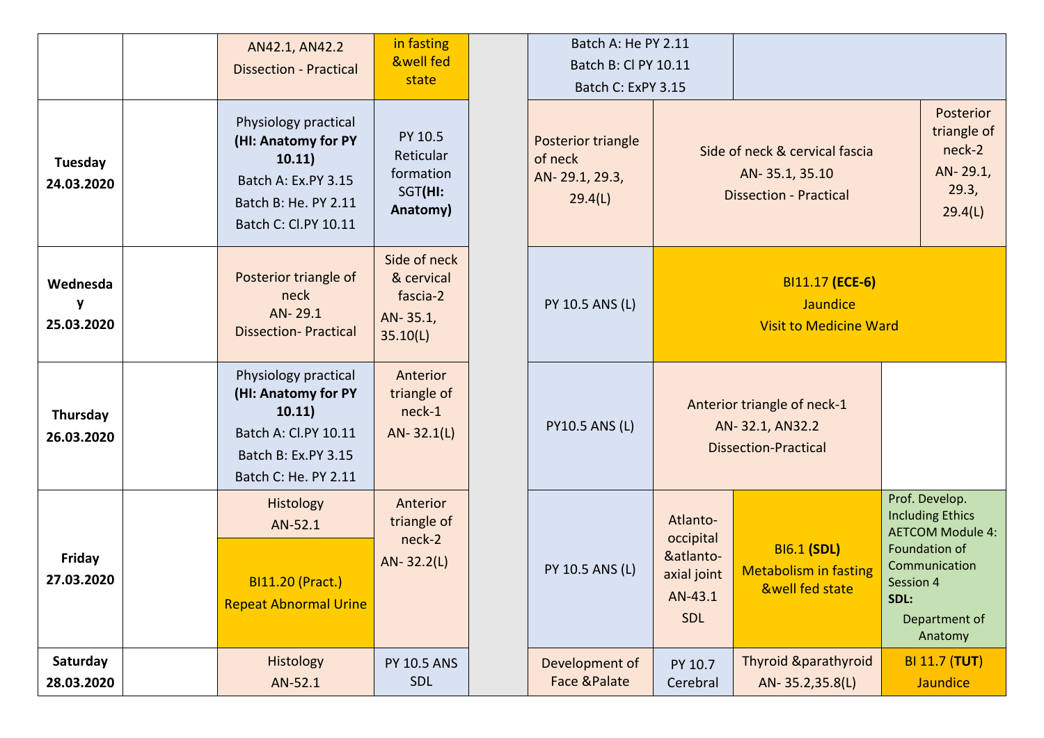| | | | | | | | | |
|---|---|---|---|---|---|---|---|---|
| | | AN42.1, AN42.2 Dissection - Practical | in fasting &well fed state | | Batch A: He PY 2.11 Batch B: Cl PY 10.11 Batch C: ExPY 3.15 | | | |
| **Tuesday 24.03.2020** | | Physiology practical **(HI: Anatomy for PY 10.11)** Batch A: Ex.PY 3.15 Batch B: He. PY 2.11 Batch C: Cl.PY 10.11 | PY 10.5 Reticular formation SGT**(HI: Anatomy)** | | Posterior triangle of neck AN- 29.1, 29.3, 29.4(L) | Side of neck & cervical fascia AN- 35.1, 35.10 Dissection - Practical | | Posterior triangle of neck-2 AN- 29.1, 29.3, 29.4(L) |
| **Wednesday 25.03.2020** | | Posterior triangle of neck AN- 29.1 Dissection- Practical | Side of neck & cervical fascia-2 AN- 35.1, 35.10(L) | | PY 10.5 ANS (L) | BI11.17 **(ECE-6)** Jaundice Visit to Medicine Ward | | |
| **Thursday 26.03.2020** | | Physiology practical **(HI: Anatomy for PY 10.11)** Batch A: Cl.PY 10.11 Batch B: Ex.PY 3.15 Batch C: He. PY 2.11 | Anterior triangle of neck-1 AN- 32.1(L) | | PY10.5 ANS (L) | Anterior triangle of neck-1 AN- 32.1, AN32.2 Dissection-Practical | | |
| **Friday 27.03.2020** | | Histology AN-52.1 / BI11.20 (Pract.) Repeat Abnormal Urine | Anterior triangle of neck-2 AN- 32.2(L) | | PY 10.5 ANS (L) | Atlanto-occipital &atlanto-axial joint AN-43.1 SDL | BI6.1 **(SDL)** Metabolism in fasting &well fed state | Prof. Develop. Including Ethics AETCOM Module 4: Foundation of Communication Session 4 **SDL:** Department of Anatomy |
| **Saturday 28.03.2020** | | Histology AN-52.1 | PY 10.5 ANS SDL | | Development of Face &Palate | PY 10.7 Cerebral | Thyroid &parathyroid AN- 35.2,35.8(L) | BI 11.7 (**TUT**) Jaundice |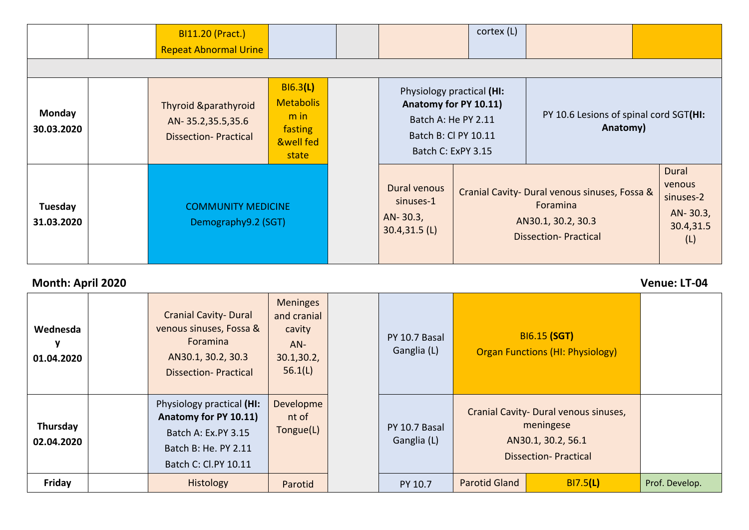| | | | | | | | | |
|---|---|---|---|---|---|---|---|---|
| | | BI11.20 (Pract.) Repeat Abnormal Urine | | | | cortex (L) | | |
| | | | | | | | | |
| **Monday 30.03.2020** | | Thyroid &parathyroid AN- 35.2,35.5,35.6 Dissection- Practical | BI6.3**(L)** Metabolism in fasting &well fed state | | Physiology practical **(HI: Anatomy for PY 10.11)** Batch A: He PY 2.11 Batch B: Cl PY 10.11 Batch C: ExPY 3.15 | | PY 10.6 Lesions of spinal cord SGT**(HI: Anatomy)** | |
| **Tuesday 31.03.2020** | | COMMUNITY MEDICINE Demography9.2 (SGT) | | | Dural venous sinuses-1 AN- 30.3, 30.4,31.5 (L) | Cranial Cavity- Dural venous sinuses, Fossa & Foramina AN30.1, 30.2, 30.3 Dissection- Practical | | Dural venous sinuses-2 AN- 30.3, 30.4,31.5 (L) |

**Month: April 2020** **Venue: LT-04**

| | | | | | | | | |
|---|---|---|---|---|---|---|---|---|
| **Wednesday 01.04.2020** | | Cranial Cavity- Dural venous sinuses, Fossa & Foramina AN30.1, 30.2, 30.3 Dissection- Practical | Meninges and cranial cavity AN-30.1,30.2, 56.1(L) | | PY 10.7 Basal Ganglia (L) | BI6.15 **(SGT)** Organ Functions (HI: Physiology) | | |
| **Thursday 02.04.2020** | | Physiology practical **(HI: Anatomy for PY 10.11)** Batch A: Ex.PY 3.15 Batch B: He. PY 2.11 Batch C: Cl.PY 10.11 | Development of Tongue(L) | | PY 10.7 Basal Ganglia (L) | Cranial Cavity- Dural venous sinuses, meningese AN30.1, 30.2, 56.1 Dissection- Practical | | |
| **Friday** | | Histology | Parotid | | PY 10.7 | Parotid Gland | BI7.5**(L)** | Prof. Develop. |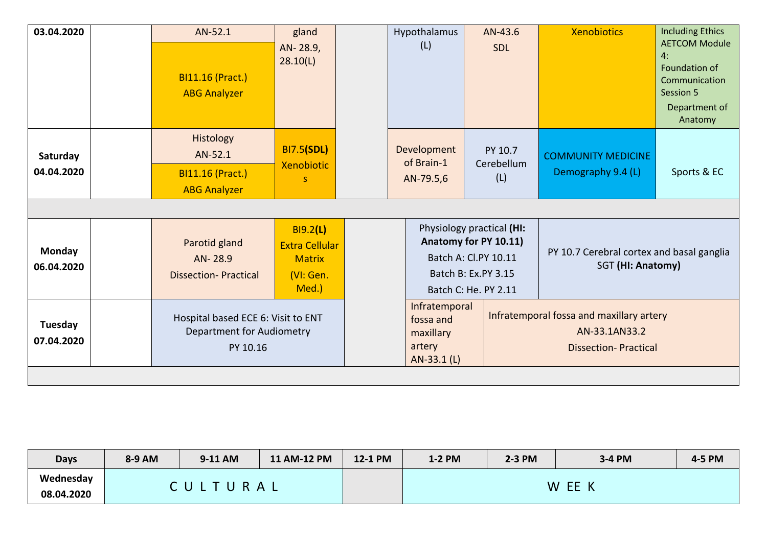| 03.04.2020 | | AN-52.1<br>BI11.16 (Pract.)<br>ABG Analyzer | gland<br>AN- 28.9, 28.10(L) | | Hypothalamus (L) | AN-43.6<br>SDL | Xenobiotics | Including Ethics AETCOM Module 4:<br>Foundation of Communication Session 5<br>Department of Anatomy |
|---|---|---|---|---|---|---|---|---|
| Saturday<br>04.04.2020 | | Histology<br>AN-52.1<br>BI11.16 (Pract.)<br>ABG Analyzer | BI7.5**(SDL)**<br>Xenobiotics | | Development of Brain-1<br>AN-79.5,6 | PY 10.7<br>Cerebellum (L) | COMMUNITY MEDICINE<br>Demography 9.4 (L) | Sports & EC |
| | | | | | | | | |
| Monday<br>06.04.2020 | | Parotid gland<br>AN- 28.9<br>Dissection- Practical | BI9.2**(L)**<br>Extra Cellular Matrix<br>(VI: Gen. Med.) | | Physiology practical **(HI: Anatomy for PY 10.11)**<br>Batch A: Cl.PY 10.11<br>Batch B: Ex.PY 3.15<br>Batch C: He. PY 2.11 | | PY 10.7 Cerebral cortex and basal ganglia SGT **(HI: Anatomy)** | |
| Tuesday<br>07.04.2020 | | Hospital based ECE 6: Visit to ENT Department for Audiometry<br>PY 10.16 | | | Infratemporal fossa and maxillary artery<br>AN-33.1 (L) | Infratemporal fossa and maxillary artery<br>AN-33.1AN33.2<br>Dissection- Practical | | |

| Days | 8-9 AM | 9-11 AM | 11 AM-12 PM | 12-1 PM | 1-2 PM | 2-3 PM | 3-4 PM | 4-5 PM |
|---|---|---|---|---|---|---|---|---|
| Wednesday<br>08.04.2020 | C U L T U R A L | | | | W EE K | | | |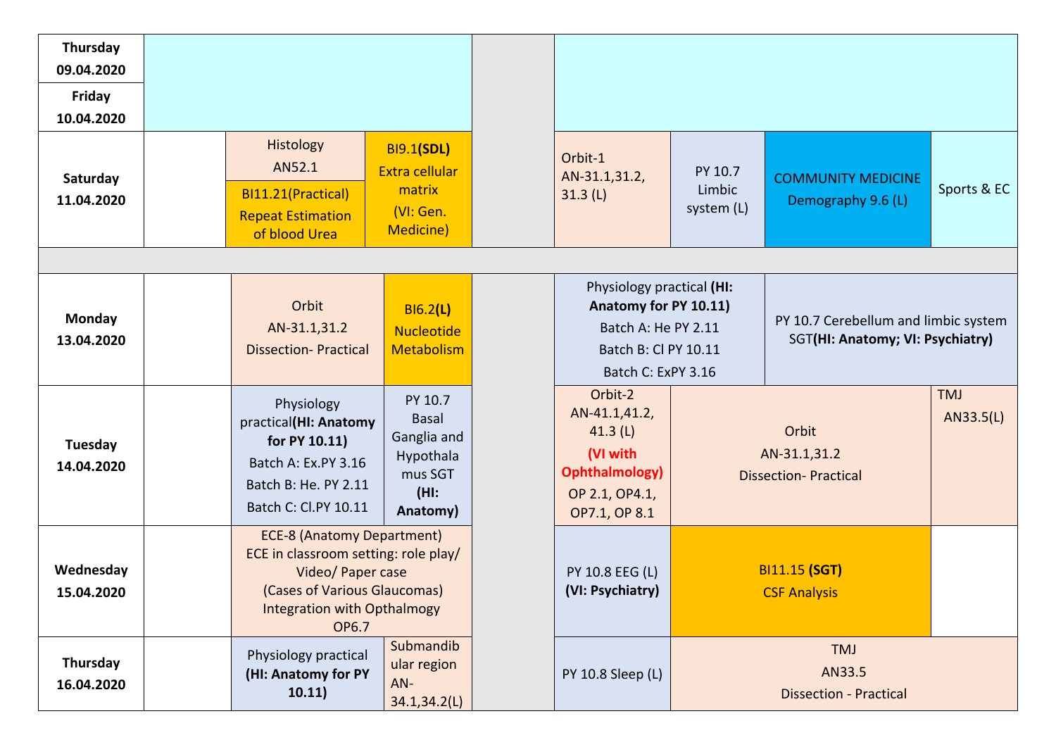| Day | | | | | | | | |
|---|---|---|---|---|---|---|---|---|
| **Thursday 09.04.2020** | | | | | | | | |
| **Friday 10.04.2020** | | | | | | | | |
| **Saturday 11.04.2020** | | Histology AN52.1 / BI11.21(Practical) Repeat Estimation of blood Urea | BI9.1**(SDL)** Extra cellular matrix (VI: Gen. Medicine) | | Orbit-1 AN-31.1,31.2, 31.3 (L) | PY 10.7 Limbic system (L) | COMMUNITY MEDICINE Demography 9.6 (L) | Sports & EC |
| | | | | | | | | |
| **Monday 13.04.2020** | | Orbit AN-31.1,31.2 Dissection- Practical | BI6.2**(L)** Nucleotide Metabolism | | Physiology practical **(HI: Anatomy for PY 10.11)** Batch A: He PY 2.11 Batch B: Cl PY 10.11 Batch C: ExPY 3.16 | | PY 10.7 Cerebellum and limbic system SGT**(HI: Anatomy; VI: Psychiatry)** | |
| **Tuesday 14.04.2020** | | Physiology practical**(HI: Anatomy for PY 10.11)** Batch A: Ex.PY 3.16 Batch B: He. PY 2.11 Batch C: Cl.PY 10.11 | PY 10.7 Basal Ganglia and Hypothalamus SGT **(HI: Anatomy)** | | Orbit-2 AN-41.1,41.2, 41.3 (L) **(VI with Ophthalmology)** OP 2.1, OP4.1, OP7.1, OP 8.1 | Orbit AN-31.1,31.2 Dissection- Practical | | TMJ AN33.5(L) |
| **Wednesday 15.04.2020** | | ECE-8 (Anatomy Department) ECE in classroom setting: role play/ Video/ Paper case (Cases of Various Glaucomas) Integration with Opthalmogy OP6.7 | | | PY 10.8 EEG (L) **(VI: Psychiatry)** | BI11.15 **(SGT)** CSF Analysis | | |
| **Thursday 16.04.2020** | | Physiology practical **(HI: Anatomy for PY 10.11)** | Submandibular region AN-34.1,34.2(L) | | PY 10.8 Sleep (L) | TMJ AN33.5 Dissection - Practical | | |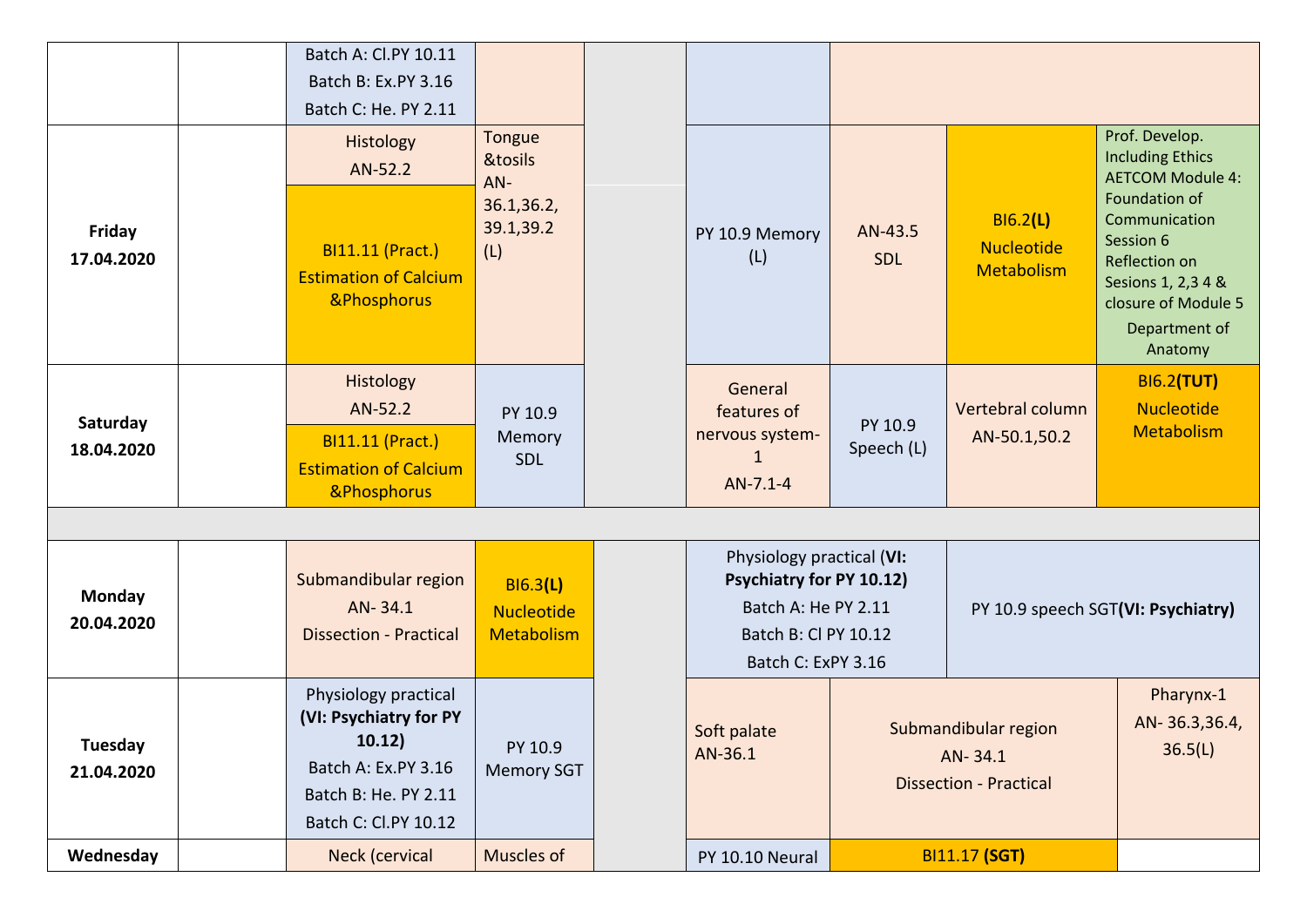| | | | | | | | | |
|---|---|---|---|---|---|---|---|---|
| | | Batch A: Cl.PY 10.11<br>Batch B: Ex.PY 3.16<br>Batch C: He. PY 2.11 | | | | | | |
| **Friday**<br>**17.04.2020** | | Histology<br>AN-52.2<br>BI11.11 (Pract.)<br>Estimation of Calcium &Phosphorus | Tongue &tosils AN-36.1,36.2, 39.1,39.2 (L) | | PY 10.9 Memory (L) | AN-43.5<br>SDL | BI6.2**(L)**<br>Nucleotide Metabolism | Prof. Develop. Including Ethics AETCOM Module 4: Foundation of Communication Session 6 Reflection on Sesions 1, 2,3 4 & closure of Module 5<br>Department of Anatomy |
| **Saturday**<br>**18.04.2020** | | Histology<br>AN-52.2<br>BI11.11 (Pract.)<br>Estimation of Calcium &Phosphorus | PY 10.9<br>Memory<br>SDL | | General features of nervous system-1<br>AN-7.1-4 | PY 10.9<br>Speech (L) | Vertebral column<br>AN-50.1,50.2 | BI6.2**(TUT)**<br>Nucleotide Metabolism |
| | | | | | | | | |
| **Monday**<br>**20.04.2020** | | Submandibular region<br>AN- 34.1<br>Dissection - Practical | BI6.3**(L)**<br>Nucleotide Metabolism | | Physiology practical (**VI: Psychiatry for PY 10.12)**<br>Batch A: He PY 2.11<br>Batch B: Cl PY 10.12<br>Batch C: ExPY 3.16 | | PY 10.9 speech SGT**(VI: Psychiatry)** | |
| **Tuesday**<br>**21.04.2020** | | Physiology practical **(VI: Psychiatry for PY 10.12)**<br>Batch A: Ex.PY 3.16<br>Batch B: He. PY 2.11<br>Batch C: Cl.PY 10.12 | PY 10.9<br>Memory SGT | | Soft palate<br>AN-36.1 | Submandibular region<br>AN- 34.1<br>Dissection - Practical | | Pharynx-1<br>AN- 36.3,36.4, 36.5(L) |
| **Wednesday** | | Neck (cervical | Muscles of | | PY 10.10 Neural | BI11.17 **(SGT)** | | |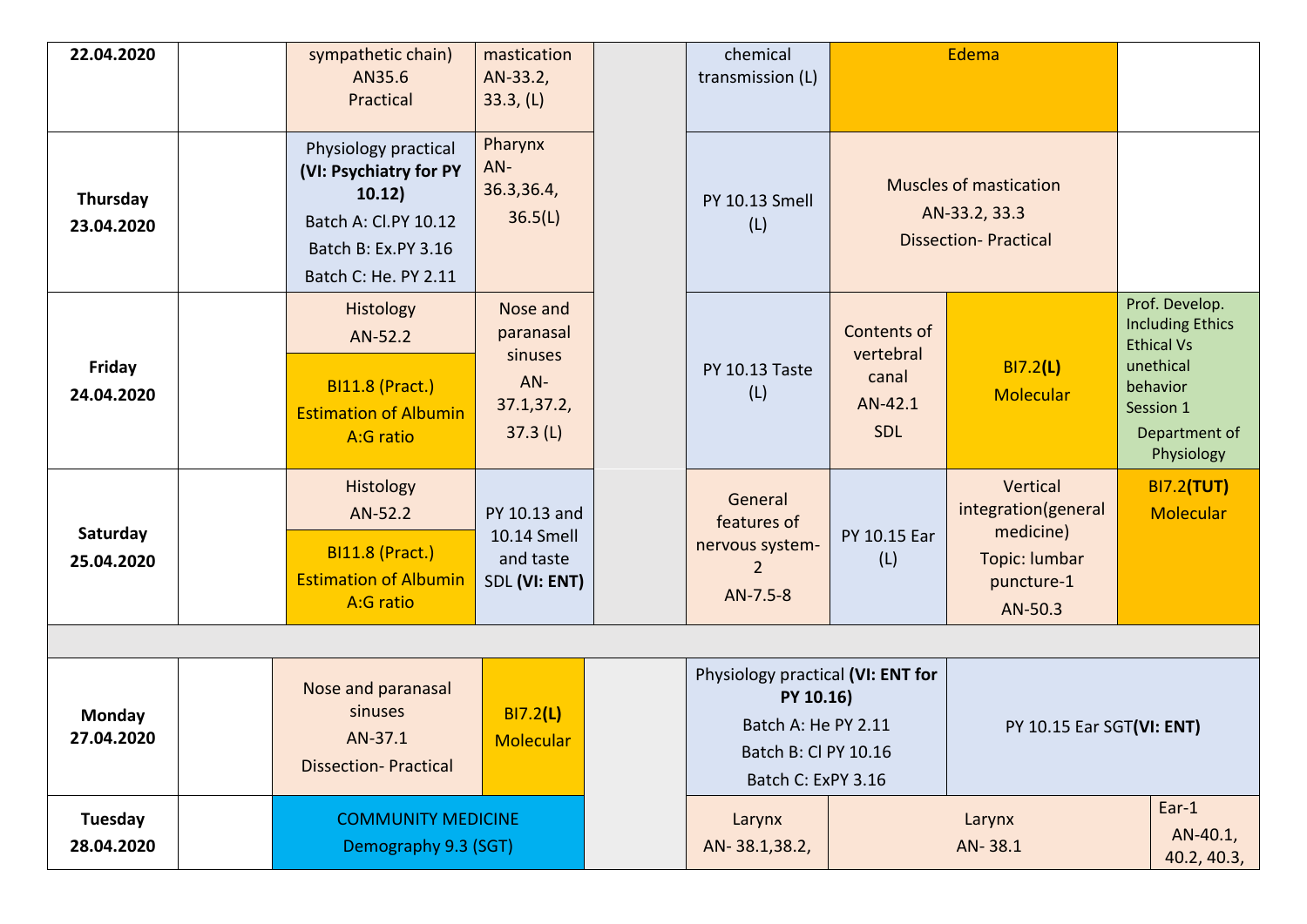| Day | | | | | | | | |
|---|---|---|---|---|---|---|---|---|
| 22.04.2020 | | sympathetic chain) AN35.6 Practical | mastication AN-33.2, 33.3, (L) | | chemical transmission (L) | Edema | | |
| Thursday 23.04.2020 | | Physiology practical **(VI: Psychiatry for PY 10.12)** Batch A: Cl.PY 10.12 Batch B: Ex.PY 3.16 Batch C: He. PY 2.11 | Pharynx AN-36.3,36.4, 36.5(L) | | PY 10.13 Smell (L) | Muscles of mastication AN-33.2, 33.3 Dissection- Practical | | |
| Friday 24.04.2020 | | Histology AN-52.2 / BI11.8 (Pract.) Estimation of Albumin A:G ratio | Nose and paranasal sinuses AN-37.1,37.2, 37.3 (L) | | PY 10.13 Taste (L) | Contents of vertebral canal AN-42.1 SDL | BI7.2**(L)** Molecular | Prof. Develop. Including Ethics Ethical Vs unethical behavior Session 1 Department of Physiology |
| Saturday 25.04.2020 | | Histology AN-52.2 / BI11.8 (Pract.) Estimation of Albumin A:G ratio | PY 10.13 and 10.14 Smell and taste SDL **(VI: ENT)** | | General features of nervous system-2 AN-7.5-8 | PY 10.15 Ear (L) | Vertical integration(general medicine) Topic: lumbar puncture-1 AN-50.3 | BI7.2**(TUT)** Molecular |
| | | | | | | | | |
| Monday 27.04.2020 | | Nose and paranasal sinuses AN-37.1 Dissection- Practical | BI7.2**(L)** Molecular | | Physiology practical **(VI: ENT for PY 10.16)** Batch A: He PY 2.11 Batch B: Cl PY 10.16 Batch C: ExPY 3.16 | | PY 10.15 Ear SGT**(VI: ENT)** | |
| Tuesday 28.04.2020 | | COMMUNITY MEDICINE Demography 9.3 (SGT) | | | Larynx AN- 38.1,38.2, | Larynx AN- 38.1 | | Ear-1 AN-40.1, 40.2, 40.3, |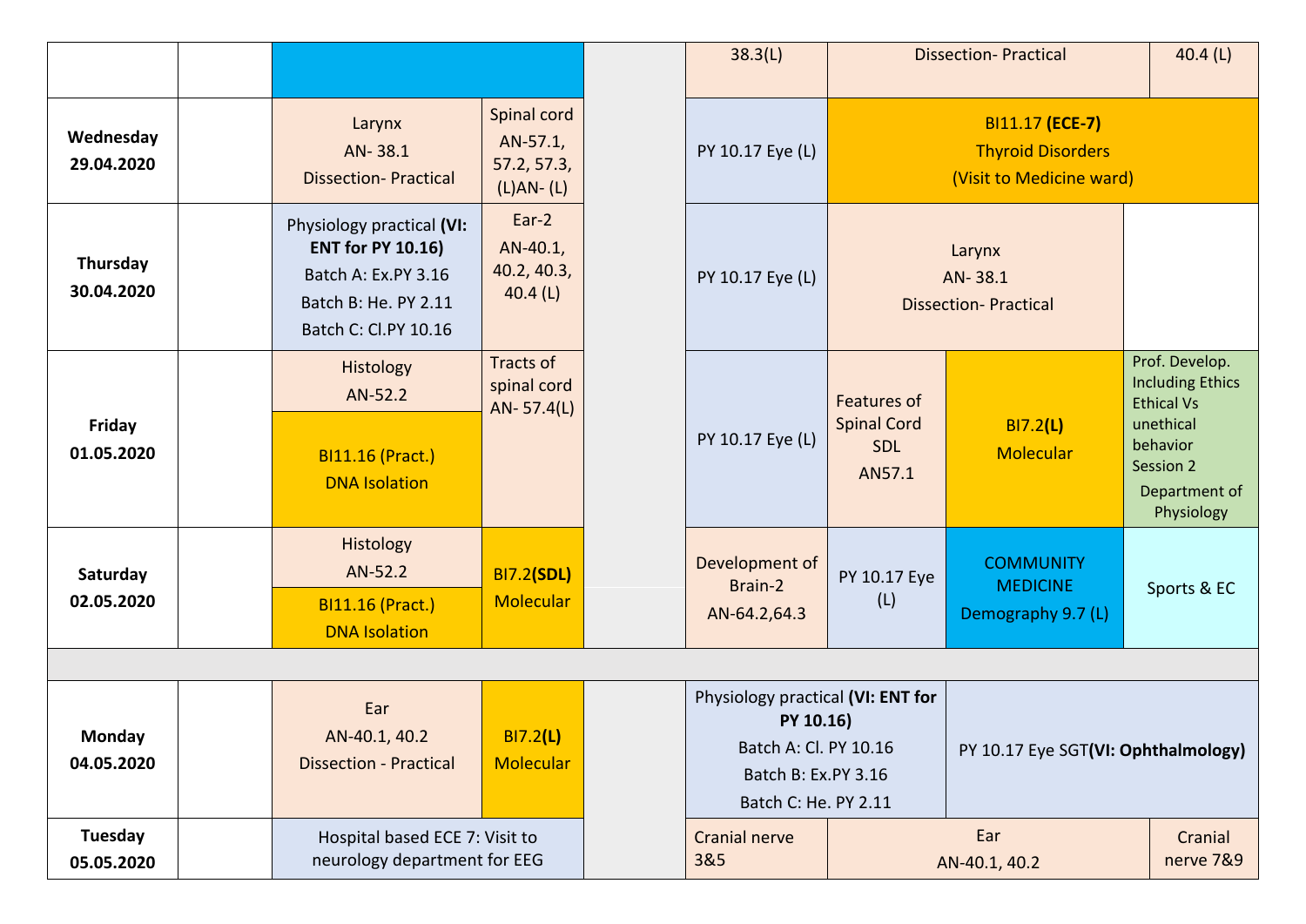| Day | | | | | | | | |
|---|---|---|---|---|---|---|---|---|
| | | | | | 38.3(L) | Dissection- Practical | | 40.4 (L) |
| **Wednesday 29.04.2020** | | Larynx AN- 38.1 Dissection- Practical | Spinal cord AN-57.1, 57.2, 57.3, (L)AN- (L) | | PY 10.17 Eye (L) | BI11.17 **(ECE-7)** Thyroid Disorders (Visit to Medicine ward) | | |
| **Thursday 30.04.2020** | | Physiology practical **(VI: ENT for PY 10.16)** Batch A: Ex.PY 3.16 Batch B: He. PY 2.11 Batch C: Cl.PY 10.16 | Ear-2 AN-40.1, 40.2, 40.3, 40.4 (L) | | PY 10.17 Eye (L) | Larynx AN- 38.1 Dissection- Practical | | |
| **Friday 01.05.2020** | | Histology AN-52.2 / BI11.16 (Pract.) DNA Isolation | Tracts of spinal cord AN- 57.4(L) | | PY 10.17 Eye (L) | Features of Spinal Cord SDL AN57.1 | BI7.2**(L)** Molecular | Prof. Develop. Including Ethics Ethical Vs unethical behavior Session 2 Department of Physiology |
| **Saturday 02.05.2020** | | Histology AN-52.2 / BI11.16 (Pract.) DNA Isolation | BI7.2**(SDL)** Molecular | | Development of Brain-2 AN-64.2,64.3 | PY 10.17 Eye (L) | COMMUNITY MEDICINE Demography 9.7 (L) | Sports & EC |
| | | | | | | | | |
| **Monday 04.05.2020** | | Ear AN-40.1, 40.2 Dissection - Practical | BI7.2**(L)** Molecular | | Physiology practical **(VI: ENT for PY 10.16)** Batch A: Cl. PY 10.16 Batch B: Ex.PY 3.16 Batch C: He. PY 2.11 | | PY 10.17 Eye SGT**(VI: Ophthalmology)** | |
| **Tuesday 05.05.2020** | | Hospital based ECE 7: Visit to neurology department for EEG | | | Cranial nerve 3&5 | Ear AN-40.1, 40.2 | | Cranial nerve 7&9 |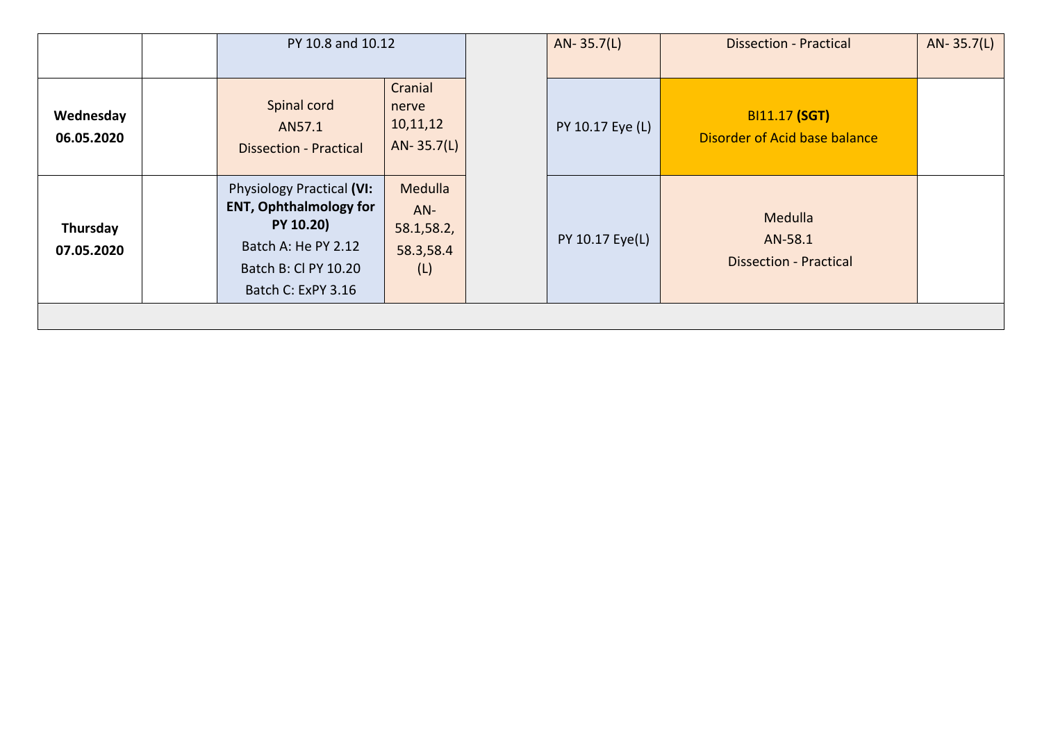|  |  |  |  |  |  |  |  |
|---|---|---|---|---|---|---|---|
|  |  | PY 10.8 and 10.12 |  |  | AN- 35.7(L) | Dissection - Practical | AN- 35.7(L) |
| **Wednesday 06.05.2020** |  | Spinal cord AN57.1 Dissection - Practical | Cranial nerve 10,11,12 AN- 35.7(L) |  | PY 10.17 Eye (L) | BI11.17 **(SGT)** Disorder of Acid base balance |  |
| **Thursday 07.05.2020** |  | Physiology Practical **(VI: ENT, Ophthalmology for PY 10.20)** Batch A: He PY 2.12 Batch B: Cl PY 10.20 Batch C: ExPY 3.16 | Medulla AN- 58.1,58.2, 58.3,58.4 (L) |  | PY 10.17 Eye(L) | Medulla AN-58.1 Dissection - Practical |  |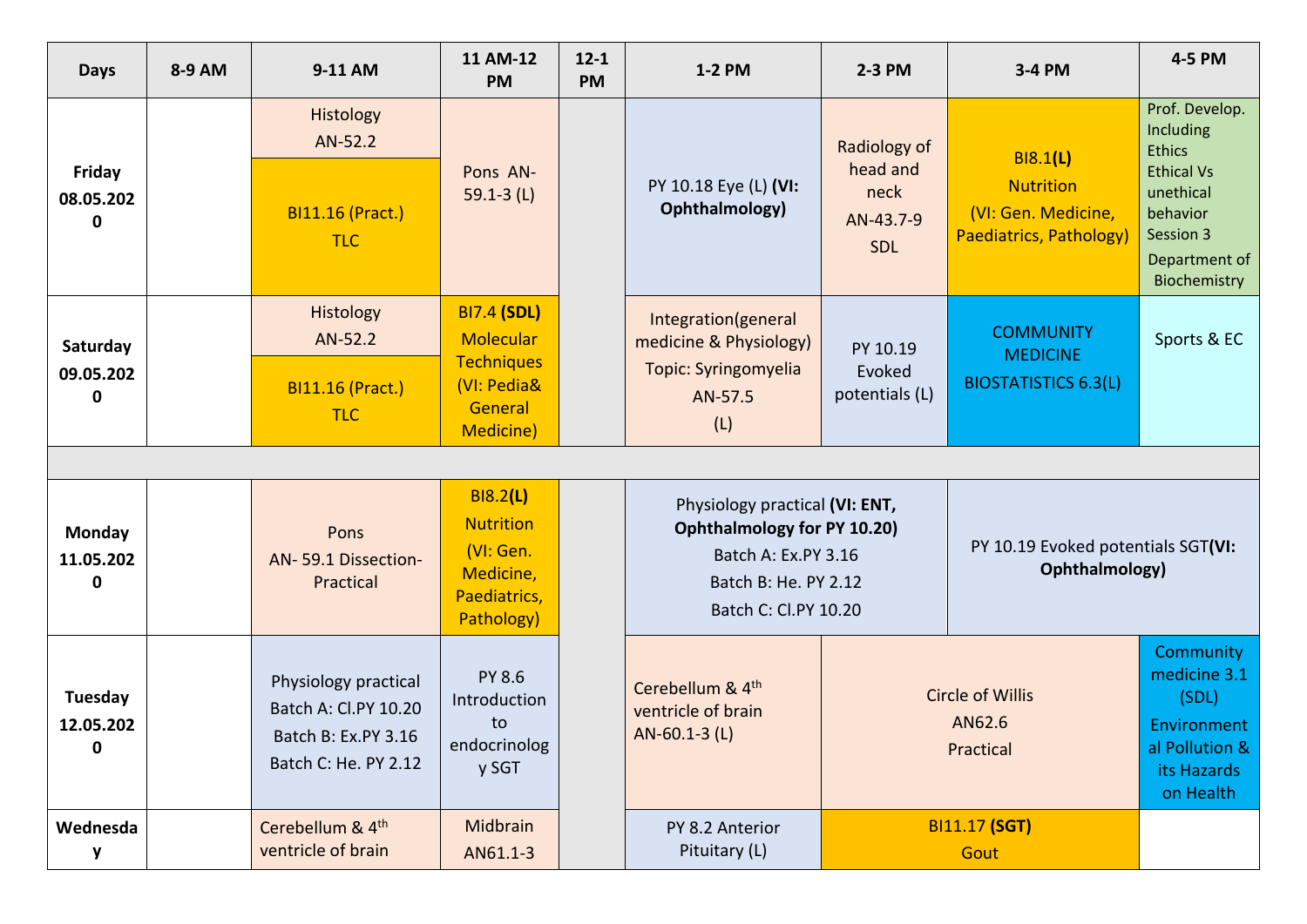| Days | 8-9 AM | 9-11 AM | 11 AM-12 PM | 12-1 PM | 1-2 PM | 2-3 PM | 3-4 PM | 4-5 PM |
|---|---|---|---|---|---|---|---|---|
| **Friday 08.05.2020** | | Histology AN-52.2<br>BI11.16 (Pract.) TLC | Pons AN-59.1-3 (L) | | PY 10.18 Eye (L) **(VI: Ophthalmology)** | Radiology of head and neck AN-43.7-9 SDL | BI8.1**(L)** Nutrition (VI: Gen. Medicine, Paediatrics, Pathology) | Prof. Develop. Including Ethics Ethical Vs unethical behavior Session 3 Department of Biochemistry |
| **Saturday 09.05.2020** | | Histology AN-52.2<br>BI11.16 (Pract.) TLC | BI7.4 **(SDL)** Molecular Techniques (VI: Pedia& General Medicine) | | Integration(general medicine & Physiology) Topic: Syringomyelia AN-57.5 (L) | PY 10.19 Evoked potentials (L) | COMMUNITY MEDICINE BIOSTATISTICS 6.3(L) | Sports & EC |
| | | | | | | | | |
| **Monday 11.05.2020** | | Pons AN- 59.1 Dissection-Practical | BI8.2**(L)** Nutrition (VI: Gen. Medicine, Paediatrics, Pathology) | | Physiology practical **(VI: ENT, Ophthalmology for PY 10.20)** Batch A: Ex.PY 3.16 Batch B: He. PY 2.12 Batch C: Cl.PY 10.20 | | PY 10.19 Evoked potentials SGT**(VI: Ophthalmology)** | |
| **Tuesday 12.05.2020** | | Physiology practical Batch A: Cl.PY 10.20 Batch B: Ex.PY 3.16 Batch C: He. PY 2.12 | PY 8.6 Introduction to endocrinology SGT | | Cerebellum & 4th ventricle of brain AN-60.1-3 (L) | Circle of Willis AN62.6 Practical | | Community medicine 3.1 (SDL) Environmental Pollution & its Hazards on Health |
| **Wednesday** | | Cerebellum & 4th ventricle of brain | Midbrain AN61.1-3 | | PY 8.2 Anterior Pituitary (L) | BI11.17 **(SGT)** Gout | | |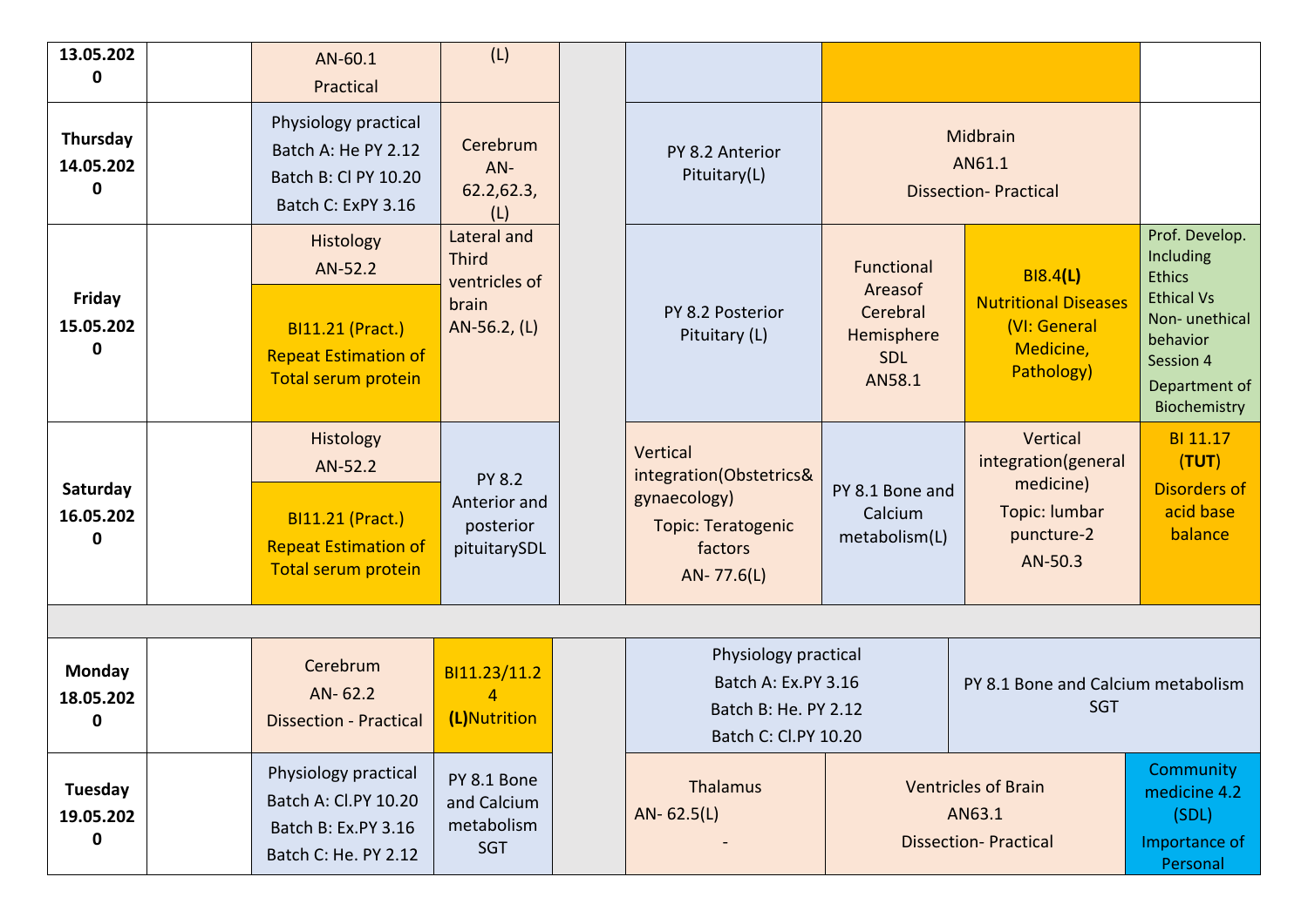| | | | | | | | | |
|---|---|---|---|---|---|---|---|---|
| 13.05.2020 | | AN-60.1 Practical | (L) | | | | | |
| Thursday 14.05.2020 | | Physiology practical Batch A: He PY 2.12 Batch B: Cl PY 10.20 Batch C: ExPY 3.16 | Cerebrum AN-62.2,62.3, (L) | | PY 8.2 Anterior Pituitary(L) | Midbrain AN61.1 Dissection- Practical | | |
| Friday 15.05.2020 | | Histology AN-52.2 / BI11.21 (Pract.) Repeat Estimation of Total serum protein | Lateral and Third ventricles of brain AN-56.2, (L) | | PY 8.2 Posterior Pituitary (L) | Functional Areasof Cerebral Hemisphere SDL AN58.1 | BI8.4**(L)** Nutritional Diseases (VI: General Medicine, Pathology) | Prof. Develop. Including Ethics Ethical Vs Non- unethical behavior Session 4 Department of Biochemistry |
| Saturday 16.05.2020 | | Histology AN-52.2 / BI11.21 (Pract.) Repeat Estimation of Total serum protein | PY 8.2 Anterior and posterior pituitarySDL | | Vertical integration(Obstetrics& gynaecology) Topic: Teratogenic factors AN- 77.6(L) | PY 8.1 Bone and Calcium metabolism(L) | Vertical integration(general medicine) Topic: lumbar puncture-2 AN-50.3 | BI 11.17 (**TUT**) Disorders of acid base balance |
| | | | | | | | | |
| Monday 18.05.2020 | | Cerebrum AN- 62.2 Dissection - Practical | BI11.23/11.24 **(L)**Nutrition | | Physiology practical Batch A: Ex.PY 3.16 Batch B: He. PY 2.12 Batch C: Cl.PY 10.20 | | PY 8.1 Bone and Calcium metabolism SGT | |
| Tuesday 19.05.2020 | | Physiology practical Batch A: Cl.PY 10.20 Batch B: Ex.PY 3.16 Batch C: He. PY 2.12 | PY 8.1 Bone and Calcium metabolism SGT | | Thalamus AN- 62.5(L) - | Ventricles of Brain AN63.1 Dissection- Practical | | Community medicine 4.2 (SDL) Importance of Personal |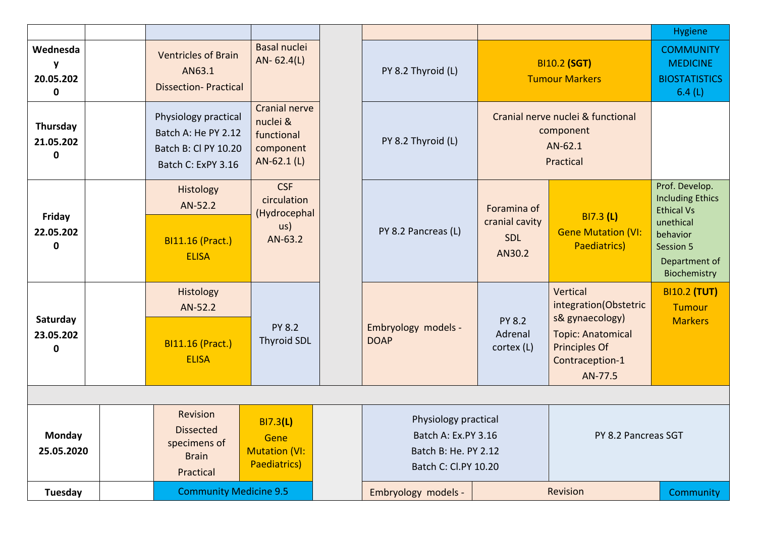| | | | | | | | | |
|---|---|---|---|---|---|---|---|---|
| | | | | | | | | Hygiene |
| **Wednesday 20.05.2020** | | Ventricles of Brain AN63.1 Dissection- Practical | Basal nuclei AN- 62.4(L) | | PY 8.2 Thyroid (L) | BI10.2 **(SGT)** Tumour Markers | | COMMUNITY MEDICINE BIOSTATISTICS 6.4 (L) |
| **Thursday 21.05.2020** | | Physiology practical Batch A: He PY 2.12 Batch B: Cl PY 10.20 Batch C: ExPY 3.16 | Cranial nerve nuclei & functional component AN-62.1 (L) | | PY 8.2 Thyroid (L) | Cranial nerve nuclei & functional component AN-62.1 Practical | | |
| **Friday 22.05.2020** | | Histology AN-52.2 / BI11.16 (Pract.) ELISA | CSF circulation (Hydrocephalus) AN-63.2 | | PY 8.2 Pancreas (L) | Foramina of cranial cavity SDL AN30.2 | BI7.3 **(L)** Gene Mutation (VI: Paediatrics) | Prof. Develop. Including Ethics Ethical Vs unethical behavior Session 5 Department of Biochemistry |
| **Saturday 23.05.2020** | | Histology AN-52.2 / BI11.16 (Pract.) ELISA | PY 8.2 Thyroid SDL | | Embryology models - DOAP | PY 8.2 Adrenal cortex (L) | Vertical integration(Obstetrics& gynaecology) Topic: Anatomical Principles Of Contraception-1 AN-77.5 | BI10.2 **(TUT)** Tumour Markers |
| | | | | | | | | |
| **Monday 25.05.2020** | | Revision Dissected specimens of Brain Practical | BI7.3**(L)** Gene Mutation (VI: Paediatrics) | | Physiology practical Batch A: Ex.PY 3.16 Batch B: He. PY 2.12 Batch C: Cl.PY 10.20 | | PY 8.2 Pancreas SGT | |
| **Tuesday** | | Community Medicine 9.5 | | | Embryology models - | Revision | | Community |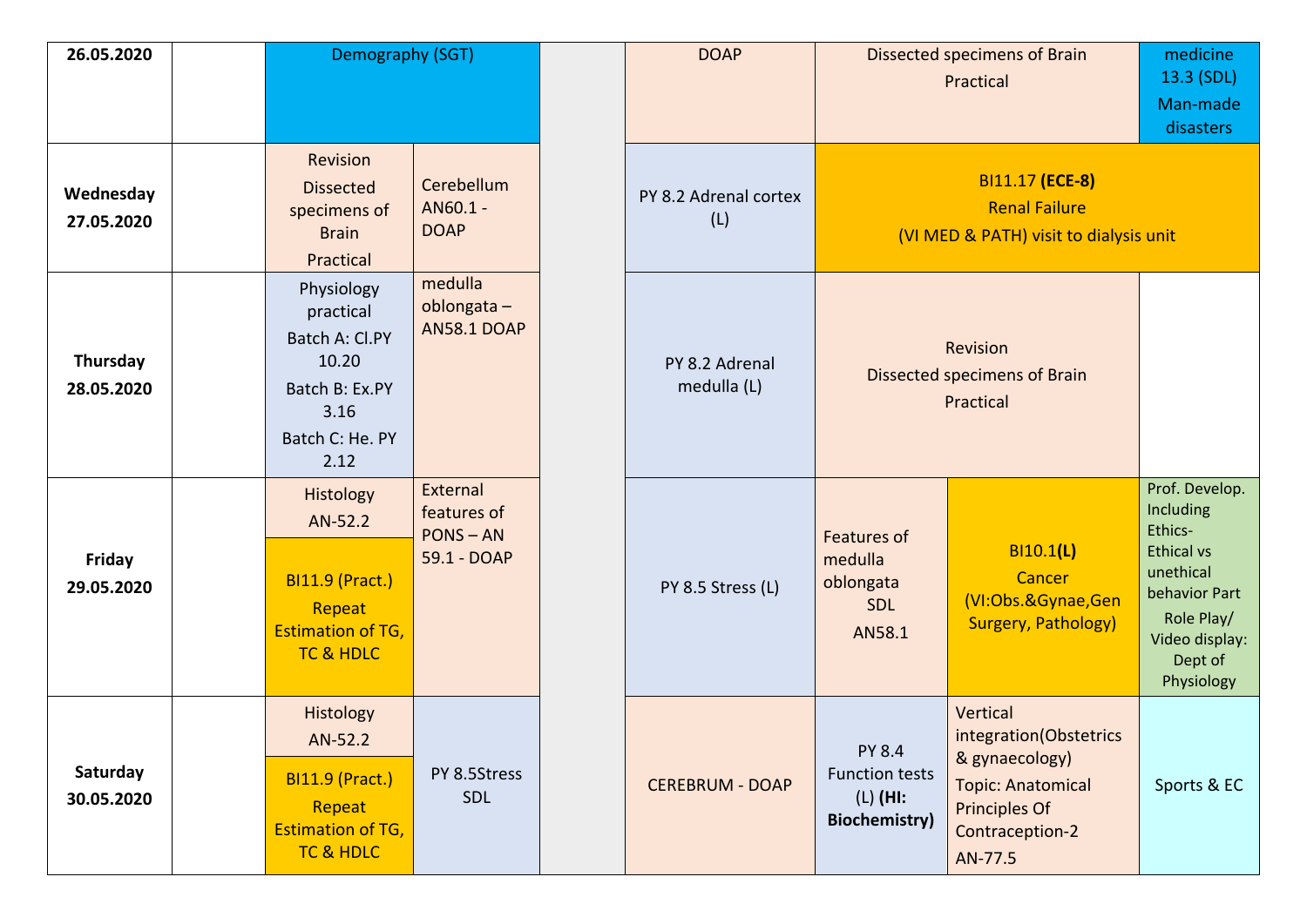| | | | | | | | | |
|---|---|---|---|---|---|---|---|---|
| 26.05.2020 | | Demography (SGT) | | | DOAP | Dissected specimens of Brain Practical | | medicine 13.3 (SDL) Man-made disasters |
| Wednesday 27.05.2020 | | Revision Dissected specimens of Brain Practical | Cerebellum AN60.1 - DOAP | | PY 8.2 Adrenal cortex (L) | BI11.17 **(ECE-8)** Renal Failure (VI MED & PATH) visit to dialysis unit | | |
| Thursday 28.05.2020 | | Physiology practical Batch A: Cl.PY 10.20 Batch B: Ex.PY 3.16 Batch C: He. PY 2.12 | medulla oblongata – AN58.1 DOAP | | PY 8.2 Adrenal medulla (L) | Revision Dissected specimens of Brain Practical | | |
| Friday 29.05.2020 | | Histology AN-52.2 / BI11.9 (Pract.) Repeat Estimation of TG, TC & HDLC | External features of PONS – AN 59.1 - DOAP | | PY 8.5 Stress (L) | Features of medulla oblongata SDL AN58.1 | BI10.1**(L)** Cancer (VI:Obs.&Gynae,Gen Surgery, Pathology) | Prof. Develop. Including Ethics- Ethical vs unethical behavior Part Role Play/ Video display: Dept of Physiology |
| Saturday 30.05.2020 | | Histology AN-52.2 / BI11.9 (Pract.) Repeat Estimation of TG, TC & HDLC | PY 8.5Stress SDL | | CEREBRUM - DOAP | PY 8.4 Function tests (L) **(HI: Biochemistry)** | Vertical integration(Obstetrics & gynaecology) Topic: Anatomical Principles Of Contraception-2 AN-77.5 | Sports & EC |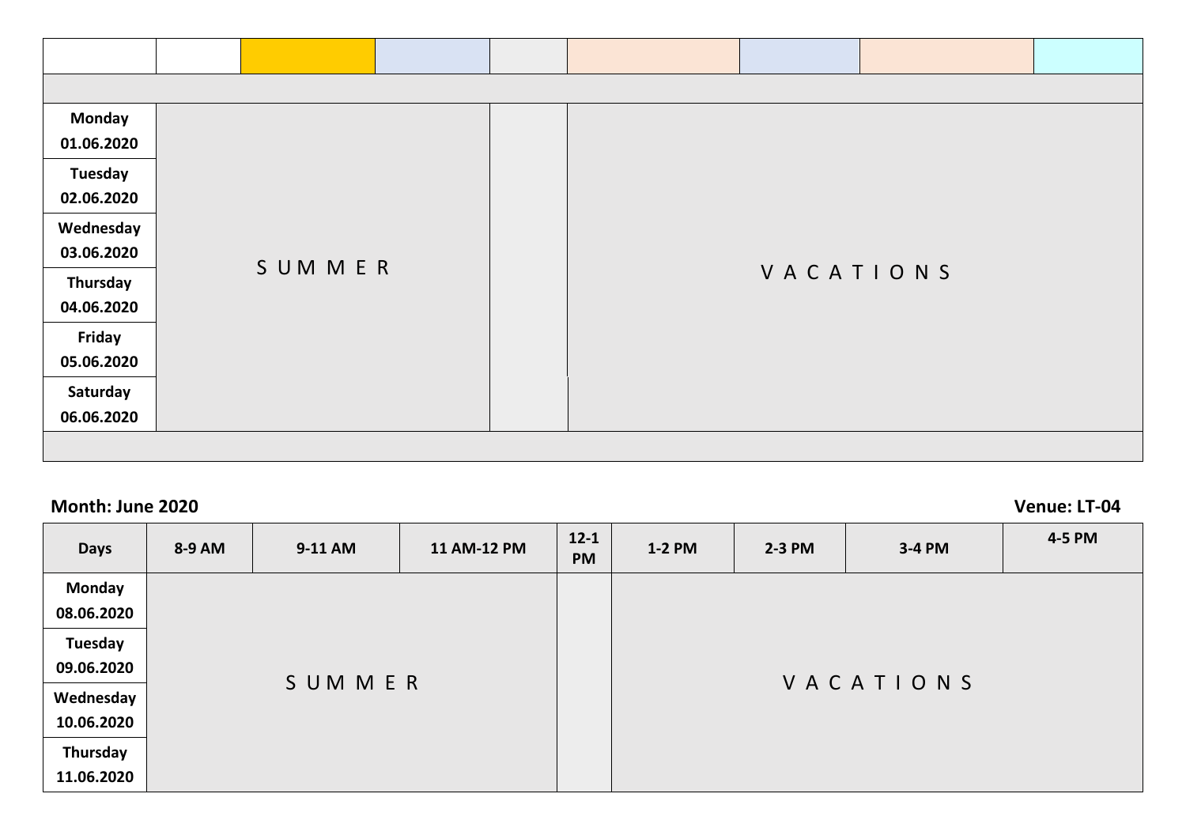| | | | | | | | | |
|---|---|---|---|---|---|---|---|---|
| | | | | | | | | |
| Monday 01.06.2020 | S U M M E R | | | | V A C A T I O N S | | | |
| Tuesday 02.06.2020 | | | | | | | | |
| Wednesday 03.06.2020 | | | | | | | | |
| Thursday 04.06.2020 | | | | | | | | |
| Friday 05.06.2020 | | | | | | | | |
| Saturday 06.06.2020 | | | | | | | | |

**Month: June 2020** **Venue: LT-04**

| Days | 8-9 AM | 9-11 AM | 11 AM-12 PM | 12-1 PM | 1-2 PM | 2-3 PM | 3-4 PM | 4-5 PM |
|---|---|---|---|---|---|---|---|---|
| Monday 08.06.2020 | S U M M E R | | | | V A C A T I O N S | | | |
| Tuesday 09.06.2020 | | | | | | | | |
| Wednesday 10.06.2020 | | | | | | | | |
| Thursday 11.06.2020 | | | | | | | | |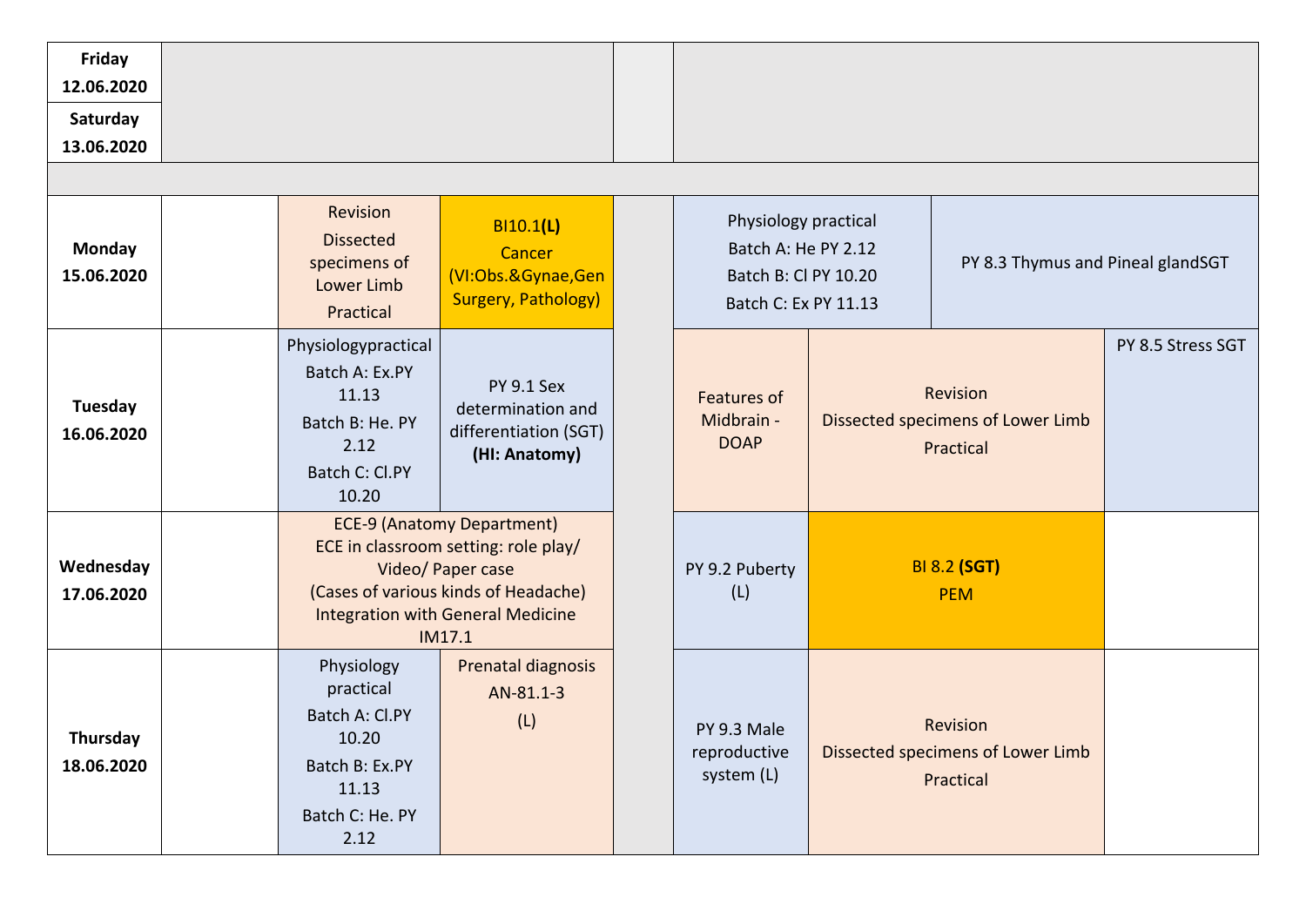| Day | | | | | | | |
|---|---|---|---|---|---|---|---|
| **Friday 12.06.2020** | | | | | | | |
| **Saturday 13.06.2020** | | | | | | | |
| | | | | | | | |
| **Monday 15.06.2020** | | Revision Dissected specimens of Lower Limb Practical | BI10.1**(L)** Cancer (VI:Obs.&Gynae,Gen Surgery, Pathology) | | Physiology practical Batch A: He PY 2.12 Batch B: Cl PY 10.20 Batch C: Ex PY 11.13 | | PY 8.3 Thymus and Pineal glandSGT |
| **Tuesday 16.06.2020** | | Physiologypractical Batch A: Ex.PY 11.13 Batch B: He. PY 2.12 Batch C: Cl.PY 10.20 | PY 9.1 Sex determination and differentiation (SGT) **(HI: Anatomy)** | | Features of Midbrain - DOAP | Revision Dissected specimens of Lower Limb Practical | PY 8.5 Stress SGT |
| **Wednesday 17.06.2020** | | ECE-9 (Anatomy Department) ECE in classroom setting: role play/ Video/ Paper case (Cases of various kinds of Headache) Integration with General Medicine IM17.1 | | | PY 9.2 Puberty (L) | BI 8.2 **(SGT)** PEM | |
| **Thursday 18.06.2020** | | Physiology practical Batch A: Cl.PY 10.20 Batch B: Ex.PY 11.13 Batch C: He. PY 2.12 | Prenatal diagnosis AN-81.1-3 (L) | | PY 9.3 Male reproductive system (L) | Revision Dissected specimens of Lower Limb Practical | |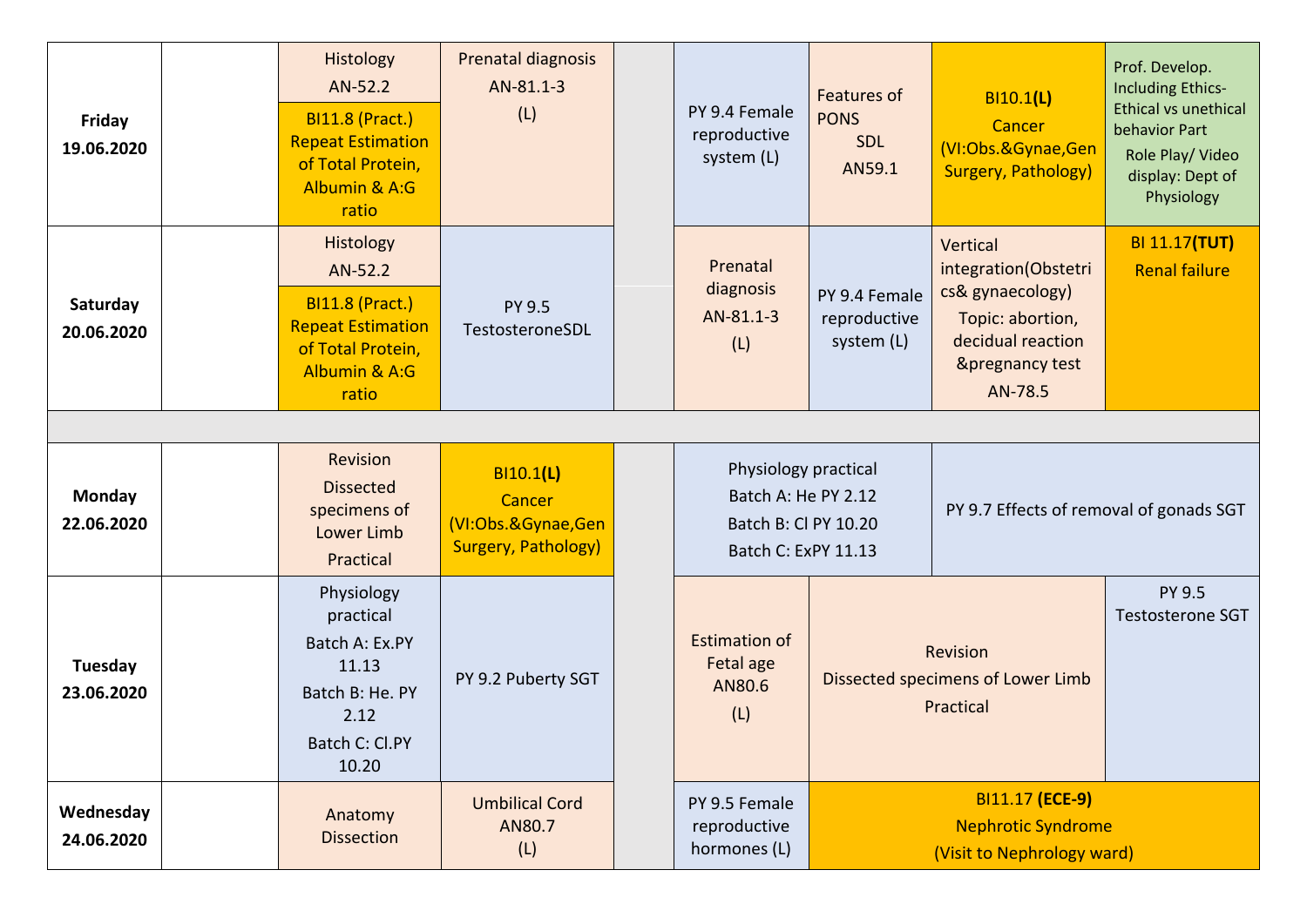| Day | | | | | | | | |
|---|---|---|---|---|---|---|---|---|
| **Friday 19.06.2020** | | Histology AN-52.2 / BI11.8 (Pract.) Repeat Estimation of Total Protein, Albumin & A:G ratio | Prenatal diagnosis AN-81.1-3 (L) | | PY 9.4 Female reproductive system (L) | Features of PONS SDL AN59.1 | BI10.1**(L)** Cancer (VI:Obs.&Gynae,Gen Surgery, Pathology) | Prof. Develop. Including Ethics- Ethical vs unethical behavior Part Role Play/ Video display: Dept of Physiology |
| **Saturday 20.06.2020** | | Histology AN-52.2 / BI11.8 (Pract.) Repeat Estimation of Total Protein, Albumin & A:G ratio | PY 9.5 TestosteroneSDL | | Prenatal diagnosis AN-81.1-3 (L) | PY 9.4 Female reproductive system (L) | Vertical integration(Obstetrics& gynaecology) Topic: abortion, decidual reaction &pregnancy test AN-78.5 | BI 11.17**(TUT)** Renal failure |
| | | | | | | | | |
| **Monday 22.06.2020** | | Revision Dissected specimens of Lower Limb Practical | BI10.1**(L)** Cancer (VI:Obs.&Gynae,Gen Surgery, Pathology) | | Physiology practical Batch A: He PY 2.12 Batch B: Cl PY 10.20 Batch C: ExPY 11.13 | | PY 9.7 Effects of removal of gonads SGT | |
| **Tuesday 23.06.2020** | | Physiology practical Batch A: Ex.PY 11.13 Batch B: He. PY 2.12 Batch C: Cl.PY 10.20 | PY 9.2 Puberty SGT | | Estimation of Fetal age AN80.6 (L) | Revision Dissected specimens of Lower Limb Practical | | PY 9.5 Testosterone SGT |
| **Wednesday 24.06.2020** | | Anatomy Dissection | Umbilical Cord AN80.7 (L) | | PY 9.5 Female reproductive hormones (L) | BI11.17 **(ECE-9)** Nephrotic Syndrome (Visit to Nephrology ward) | | |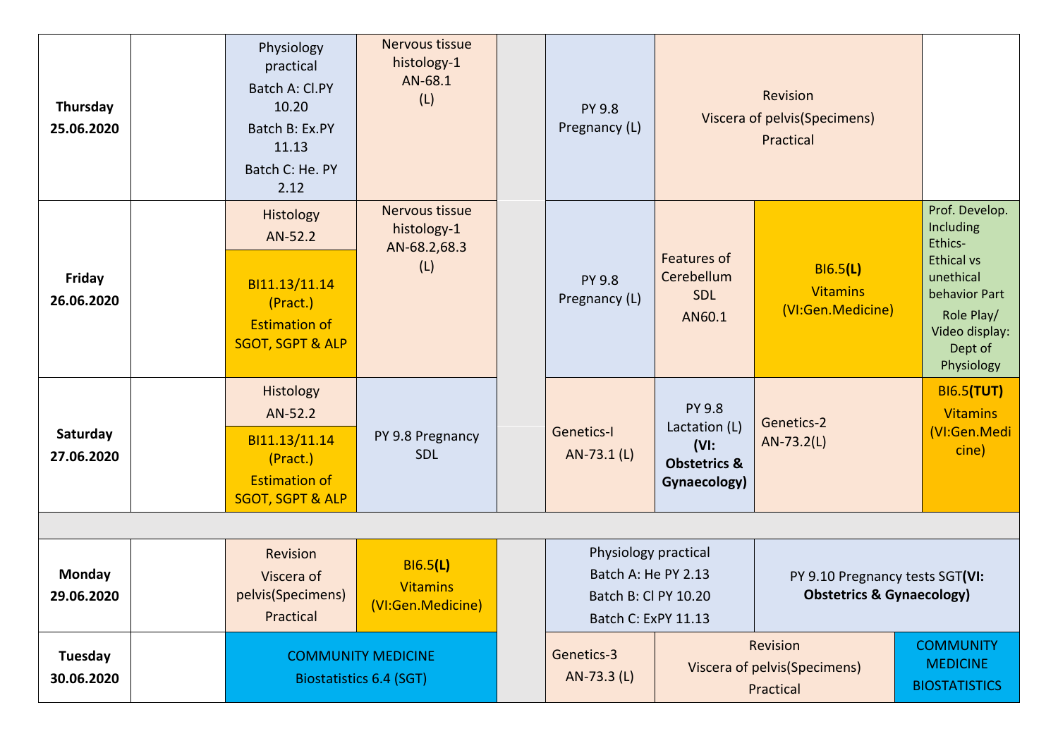| | | | | | | | | |
|---|---|---|---|---|---|---|---|---|
| **Thursday 25.06.2020** | | Physiology practical Batch A: Cl.PY 10.20 Batch B: Ex.PY 11.13 Batch C: He. PY 2.12 | Nervous tissue histology-1 AN-68.1 (L) | | PY 9.8 Pregnancy (L) | Revision Viscera of pelvis(Specimens) Practical | | |
| **Friday 26.06.2020** | | Histology AN-52.2 / BI11.13/11.14 (Pract.) Estimation of SGOT, SGPT & ALP | Nervous tissue histology-1 AN-68.2,68.3 (L) | | PY 9.8 Pregnancy (L) | Features of Cerebellum SDL AN60.1 | BI6.5**(L)** Vitamins (VI:Gen.Medicine) | Prof. Develop. Including Ethics- Ethical vs unethical behavior Part Role Play/ Video display: Dept of Physiology |
| **Saturday 27.06.2020** | | Histology AN-52.2 / BI11.13/11.14 (Pract.) Estimation of SGOT, SGPT & ALP | PY 9.8 Pregnancy SDL | | Genetics-I AN-73.1 (L) | PY 9.8 Lactation (L) **(VI: Obstetrics & Gynaecology)** | Genetics-2 AN-73.2(L) | BI6.5**(TUT)** Vitamins (VI:Gen.Medicine) |
| | | | | | | | | |
| **Monday 29.06.2020** | | Revision Viscera of pelvis(Specimens) Practical | BI6.5**(L)** Vitamins (VI:Gen.Medicine) | | Physiology practical Batch A: He PY 2.13 Batch B: Cl PY 10.20 Batch C: ExPY 11.13 | | PY 9.10 Pregnancy tests SGT**(VI: Obstetrics & Gynaecology)** | |
| **Tuesday 30.06.2020** | | COMMUNITY MEDICINE Biostatistics 6.4 (SGT) | | | Genetics-3 AN-73.3 (L) | Revision Viscera of pelvis(Specimens) Practical | | COMMUNITY MEDICINE BIOSTATISTICS |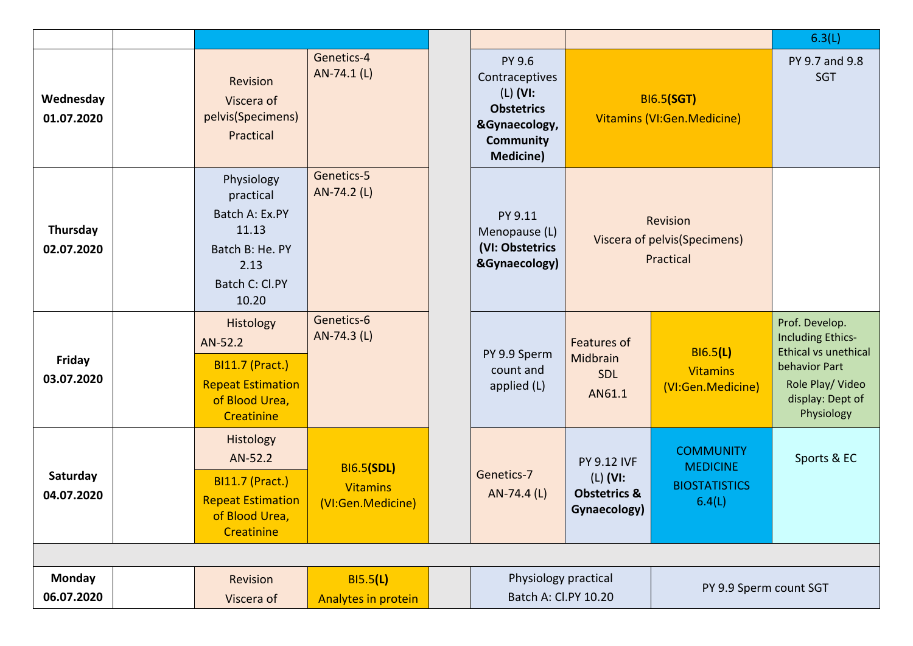| | | | | | | | | |
|---|---|---|---|---|---|---|---|---|
| | | | | | | | | 6.3(L) |
| **Wednesday 01.07.2020** | | Revision Viscera of pelvis(Specimens) Practical | Genetics-4 AN-74.1 (L) | | PY 9.6 Contraceptives (L) **(VI: Obstetrics &Gynaecology, Community Medicine)** | BI6.5**(SGT)** Vitamins (VI:Gen.Medicine) | | PY 9.7 and 9.8 SGT |
| **Thursday 02.07.2020** | | Physiology practical Batch A: Ex.PY 11.13 Batch B: He. PY 2.13 Batch C: Cl.PY 10.20 | Genetics-5 AN-74.2 (L) | | PY 9.11 Menopause (L) **(VI: Obstetrics &Gynaecology)** | Revision Viscera of pelvis(Specimens) Practical | | |
| **Friday 03.07.2020** | | Histology AN-52.2 / BI11.7 (Pract.) Repeat Estimation of Blood Urea, Creatinine | Genetics-6 AN-74.3 (L) | | PY 9.9 Sperm count and applied (L) | Features of Midbrain SDL AN61.1 | BI6.5**(L)** Vitamins (VI:Gen.Medicine) | Prof. Develop. Including Ethics- Ethical vs unethical behavior Part Role Play/ Video display: Dept of Physiology |
| **Saturday 04.07.2020** | | Histology AN-52.2 / BI11.7 (Pract.) Repeat Estimation of Blood Urea, Creatinine | BI6.5**(SDL)** Vitamins (VI:Gen.Medicine) | | Genetics-7 AN-74.4 (L) | PY 9.12 IVF (L) **(VI: Obstetrics & Gynaecology)** | COMMUNITY MEDICINE BIOSTATISTICS 6.4(L) | Sports & EC |
| | | | | | | | | |
| **Monday 06.07.2020** | | Revision Viscera of | BI5.5**(L)** Analytes in protein | | Physiology practical Batch A: Cl.PY 10.20 | | PY 9.9 Sperm count SGT | |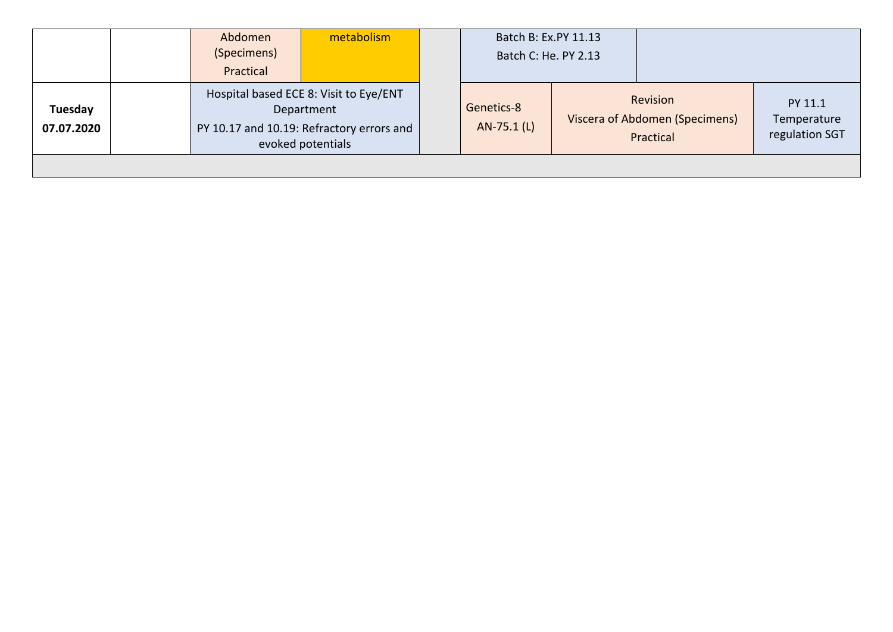| | | | | | | | |
|---|---|---|---|---|---|---|---|
| | | Abdomen (Specimens) Practical | metabolism | | Batch B: Ex.PY 11.13<br>Batch C: He. PY 2.13 | | |
| **Tuesday 07.07.2020** | | Hospital based ECE 8: Visit to Eye/ENT Department<br>PY 10.17 and 10.19: Refractory errors and evoked potentials | | | Genetics-8<br>AN-75.1 (L) | Revision<br>Viscera of Abdomen (Specimens)<br>Practical | PY 11.1 Temperature regulation SGT |
| | | | | | | | |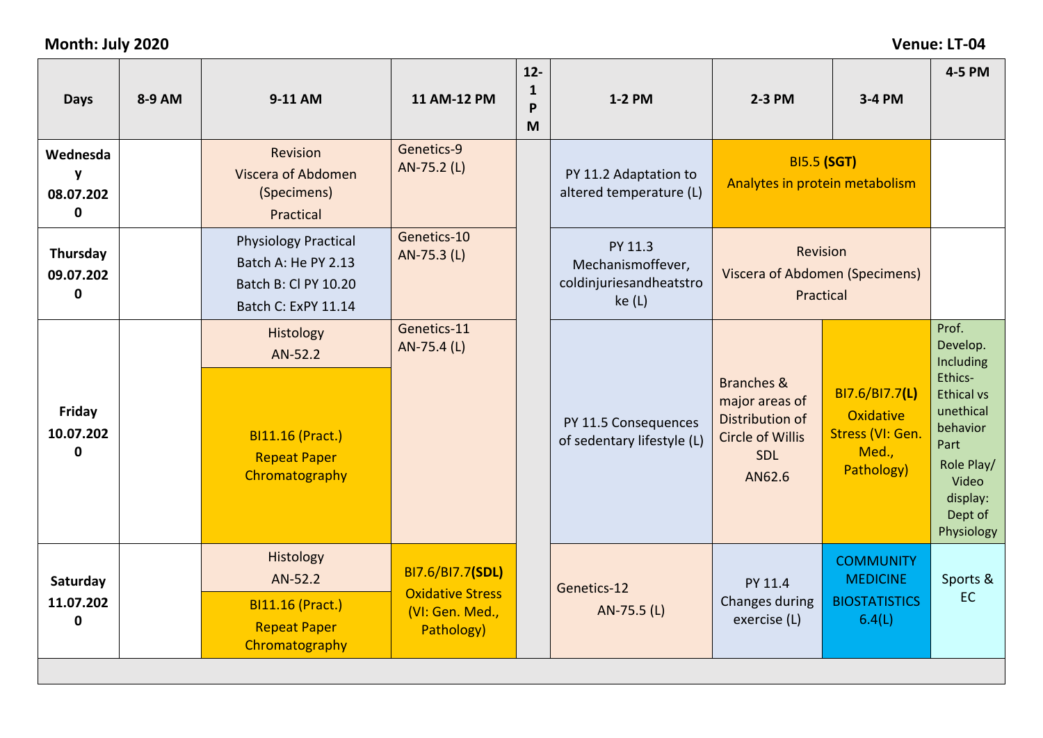**Month: July 2020** **Venue: LT-04**

| Days | 8-9 AM | 9-11 AM | 11 AM-12 PM | 12-1 PM | 1-2 PM | 2-3 PM | 3-4 PM | 4-5 PM |
|---|---|---|---|---|---|---|---|---|
| Wednesday 08.07.2020 | | Revision Viscera of Abdomen (Specimens) Practical | Genetics-9 AN-75.2 (L) | | PY 11.2 Adaptation to altered temperature (L) | BI5.5 **(SGT)** Analytes in protein metabolism | | |
| Thursday 09.07.2020 | | Physiology Practical Batch A: He PY 2.13 Batch B: Cl PY 10.20 Batch C: ExPY 11.14 | Genetics-10 AN-75.3 (L) | | PY 11.3 Mechanismoffever, coldinjuriesandheatstroke (L) | Revision Viscera of Abdomen (Specimens) Practical | | |
| Friday 10.07.2020 | | Histology AN-52.2 / BI11.16 (Pract.) Repeat Paper Chromatography | Genetics-11 AN-75.4 (L) | | PY 11.5 Consequences of sedentary lifestyle (L) | Branches & major areas of Distribution of Circle of Willis SDL AN62.6 | BI7.6/BI7.7**(L)** Oxidative Stress (VI: Gen. Med., Pathology) | Prof. Develop. Including Ethics- Ethical vs unethical behavior Part Role Play/ Video display: Dept of Physiology |
| Saturday 11.07.2020 | | Histology AN-52.2 / BI11.16 (Pract.) Repeat Paper Chromatography | BI7.6/BI7.7**(SDL)** Oxidative Stress (VI: Gen. Med., Pathology) | | Genetics-12 AN-75.5 (L) | PY 11.4 Changes during exercise (L) | COMMUNITY MEDICINE BIOSTATISTICS 6.4(L) | Sports & EC |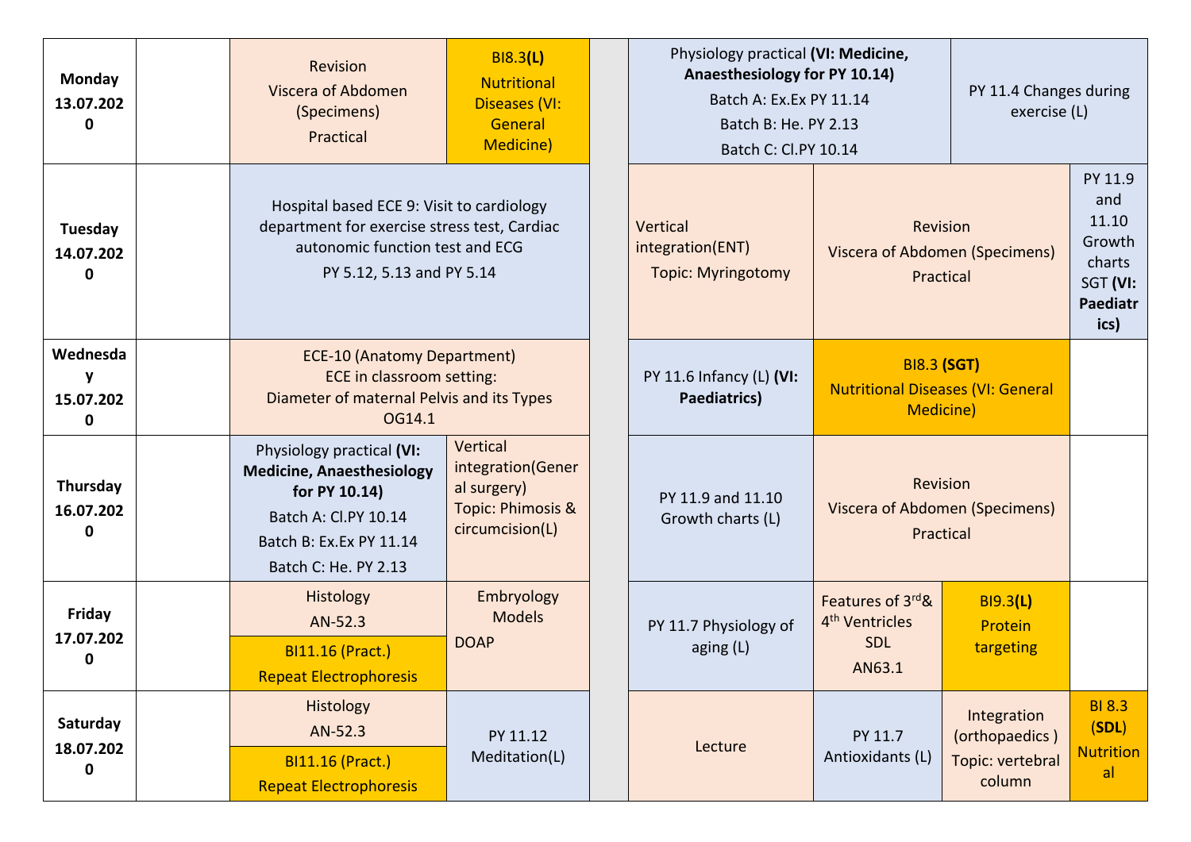| Day | | | | | | | | |
|---|---|---|---|---|---|---|---|---|
| **Monday 13.07.2020** | | Revision Viscera of Abdomen (Specimens) Practical | BI8.3**(L)** Nutritional Diseases (VI: General Medicine) | | Physiology practical **(VI: Medicine, Anaesthesiology for PY 10.14)** Batch A: Ex.Ex PY 11.14 Batch B: He. PY 2.13 Batch C: Cl.PY 10.14 | | PY 11.4 Changes during exercise (L) | |
| **Tuesday 14.07.2020** | | Hospital based ECE 9: Visit to cardiology department for exercise stress test, Cardiac autonomic function test and ECG PY 5.12, 5.13 and PY 5.14 | | | Vertical integration(ENT) Topic: Myringotomy | Revision Viscera of Abdomen (Specimens) Practical | | PY 11.9 and 11.10 Growth charts SGT **(VI: Paediatrics)** |
| **Wednesday 15.07.2020** | | ECE-10 (Anatomy Department) ECE in classroom setting: Diameter of maternal Pelvis and its Types OG14.1 | | | PY 11.6 Infancy (L) **(VI: Paediatrics)** | BI8.3 **(SGT)** Nutritional Diseases (VI: General Medicine) | | |
| **Thursday 16.07.2020** | | Physiology practical **(VI: Medicine, Anaesthesiology for PY 10.14)** Batch A: Cl.PY 10.14 Batch B: Ex.Ex PY 11.14 Batch C: He. PY 2.13 | Vertical integration(General surgery) Topic: Phimosis & circumcision(L) | | PY 11.9 and 11.10 Growth charts (L) | Revision Viscera of Abdomen (Specimens) Practical | | |
| **Friday 17.07.2020** | | Histology AN-52.3 / BI11.16 (Pract.) Repeat Electrophoresis | Embryology Models DOAP | | PY 11.7 Physiology of aging (L) | Features of 3rd& 4th Ventricles SDL AN63.1 | BI9.3**(L)** Protein targeting | |
| **Saturday 18.07.2020** | | Histology AN-52.3 / BI11.16 (Pract.) Repeat Electrophoresis | PY 11.12 Meditation(L) | | Lecture | PY 11.7 Antioxidants (L) | Integration (orthopaedics ) Topic: vertebral column | BI 8.3 **(SDL)** Nutritional |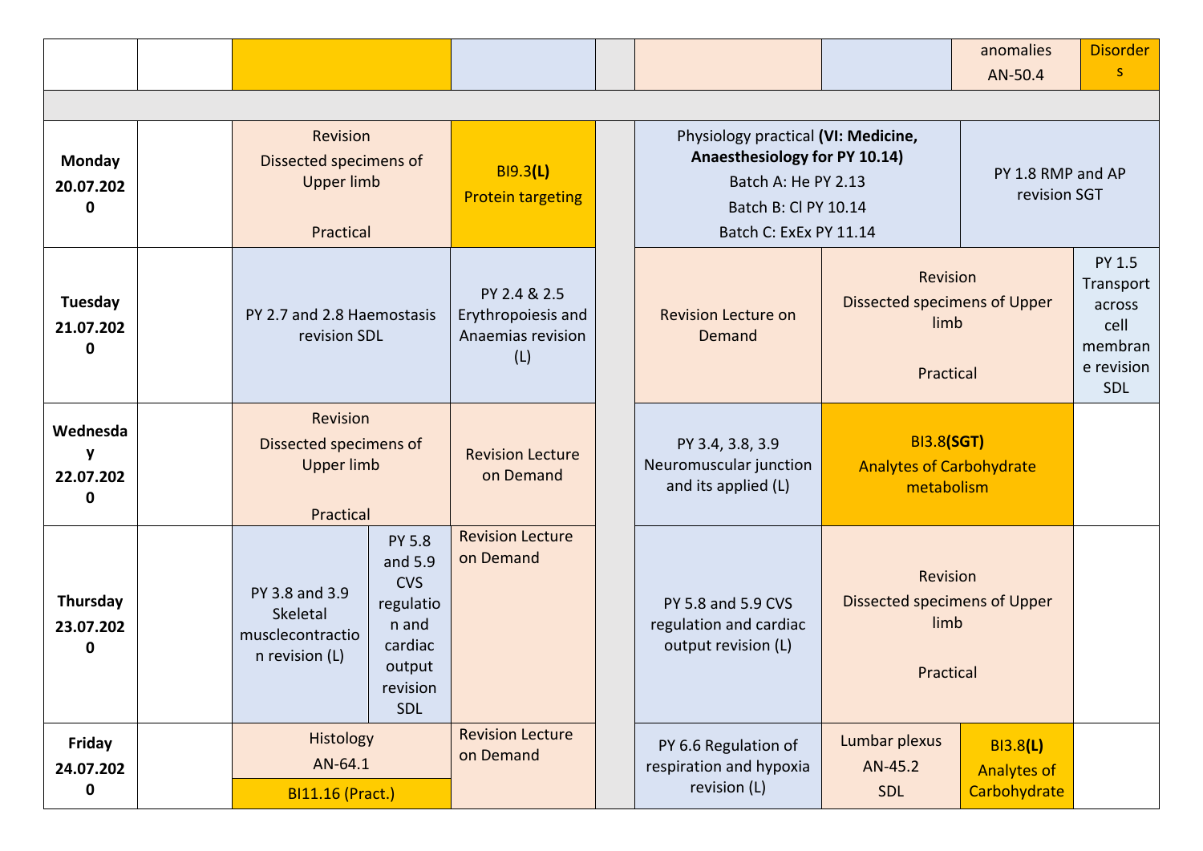| | | | | | | | | |
|---|---|---|---|---|---|---|---|---|
| | | | | | | | anomalies AN-50.4 | Disorders |
| | | | | | | | | |
| **Monday 20.07.2020** | | Revision Dissected specimens of Upper limb Practical | | BI9.3**(L)** Protein targeting | | Physiology practical **(VI: Medicine, Anaesthesiology for PY 10.14)** Batch A: He PY 2.13 Batch B: Cl PY 10.14 Batch C: ExEx PY 11.14 | | PY 1.8 RMP and AP revision SGT |
| **Tuesday 21.07.2020** | | PY 2.7 and 2.8 Haemostasis revision SDL | | PY 2.4 & 2.5 Erythropoiesis and Anaemias revision (L) | | Revision Lecture on Demand | Revision Dissected specimens of Upper limb Practical | PY 1.5 Transport across cell membrane revision SDL |
| **Wednesday 22.07.2020** | | Revision Dissected specimens of Upper limb Practical | | Revision Lecture on Demand | | PY 3.4, 3.8, 3.9 Neuromuscular junction and its applied (L) | BI3.8**(SGT)** Analytes of Carbohydrate metabolism | |
| **Thursday 23.07.2020** | | PY 3.8 and 3.9 Skeletal musclecontraction revision (L) | PY 5.8 and 5.9 CVS regulation and cardiac output revision SDL | Revision Lecture on Demand | | PY 5.8 and 5.9 CVS regulation and cardiac output revision (L) | Revision Dissected specimens of Upper limb Practical | |
| **Friday 24.07.2020** | | Histology AN-64.1 / BI11.16 (Pract.) | | Revision Lecture on Demand | | PY 6.6 Regulation of respiration and hypoxia revision (L) | Lumbar plexus AN-45.2 SDL | BI3.8**(L)** Analytes of Carbohydrate |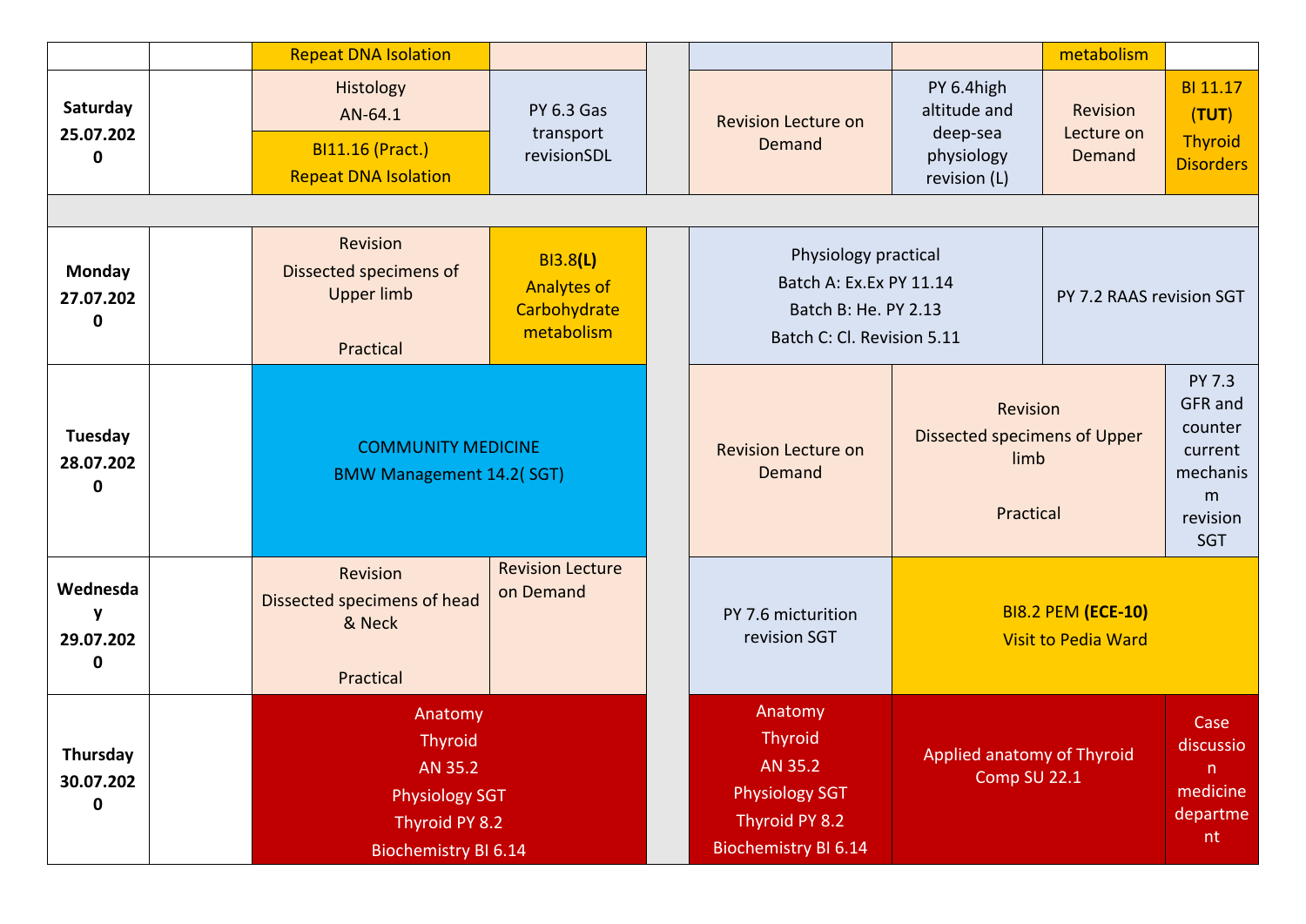| | | | | | | | | |
|---|---|---|---|---|---|---|---|---|
| | | Repeat DNA Isolation | | | | | metabolism | |
| **Saturday 25.07.2020** | | Histology AN-64.1<br>BI11.16 (Pract.) Repeat DNA Isolation | PY 6.3 Gas transport revisionSDL | | Revision Lecture on Demand | PY 6.4high altitude and deep-sea physiology revision (L) | Revision Lecture on Demand | BI 11.17 (**TUT**) Thyroid Disorders |
| | | | | | | | | |
| **Monday 27.07.2020** | | Revision Dissected specimens of Upper limb Practical | BI3.8**(L)** Analytes of Carbohydrate metabolism | | Physiology practical Batch A: Ex.Ex PY 11.14 Batch B: He. PY 2.13 Batch C: Cl. Revision 5.11 | | PY 7.2 RAAS revision SGT | |
| **Tuesday 28.07.2020** | | COMMUNITY MEDICINE BMW Management 14.2( SGT) | | | Revision Lecture on Demand | Revision Dissected specimens of Upper limb Practical | | PY 7.3 GFR and counter current mechanism revision SGT |
| **Wednesday 29.07.2020** | | Revision Dissected specimens of head & Neck Practical | Revision Lecture on Demand | | PY 7.6 micturition revision SGT | BI8.2 PEM **(ECE-10)** Visit to Pedia Ward | | |
| **Thursday 30.07.2020** | | Anatomy Thyroid AN 35.2 Physiology SGT Thyroid PY 8.2 Biochemistry BI 6.14 | | | Anatomy Thyroid AN 35.2 Physiology SGT Thyroid PY 8.2 Biochemistry BI 6.14 | Applied anatomy of Thyroid Comp SU 22.1 | | Case discussion medicine department |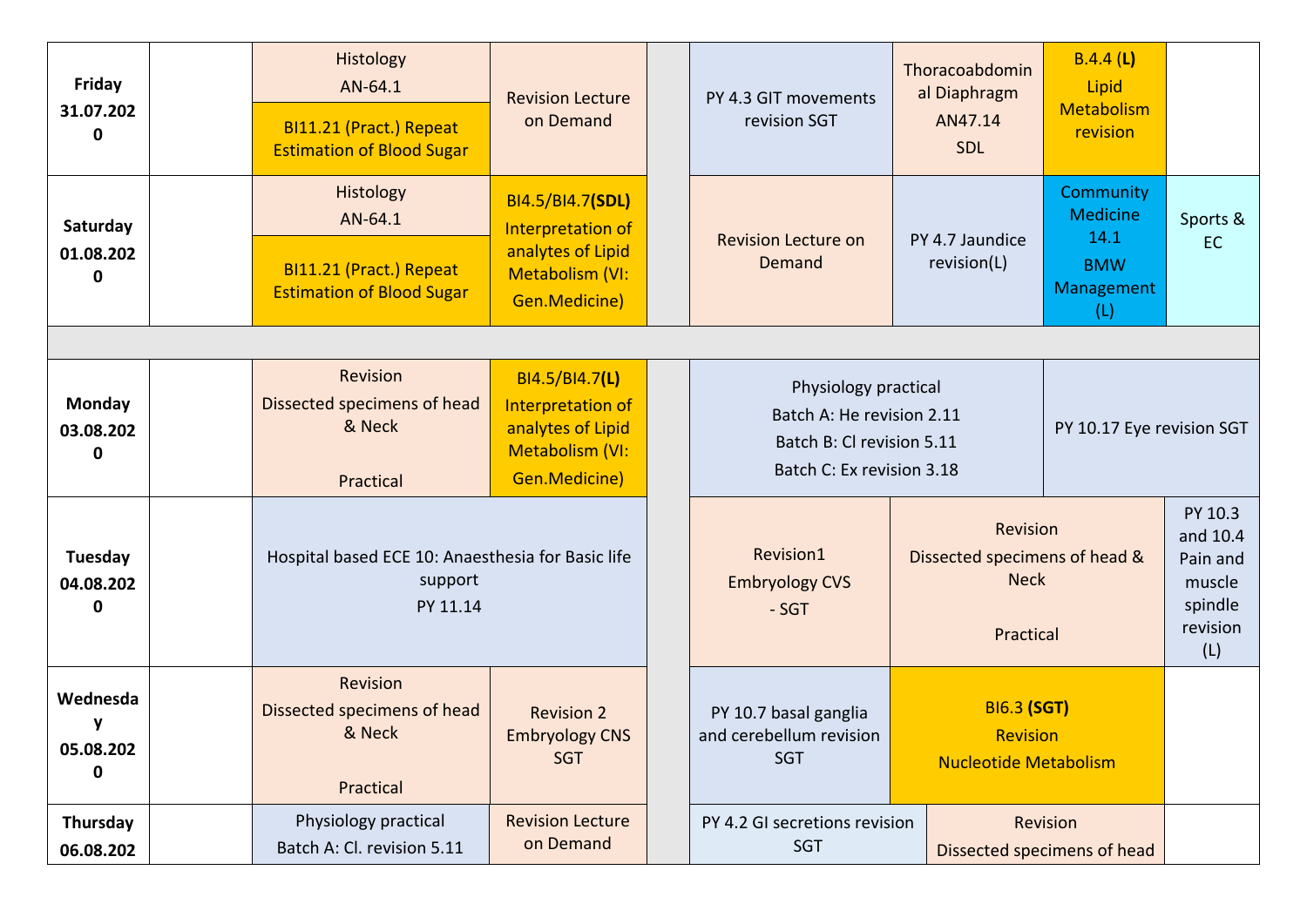| | | | | | | | | | |
|---|---|---|---|---|---|---|---|---|---|
| **Friday 31.07.2020** | | Histology AN-64.1 / BI11.21 (Pract.) Repeat Estimation of Blood Sugar | Revision Lecture on Demand | | PY 4.3 GIT movements revision SGT | Thoracoabdominal Diaphragm AN47.14 SDL | B.4.4 **(L)** Lipid Metabolism revision | |
| **Saturday 01.08.2020** | | Histology AN-64.1 / BI11.21 (Pract.) Repeat Estimation of Blood Sugar | BI4.5/BI4.7**(SDL)** Interpretation of analytes of Lipid Metabolism (VI: Gen.Medicine) | | Revision Lecture on Demand | PY 4.7 Jaundice revision(L) | Community Medicine 14.1 BMW Management (L) | Sports & EC |
| | | | | | | | | |
| **Monday 03.08.2020** | | Revision Dissected specimens of head & Neck Practical | BI4.5/BI4.7**(L)** Interpretation of analytes of Lipid Metabolism (VI: Gen.Medicine) | | Physiology practical Batch A: He revision 2.11 Batch B: Cl revision 5.11 Batch C: Ex revision 3.18 | | PY 10.17 Eye revision SGT | |
| **Tuesday 04.08.2020** | | Hospital based ECE 10: Anaesthesia for Basic life support PY 11.14 | | | Revision1 Embryology CVS - SGT | Revision Dissected specimens of head & Neck Practical | | PY 10.3 and 10.4 Pain and muscle spindle revision (L) |
| **Wednesday 05.08.2020** | | Revision Dissected specimens of head & Neck Practical | Revision 2 Embryology CNS SGT | | PY 10.7 basal ganglia and cerebellum revision SGT | BI6.3 **(SGT)** Revision Nucleotide Metabolism | | |
| **Thursday 06.08.2020** | | Physiology practical Batch A: Cl. revision 5.11 | Revision Lecture on Demand | | PY 4.2 GI secretions revision SGT | Revision Dissected specimens of head | | |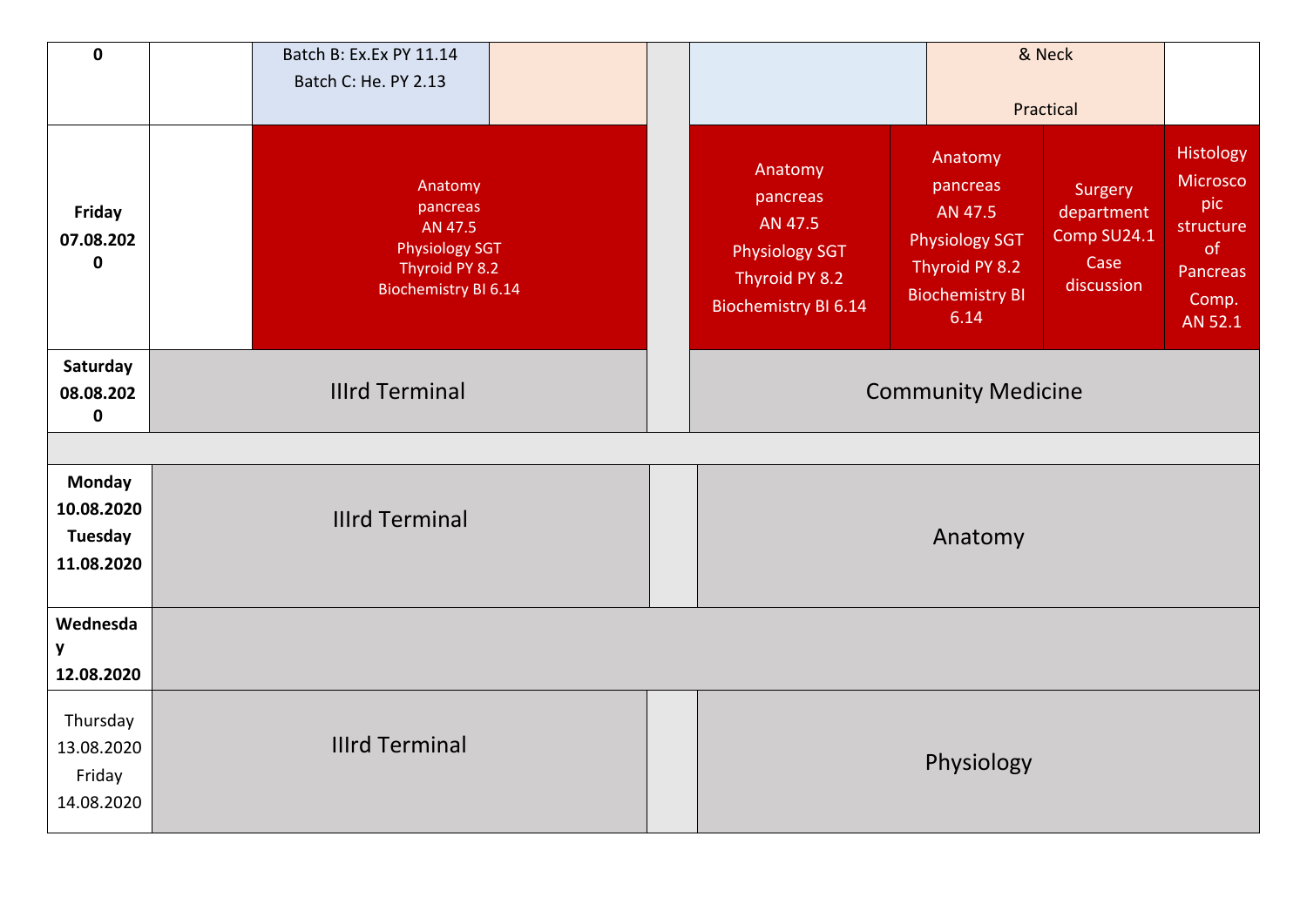| | | | | | | | | |
|---|---|---|---|---|---|---|---|---|
| 0 | | Batch B: Ex.Ex PY 11.14<br>Batch C: He. PY 2.13 | | | | & Neck<br><br>Practical | | |
| **Friday 07.08.2020** | | Anatomy pancreas AN 47.5 Physiology SGT Thyroid PY 8.2 Biochemistry BI 6.14 | | | Anatomy pancreas AN 47.5 Physiology SGT Thyroid PY 8.2 Biochemistry BI 6.14 | Anatomy pancreas AN 47.5 Physiology SGT Thyroid PY 8.2 Biochemistry BI 6.14 | Surgery department Comp SU24.1 Case discussion | Histology Microscopic structure of Pancreas Comp. AN 52.1 |
| **Saturday 08.08.2020** | IIIrd Terminal | | | | Community Medicine | | | |
| | | | | | | | | |
| **Monday 10.08.2020 Tuesday 11.08.2020** | IIIrd Terminal | | | | Anatomy | | | |
| **Wednesday 12.08.2020** | | | | | | | | |
| Thursday 13.08.2020 Friday 14.08.2020 | IIIrd Terminal | | | | Physiology | | | |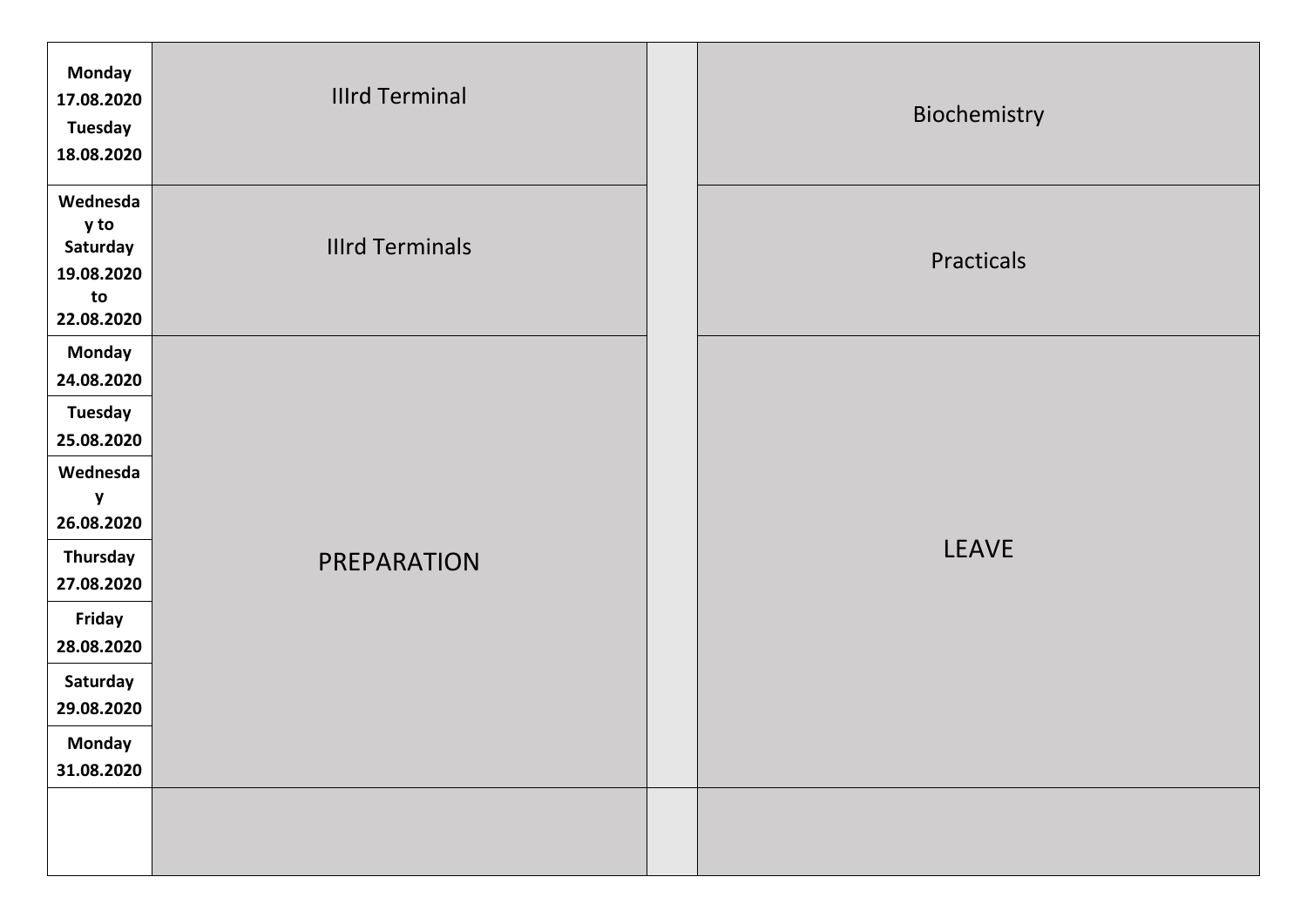| | | | |
|---|---|---|---|
| **Monday 17.08.2020 Tuesday 18.08.2020** | IIIrd Terminal | | Biochemistry |
| **Wednesday to Saturday 19.08.2020 to 22.08.2020** | IIIrd Terminals | | Practicals |
| **Monday 24.08.2020** | PREPARATION | | LEAVE |
| **Tuesday 25.08.2020** | | | |
| **Wednesday 26.08.2020** | | | |
| **Thursday 27.08.2020** | | | |
| **Friday 28.08.2020** | | | |
| **Saturday 29.08.2020** | | | |
| **Monday 31.08.2020** | | | |
| | | | |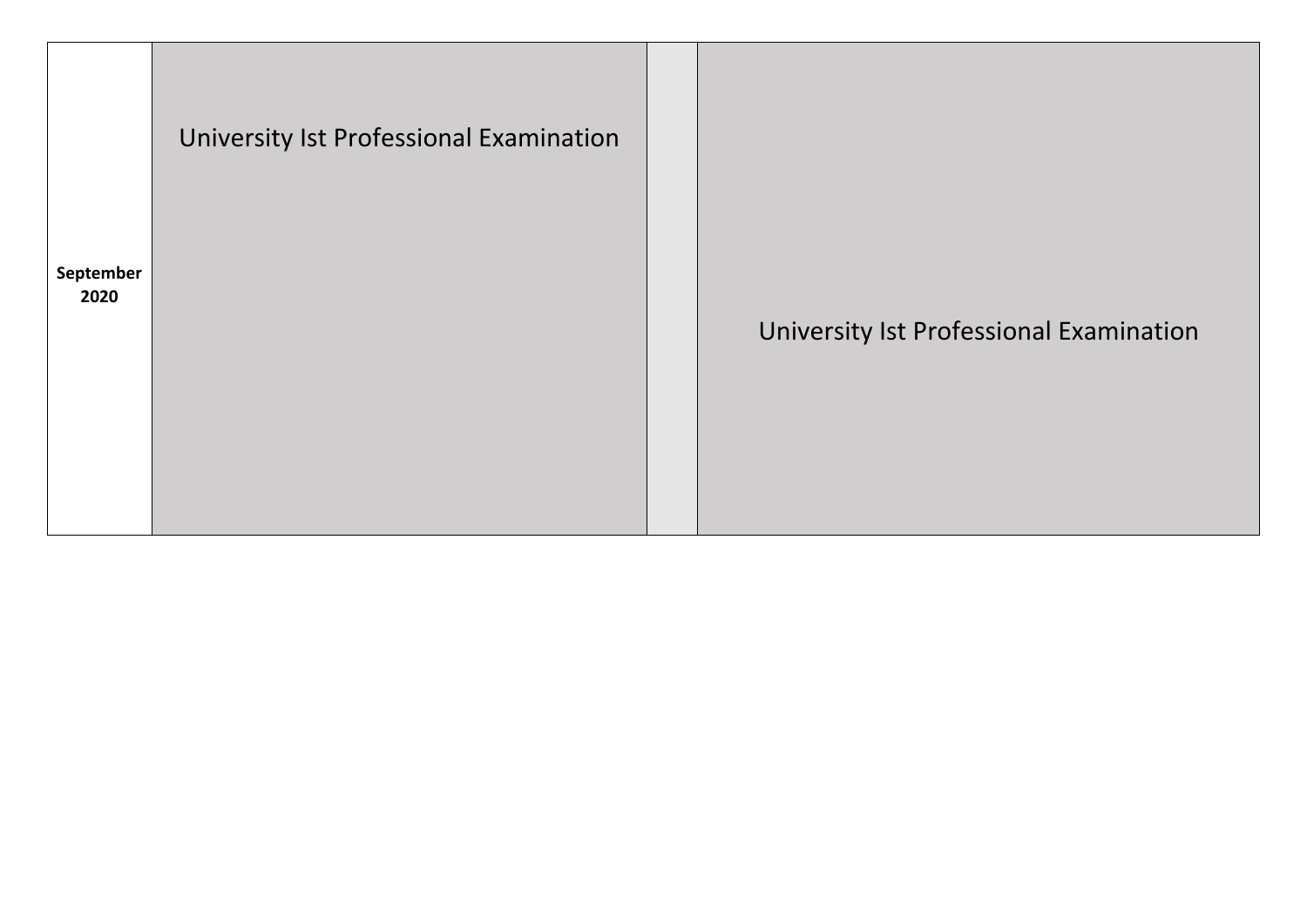| | | | |
|---|---|---|---|
| **September 2020** | University Ist Professional Examination | | University Ist Professional Examination |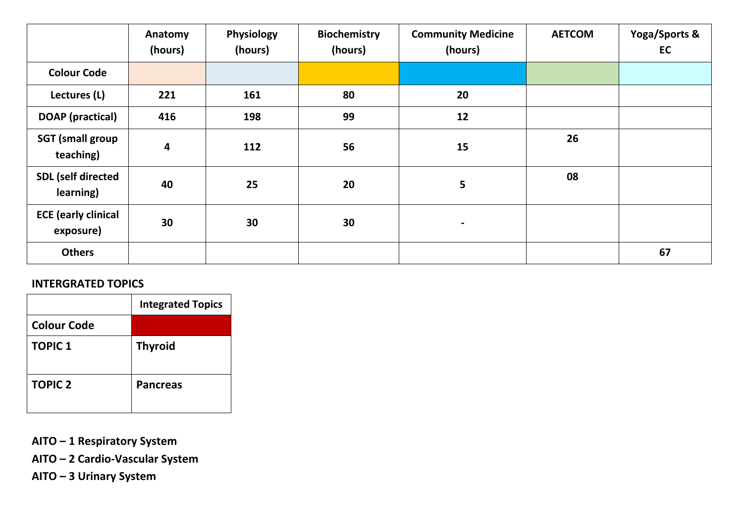| | Anatomy (hours) | Physiology (hours) | Biochemistry (hours) | Community Medicine (hours) | AETCOM | Yoga/Sports & EC |
|---|---|---|---|---|---|---|
| Colour Code | | | | | | |
| Lectures (L) | 221 | 161 | 80 | 20 | | |
| DOAP (practical) | 416 | 198 | 99 | 12 | | |
| SGT (small group teaching) | 4 | 112 | 56 | 15 | 26 | |
| SDL (self directed learning) | 40 | 25 | 20 | 5 | 08 | |
| ECE (early clinical exposure) | 30 | 30 | 30 | - | | |
| Others | | | | | | 67 |

**INTERGRATED TOPICS**

| | Integrated Topics |
|---|---|
| Colour Code | |
| TOPIC 1 | Thyroid |
| TOPIC 2 | Pancreas |

**AITO – 1 Respiratory System**

**AITO – 2 Cardio-Vascular System**

**AITO – 3 Urinary System**